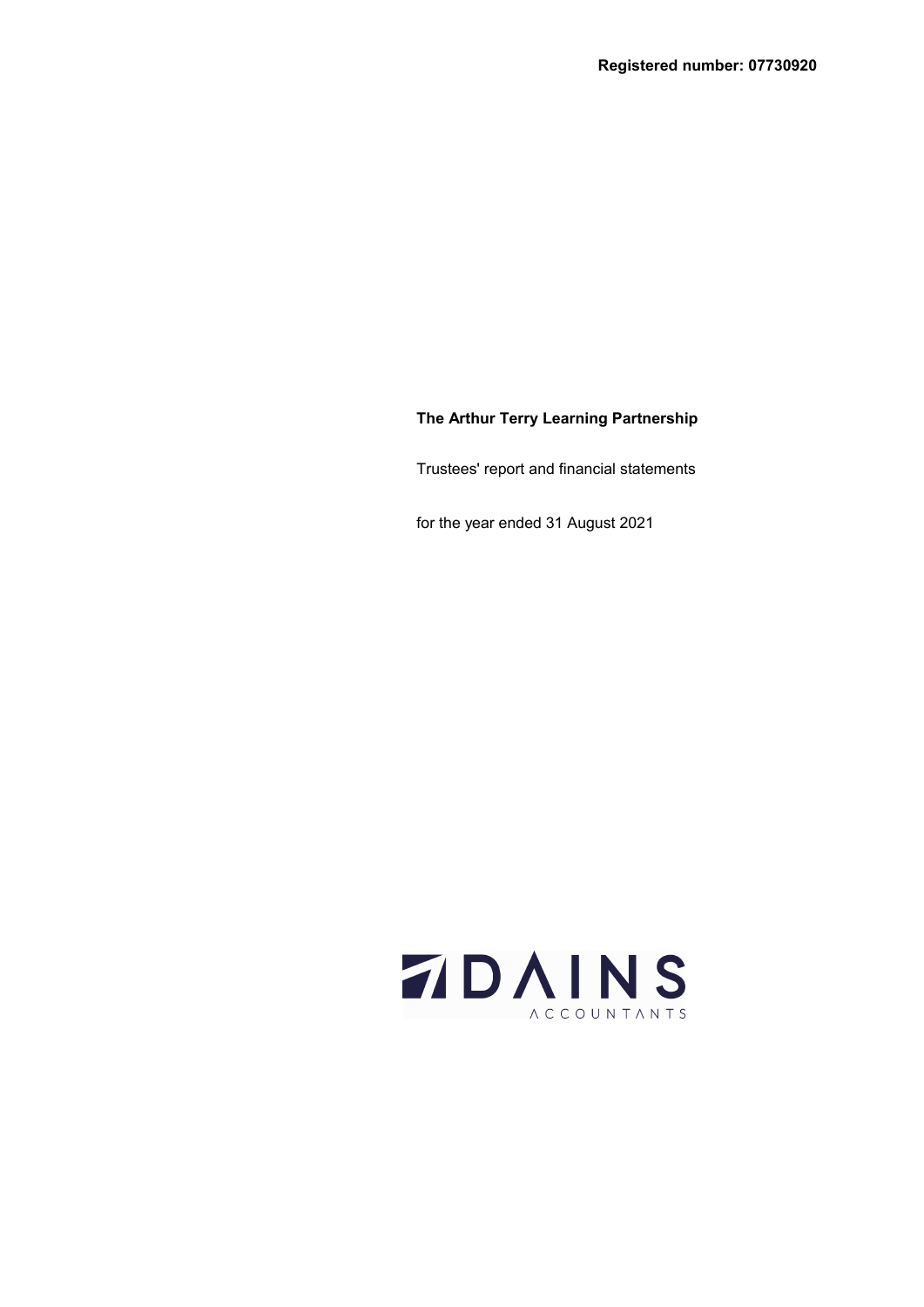**Registered number: 07730920**

**The Arthur Terry Learning Partnership**

Trustees' report and financial statements

for the year ended 31 August 2021

DAINS
ACCOUNTANTS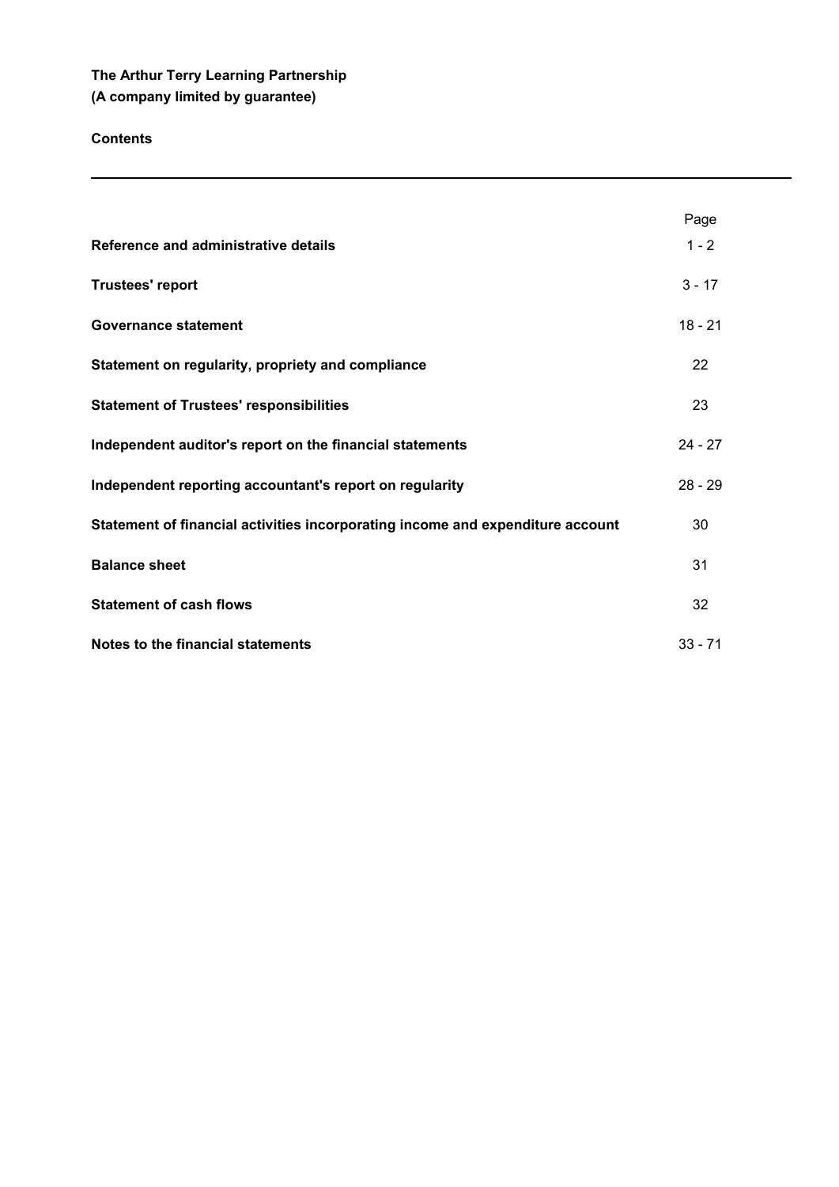**The Arthur Terry Learning Partnership**
**(A company limited by guarantee)**

**Contents**

| | Page |
|---|---|
| **Reference and administrative details** | 1 - 2 |
| **Trustees' report** | 3 - 17 |
| **Governance statement** | 18 - 21 |
| **Statement on regularity, propriety and compliance** | 22 |
| **Statement of Trustees' responsibilities** | 23 |
| **Independent auditor's report on the financial statements** | 24 - 27 |
| **Independent reporting accountant's report on regularity** | 28 - 29 |
| **Statement of financial activities incorporating income and expenditure account** | 30 |
| **Balance sheet** | 31 |
| **Statement of cash flows** | 32 |
| **Notes to the financial statements** | 33 - 71 |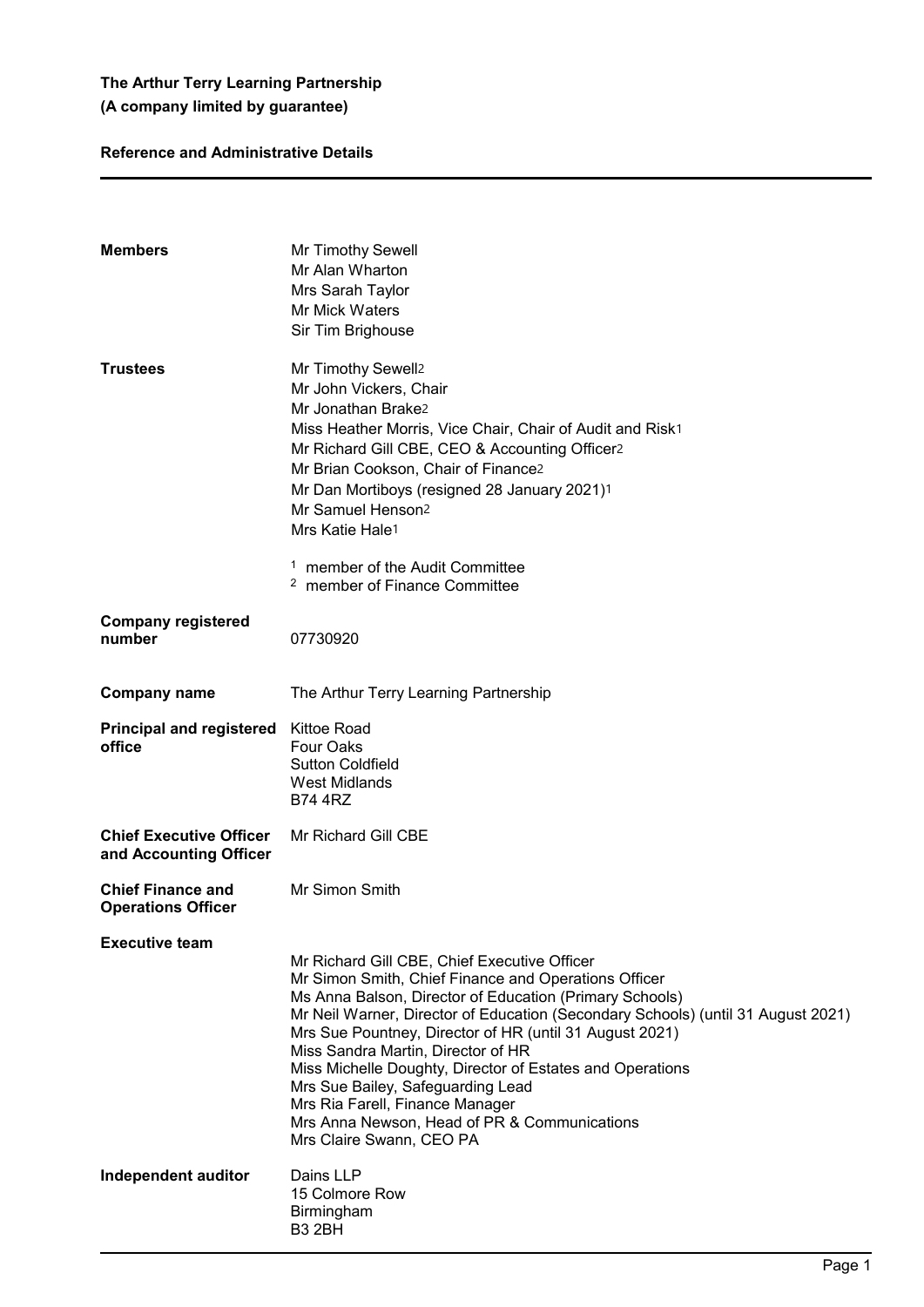**The Arthur Terry Learning Partnership**
**(A company limited by guarantee)**

**Reference and Administrative Details**

| | |
|---|---|
| **Members** | Mr Timothy Sewell<br>Mr Alan Wharton<br>Mrs Sarah Taylor<br>Mr Mick Waters<br>Sir Tim Brighouse |
| **Trustees** | Mr Timothy Sewell[2]<br>Mr John Vickers, Chair<br>Mr Jonathan Brake[2]<br>Miss Heather Morris, Vice Chair, Chair of Audit and Risk[1]<br>Mr Richard Gill CBE, CEO & Accounting Officer[2]<br>Mr Brian Cookson, Chair of Finance[2]<br>Mr Dan Mortiboys (resigned 28 January 2021)[1]<br>Mr Samuel Henson[2]<br>Mrs Katie Hale[1]<br><br>[1] member of the Audit Committee<br>[2] member of Finance Committee |
| **Company registered number** | 07730920 |
| **Company name** | The Arthur Terry Learning Partnership |
| **Principal and registered office** | Kittoe Road<br>Four Oaks<br>Sutton Coldfield<br>West Midlands<br>B74 4RZ |
| **Chief Executive Officer and Accounting Officer** | Mr Richard Gill CBE |
| **Chief Finance and Operations Officer** | Mr Simon Smith |
| **Executive team** | Mr Richard Gill CBE, Chief Executive Officer<br>Mr Simon Smith, Chief Finance and Operations Officer<br>Ms Anna Balson, Director of Education (Primary Schools)<br>Mr Neil Warner, Director of Education (Secondary Schools) (until 31 August 2021)<br>Mrs Sue Pountney, Director of HR (until 31 August 2021)<br>Miss Sandra Martin, Director of HR<br>Miss Michelle Doughty, Director of Estates and Operations<br>Mrs Sue Bailey, Safeguarding Lead<br>Mrs Ria Farell, Finance Manager<br>Mrs Anna Newson, Head of PR & Communications<br>Mrs Claire Swann, CEO PA |
| **Independent auditor** | Dains LLP<br>15 Colmore Row<br>Birmingham<br>B3 2BH |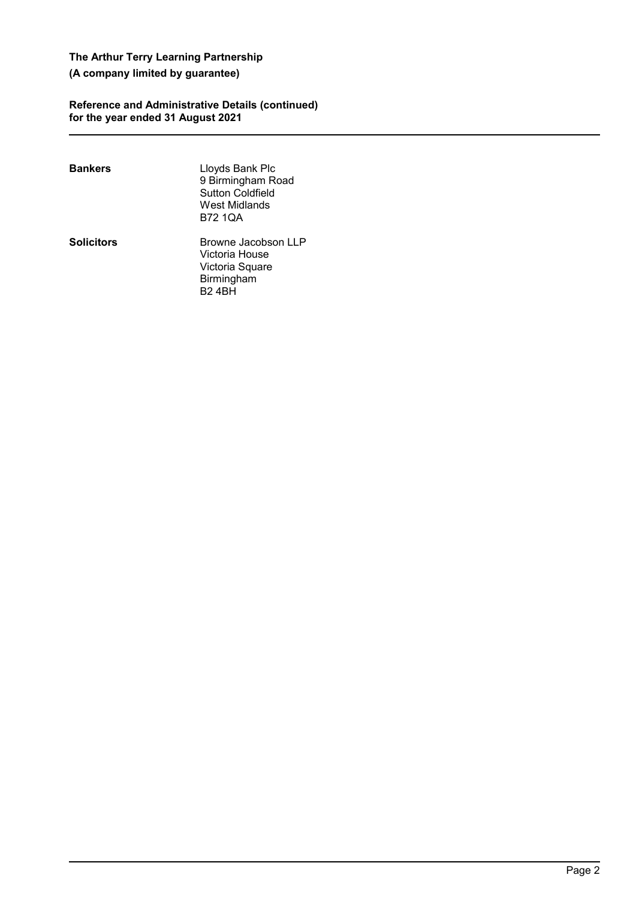**The Arthur Terry Learning Partnership**
**(A company limited by guarantee)**

**Reference and Administrative Details (continued)**
**for the year ended 31 August 2021**

| | |
|---|---|
| **Bankers** | Lloyds Bank Plc<br>9 Birmingham Road<br>Sutton Coldfield<br>West Midlands<br>B72 1QA |
| **Solicitors** | Browne Jacobson LLP<br>Victoria House<br>Victoria Square<br>Birmingham<br>B2 4BH |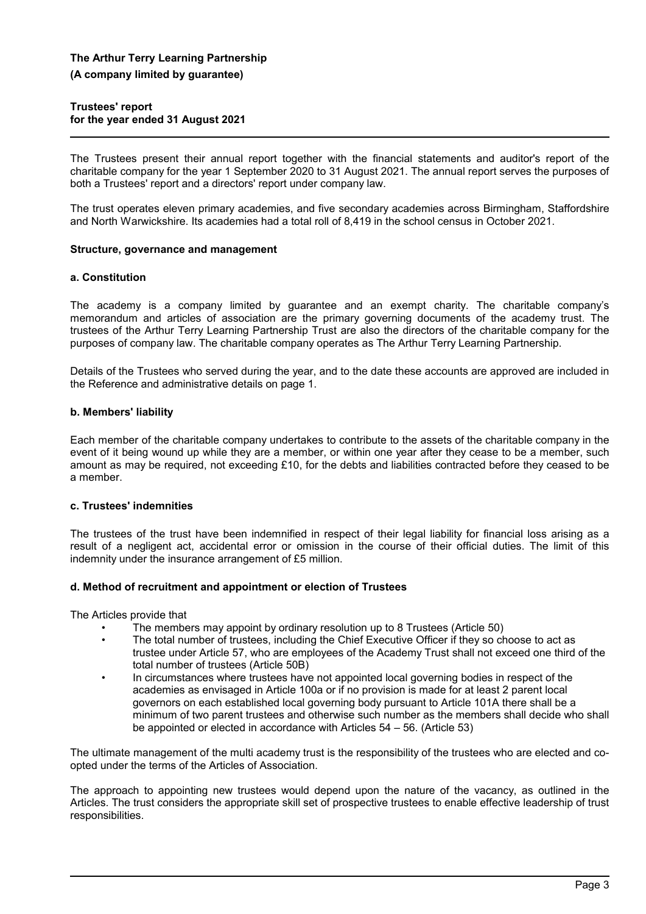**The Arthur Terry Learning Partnership**

**(A company limited by guarantee)**

**Trustees' report**
**for the year ended 31 August 2021**

The Trustees present their annual report together with the financial statements and auditor's report of the charitable company for the year 1 September 2020 to 31 August 2021. The annual report serves the purposes of both a Trustees' report and a directors' report under company law.

The trust operates eleven primary academies, and five secondary academies across Birmingham, Staffordshire and North Warwickshire. Its academies had a total roll of 8,419 in the school census in October 2021.

**Structure, governance and management**

**a. Constitution**

The academy is a company limited by guarantee and an exempt charity. The charitable company's memorandum and articles of association are the primary governing documents of the academy trust. The trustees of the Arthur Terry Learning Partnership Trust are also the directors of the charitable company for the purposes of company law. The charitable company operates as The Arthur Terry Learning Partnership.

Details of the Trustees who served during the year, and to the date these accounts are approved are included in the Reference and administrative details on page 1.

**b. Members' liability**

Each member of the charitable company undertakes to contribute to the assets of the charitable company in the event of it being wound up while they are a member, or within one year after they cease to be a member, such amount as may be required, not exceeding £10, for the debts and liabilities contracted before they ceased to be a member.

**c. Trustees' indemnities**

The trustees of the trust have been indemnified in respect of their legal liability for financial loss arising as a result of a negligent act, accidental error or omission in the course of their official duties. The limit of this indemnity under the insurance arrangement of £5 million.

**d. Method of recruitment and appointment or election of Trustees**

The Articles provide that

- The members may appoint by ordinary resolution up to 8 Trustees (Article 50)
- The total number of trustees, including the Chief Executive Officer if they so choose to act as trustee under Article 57, who are employees of the Academy Trust shall not exceed one third of the total number of trustees (Article 50B)
- In circumstances where trustees have not appointed local governing bodies in respect of the academies as envisaged in Article 100a or if no provision is made for at least 2 parent local governors on each established local governing body pursuant to Article 101A there shall be a minimum of two parent trustees and otherwise such number as the members shall decide who shall be appointed or elected in accordance with Articles 54 – 56. (Article 53)

The ultimate management of the multi academy trust is the responsibility of the trustees who are elected and co-opted under the terms of the Articles of Association.

The approach to appointing new trustees would depend upon the nature of the vacancy, as outlined in the Articles. The trust considers the appropriate skill set of prospective trustees to enable effective leadership of trust responsibilities.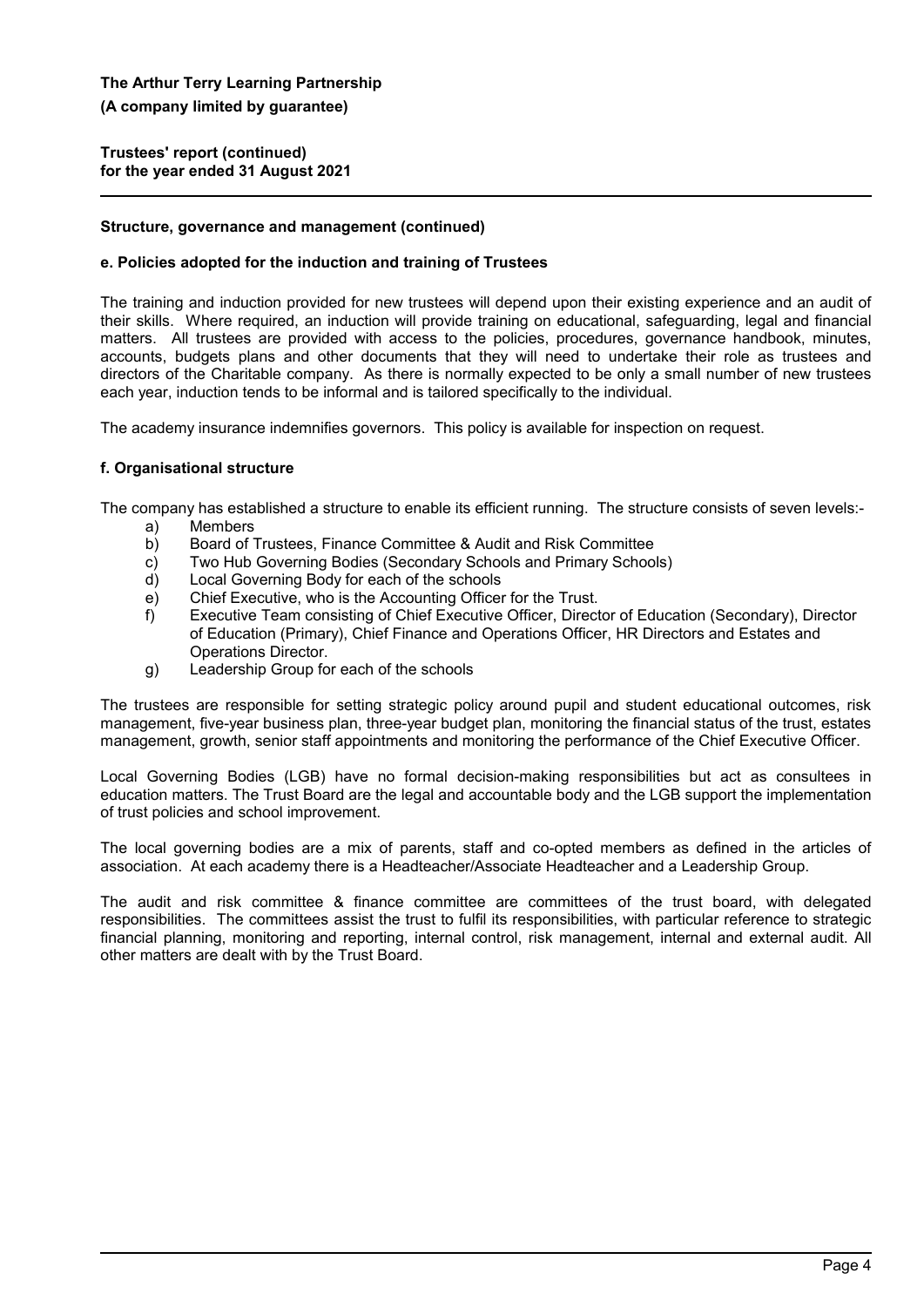## Structure, governance and management (continued)

### e. Policies adopted for the induction and training of Trustees

The training and induction provided for new trustees will depend upon their existing experience and an audit of their skills. Where required, an induction will provide training on educational, safeguarding, legal and financial matters. All trustees are provided with access to the policies, procedures, governance handbook, minutes, accounts, budgets plans and other documents that they will need to undertake their role as trustees and directors of the Charitable company. As there is normally expected to be only a small number of new trustees each year, induction tends to be informal and is tailored specifically to the individual.

The academy insurance indemnifies governors. This policy is available for inspection on request.

### f. Organisational structure

The company has established a structure to enable its efficient running. The structure consists of seven levels:-

a) Members
b) Board of Trustees, Finance Committee & Audit and Risk Committee
c) Two Hub Governing Bodies (Secondary Schools and Primary Schools)
d) Local Governing Body for each of the schools
e) Chief Executive, who is the Accounting Officer for the Trust.
f) Executive Team consisting of Chief Executive Officer, Director of Education (Secondary), Director of Education (Primary), Chief Finance and Operations Officer, HR Directors and Estates and Operations Director.
g) Leadership Group for each of the schools

The trustees are responsible for setting strategic policy around pupil and student educational outcomes, risk management, five-year business plan, three-year budget plan, monitoring the financial status of the trust, estates management, growth, senior staff appointments and monitoring the performance of the Chief Executive Officer.

Local Governing Bodies (LGB) have no formal decision-making responsibilities but act as consultees in education matters. The Trust Board are the legal and accountable body and the LGB support the implementation of trust policies and school improvement.

The local governing bodies are a mix of parents, staff and co-opted members as defined in the articles of association. At each academy there is a Headteacher/Associate Headteacher and a Leadership Group.

The audit and risk committee & finance committee are committees of the trust board, with delegated responsibilities. The committees assist the trust to fulfil its responsibilities, with particular reference to strategic financial planning, monitoring and reporting, internal control, risk management, internal and external audit. All other matters are dealt with by the Trust Board.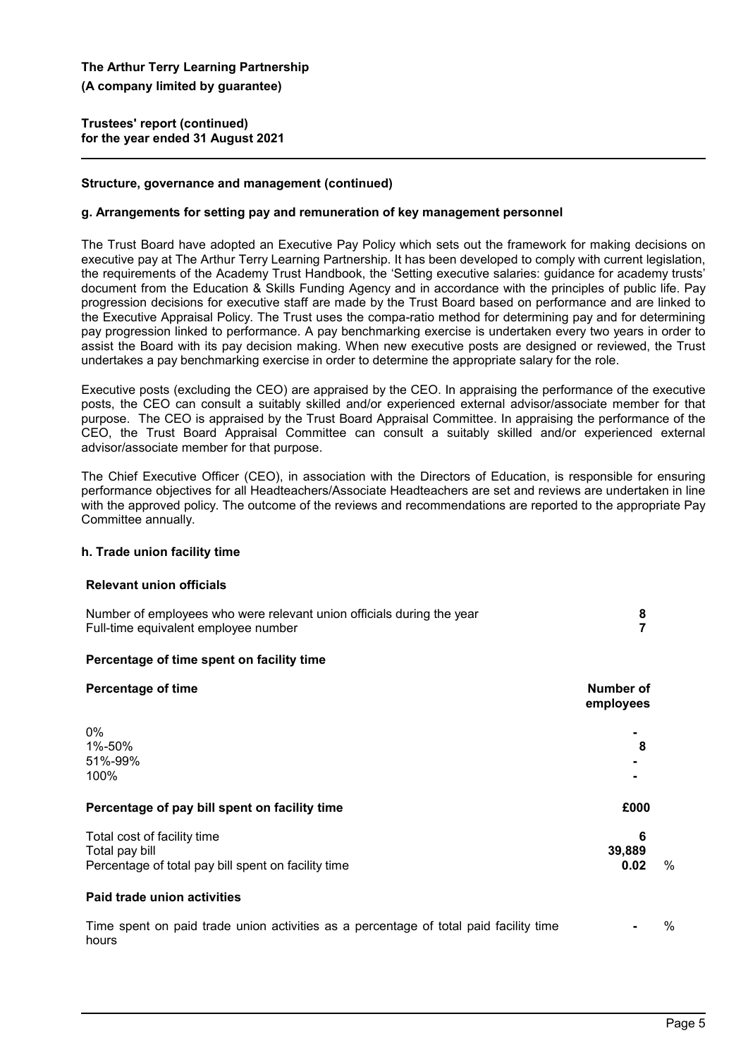**Structure, governance and management (continued)**

**g. Arrangements for setting pay and remuneration of key management personnel**

The Trust Board have adopted an Executive Pay Policy which sets out the framework for making decisions on executive pay at The Arthur Terry Learning Partnership. It has been developed to comply with current legislation, the requirements of the Academy Trust Handbook, the 'Setting executive salaries: guidance for academy trusts' document from the Education & Skills Funding Agency and in accordance with the principles of public life. Pay progression decisions for executive staff are made by the Trust Board based on performance and are linked to the Executive Appraisal Policy. The Trust uses the compa-ratio method for determining pay and for determining pay progression linked to performance. A pay benchmarking exercise is undertaken every two years in order to assist the Board with its pay decision making. When new executive posts are designed or reviewed, the Trust undertakes a pay benchmarking exercise in order to determine the appropriate salary for the role.

Executive posts (excluding the CEO) are appraised by the CEO. In appraising the performance of the executive posts, the CEO can consult a suitably skilled and/or experienced external advisor/associate member for that purpose. The CEO is appraised by the Trust Board Appraisal Committee. In appraising the performance of the CEO, the Trust Board Appraisal Committee can consult a suitably skilled and/or experienced external advisor/associate member for that purpose.

The Chief Executive Officer (CEO), in association with the Directors of Education, is responsible for ensuring performance objectives for all Headteachers/Associate Headteachers are set and reviews are undertaken in line with the approved policy. The outcome of the reviews and recommendations are reported to the appropriate Pay Committee annually.

**h. Trade union facility time**

**Relevant union officials**

| | |
|---|---|
| Number of employees who were relevant union officials during the year | **8** |
| Full-time equivalent employee number | **7** |

**Percentage of time spent on facility time**

| **Percentage of time** | **Number of employees** |
|---|---|
| 0% | **-** |
| 1%-50% | **8** |
| 51%-99% | **-** |
| 100% | **-** |

| **Percentage of pay bill spent on facility time** | **£000** | |
|---|---|---|
| Total cost of facility time | **6** | |
| Total pay bill | **39,889** | |
| Percentage of total pay bill spent on facility time | **0.02** | % |

**Paid trade union activities**

| | | |
|---|---|---|
| Time spent on paid trade union activities as a percentage of total paid facility time hours | **-** | % |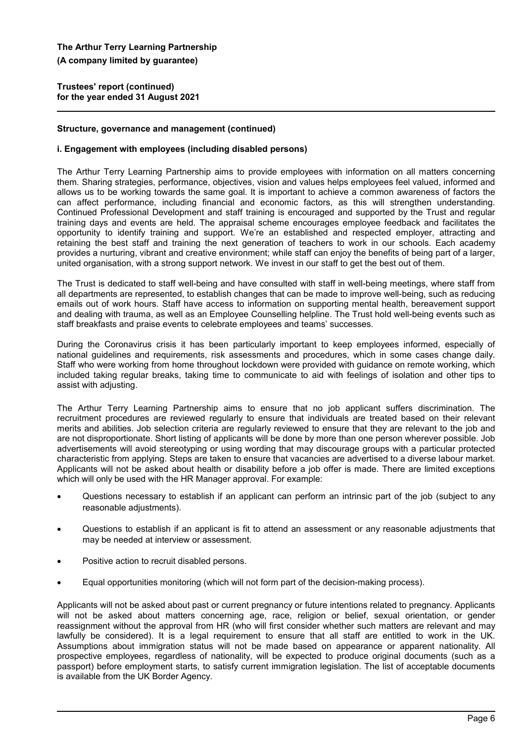## Structure, governance and management (continued)

### i. Engagement with employees (including disabled persons)

The Arthur Terry Learning Partnership aims to provide employees with information on all matters concerning them. Sharing strategies, performance, objectives, vision and values helps employees feel valued, informed and allows us to be working towards the same goal. It is important to achieve a common awareness of factors the can affect performance, including financial and economic factors, as this will strengthen understanding. Continued Professional Development and staff training is encouraged and supported by the Trust and regular training days and events are held. The appraisal scheme encourages employee feedback and facilitates the opportunity to identify training and support. We're an established and respected employer, attracting and retaining the best staff and training the next generation of teachers to work in our schools. Each academy provides a nurturing, vibrant and creative environment; while staff can enjoy the benefits of being part of a larger, united organisation, with a strong support network. We invest in our staff to get the best out of them.

The Trust is dedicated to staff well-being and have consulted with staff in well-being meetings, where staff from all departments are represented, to establish changes that can be made to improve well-being, such as reducing emails out of work hours. Staff have access to information on supporting mental health, bereavement support and dealing with trauma, as well as an Employee Counselling helpline. The Trust hold well-being events such as staff breakfasts and praise events to celebrate employees and teams' successes.

During the Coronavirus crisis it has been particularly important to keep employees informed, especially of national guidelines and requirements, risk assessments and procedures, which in some cases change daily. Staff who were working from home throughout lockdown were provided with guidance on remote working, which included taking regular breaks, taking time to communicate to aid with feelings of isolation and other tips to assist with adjusting.

The Arthur Terry Learning Partnership aims to ensure that no job applicant suffers discrimination. The recruitment procedures are reviewed regularly to ensure that individuals are treated based on their relevant merits and abilities. Job selection criteria are regularly reviewed to ensure that they are relevant to the job and are not disproportionate. Short listing of applicants will be done by more than one person wherever possible. Job advertisements will avoid stereotyping or using wording that may discourage groups with a particular protected characteristic from applying. Steps are taken to ensure that vacancies are advertised to a diverse labour market. Applicants will not be asked about health or disability before a job offer is made. There are limited exceptions which will only be used with the HR Manager approval. For example:

- Questions necessary to establish if an applicant can perform an intrinsic part of the job (subject to any reasonable adjustments).
- Questions to establish if an applicant is fit to attend an assessment or any reasonable adjustments that may be needed at interview or assessment.
- Positive action to recruit disabled persons.
- Equal opportunities monitoring (which will not form part of the decision-making process).

Applicants will not be asked about past or current pregnancy or future intentions related to pregnancy. Applicants will not be asked about matters concerning age, race, religion or belief, sexual orientation, or gender reassignment without the approval from HR (who will first consider whether such matters are relevant and may lawfully be considered). It is a legal requirement to ensure that all staff are entitled to work in the UK. Assumptions about immigration status will not be made based on appearance or apparent nationality. All prospective employees, regardless of nationality, will be expected to produce original documents (such as a passport) before employment starts, to satisfy current immigration legislation. The list of acceptable documents is available from the UK Border Agency.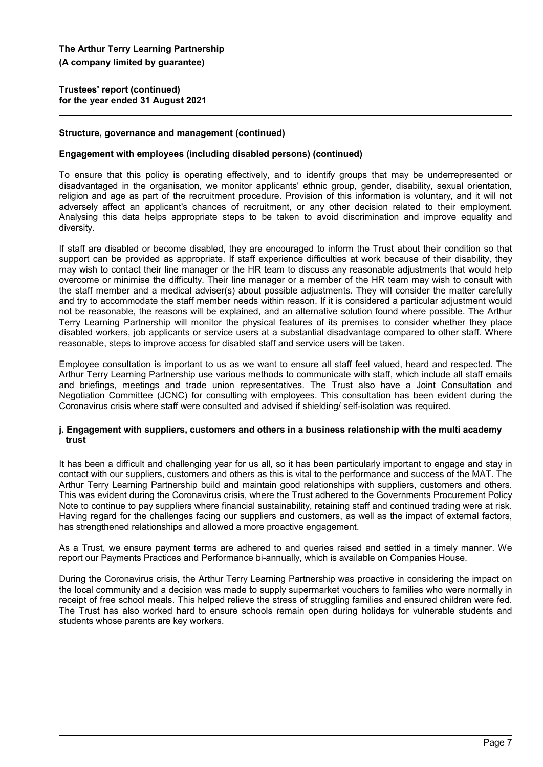### Structure, governance and management (continued)

#### Engagement with employees (including disabled persons) (continued)

To ensure that this policy is operating effectively, and to identify groups that may be underrepresented or disadvantaged in the organisation, we monitor applicants' ethnic group, gender, disability, sexual orientation, religion and age as part of the recruitment procedure. Provision of this information is voluntary, and it will not adversely affect an applicant's chances of recruitment, or any other decision related to their employment. Analysing this data helps appropriate steps to be taken to avoid discrimination and improve equality and diversity.

If staff are disabled or become disabled, they are encouraged to inform the Trust about their condition so that support can be provided as appropriate. If staff experience difficulties at work because of their disability, they may wish to contact their line manager or the HR team to discuss any reasonable adjustments that would help overcome or minimise the difficulty. Their line manager or a member of the HR team may wish to consult with the staff member and a medical adviser(s) about possible adjustments. They will consider the matter carefully and try to accommodate the staff member needs within reason. If it is considered a particular adjustment would not be reasonable, the reasons will be explained, and an alternative solution found where possible. The Arthur Terry Learning Partnership will monitor the physical features of its premises to consider whether they place disabled workers, job applicants or service users at a substantial disadvantage compared to other staff. Where reasonable, steps to improve access for disabled staff and service users will be taken.

Employee consultation is important to us as we want to ensure all staff feel valued, heard and respected. The Arthur Terry Learning Partnership use various methods to communicate with staff, which include all staff emails and briefings, meetings and trade union representatives. The Trust also have a Joint Consultation and Negotiation Committee (JCNC) for consulting with employees. This consultation has been evident during the Coronavirus crisis where staff were consulted and advised if shielding/ self-isolation was required.

#### j. Engagement with suppliers, customers and others in a business relationship with the multi academy trust

It has been a difficult and challenging year for us all, so it has been particularly important to engage and stay in contact with our suppliers, customers and others as this is vital to the performance and success of the MAT. The Arthur Terry Learning Partnership build and maintain good relationships with suppliers, customers and others. This was evident during the Coronavirus crisis, where the Trust adhered to the Governments Procurement Policy Note to continue to pay suppliers where financial sustainability, retaining staff and continued trading were at risk. Having regard for the challenges facing our suppliers and customers, as well as the impact of external factors, has strengthened relationships and allowed a more proactive engagement.

As a Trust, we ensure payment terms are adhered to and queries raised and settled in a timely manner. We report our Payments Practices and Performance bi-annually, which is available on Companies House.

During the Coronavirus crisis, the Arthur Terry Learning Partnership was proactive in considering the impact on the local community and a decision was made to supply supermarket vouchers to families who were normally in receipt of free school meals. This helped relieve the stress of struggling families and ensured children were fed. The Trust has also worked hard to ensure schools remain open during holidays for vulnerable students and students whose parents are key workers.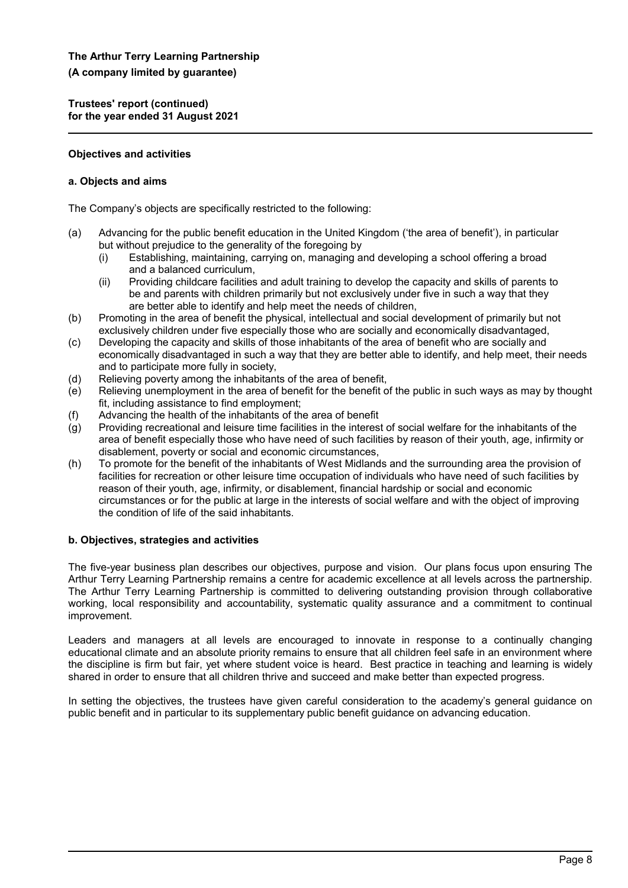## Objectives and activities

### a. Objects and aims

The Company's objects are specifically restricted to the following:

(a) Advancing for the public benefit education in the United Kingdom ('the area of benefit'), in particular but without prejudice to the generality of the foregoing by
   (i) Establishing, maintaining, carrying on, managing and developing a school offering a broad and a balanced curriculum,
   (ii) Providing childcare facilities and adult training to develop the capacity and skills of parents to be and parents with children primarily but not exclusively under five in such a way that they are better able to identify and help meet the needs of children,

(b) Promoting in the area of benefit the physical, intellectual and social development of primarily but not exclusively children under five especially those who are socially and economically disadvantaged,

(c) Developing the capacity and skills of those inhabitants of the area of benefit who are socially and economically disadvantaged in such a way that they are better able to identify, and help meet, their needs and to participate more fully in society,

(d) Relieving poverty among the inhabitants of the area of benefit,

(e) Relieving unemployment in the area of benefit for the benefit of the public in such ways as may by thought fit, including assistance to find employment;

(f) Advancing the health of the inhabitants of the area of benefit

(g) Providing recreational and leisure time facilities in the interest of social welfare for the inhabitants of the area of benefit especially those who have need of such facilities by reason of their youth, age, infirmity or disablement, poverty or social and economic circumstances,

(h) To promote for the benefit of the inhabitants of West Midlands and the surrounding area the provision of facilities for recreation or other leisure time occupation of individuals who have need of such facilities by reason of their youth, age, infirmity, or disablement, financial hardship or social and economic circumstances or for the public at large in the interests of social welfare and with the object of improving the condition of life of the said inhabitants.

### b. Objectives, strategies and activities

The five-year business plan describes our objectives, purpose and vision. Our plans focus upon ensuring The Arthur Terry Learning Partnership remains a centre for academic excellence at all levels across the partnership. The Arthur Terry Learning Partnership is committed to delivering outstanding provision through collaborative working, local responsibility and accountability, systematic quality assurance and a commitment to continual improvement.

Leaders and managers at all levels are encouraged to innovate in response to a continually changing educational climate and an absolute priority remains to ensure that all children feel safe in an environment where the discipline is firm but fair, yet where student voice is heard. Best practice in teaching and learning is widely shared in order to ensure that all children thrive and succeed and make better than expected progress.

In setting the objectives, the trustees have given careful consideration to the academy's general guidance on public benefit and in particular to its supplementary public benefit guidance on advancing education.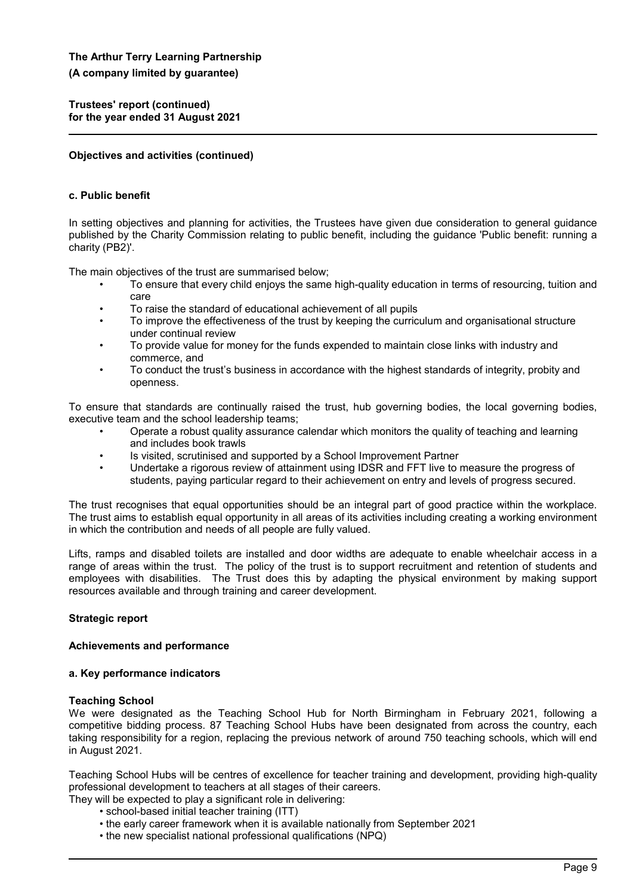## Objectives and activities (continued)

### c. Public benefit

In setting objectives and planning for activities, the Trustees have given due consideration to general guidance published by the Charity Commission relating to public benefit, including the guidance 'Public benefit: running a charity (PB2)'.

The main objectives of the trust are summarised below;

- To ensure that every child enjoys the same high-quality education in terms of resourcing, tuition and care
- To raise the standard of educational achievement of all pupils
- To improve the effectiveness of the trust by keeping the curriculum and organisational structure under continual review
- To provide value for money for the funds expended to maintain close links with industry and commerce, and
- To conduct the trust's business in accordance with the highest standards of integrity, probity and openness.

To ensure that standards are continually raised the trust, hub governing bodies, the local governing bodies, executive team and the school leadership teams;

- Operate a robust quality assurance calendar which monitors the quality of teaching and learning and includes book trawls
- Is visited, scrutinised and supported by a School Improvement Partner
- Undertake a rigorous review of attainment using IDSR and FFT live to measure the progress of students, paying particular regard to their achievement on entry and levels of progress secured.

The trust recognises that equal opportunities should be an integral part of good practice within the workplace. The trust aims to establish equal opportunity in all areas of its activities including creating a working environment in which the contribution and needs of all people are fully valued.

Lifts, ramps and disabled toilets are installed and door widths are adequate to enable wheelchair access in a range of areas within the trust. The policy of the trust is to support recruitment and retention of students and employees with disabilities. The Trust does this by adapting the physical environment by making support resources available and through training and career development.

## Strategic report

### Achievements and performance

### a. Key performance indicators

#### Teaching School

We were designated as the Teaching School Hub for North Birmingham in February 2021, following a competitive bidding process. 87 Teaching School Hubs have been designated from across the country, each taking responsibility for a region, replacing the previous network of around 750 teaching schools, which will end in August 2021.

Teaching School Hubs will be centres of excellence for teacher training and development, providing high-quality professional development to teachers at all stages of their careers.
They will be expected to play a significant role in delivering:

- school-based initial teacher training (ITT)
- the early career framework when it is available nationally from September 2021
- the new specialist national professional qualifications (NPQ)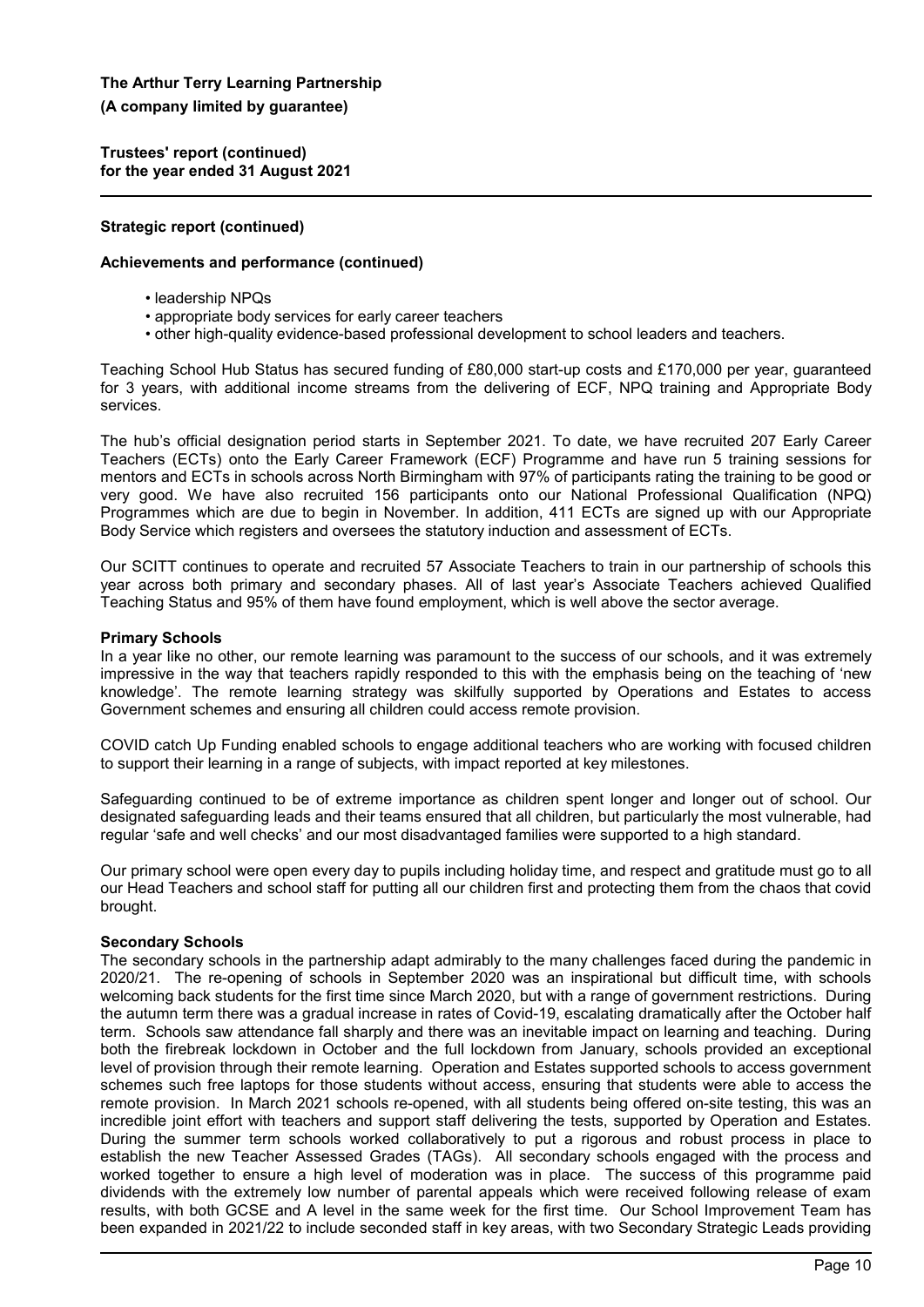**Strategic report (continued)**

**Achievements and performance (continued)**

- leadership NPQs
- appropriate body services for early career teachers
- other high-quality evidence-based professional development to school leaders and teachers.

Teaching School Hub Status has secured funding of £80,000 start-up costs and £170,000 per year, guaranteed for 3 years, with additional income streams from the delivering of ECF, NPQ training and Appropriate Body services.

The hub's official designation period starts in September 2021. To date, we have recruited 207 Early Career Teachers (ECTs) onto the Early Career Framework (ECF) Programme and have run 5 training sessions for mentors and ECTs in schools across North Birmingham with 97% of participants rating the training to be good or very good. We have also recruited 156 participants onto our National Professional Qualification (NPQ) Programmes which are due to begin in November. In addition, 411 ECTs are signed up with our Appropriate Body Service which registers and oversees the statutory induction and assessment of ECTs.

Our SCITT continues to operate and recruited 57 Associate Teachers to train in our partnership of schools this year across both primary and secondary phases. All of last year's Associate Teachers achieved Qualified Teaching Status and 95% of them have found employment, which is well above the sector average.

**Primary Schools**

In a year like no other, our remote learning was paramount to the success of our schools, and it was extremely impressive in the way that teachers rapidly responded to this with the emphasis being on the teaching of 'new knowledge'. The remote learning strategy was skilfully supported by Operations and Estates to access Government schemes and ensuring all children could access remote provision.

COVID catch Up Funding enabled schools to engage additional teachers who are working with focused children to support their learning in a range of subjects, with impact reported at key milestones.

Safeguarding continued to be of extreme importance as children spent longer and longer out of school. Our designated safeguarding leads and their teams ensured that all children, but particularly the most vulnerable, had regular 'safe and well checks' and our most disadvantaged families were supported to a high standard.

Our primary school were open every day to pupils including holiday time, and respect and gratitude must go to all our Head Teachers and school staff for putting all our children first and protecting them from the chaos that covid brought.

**Secondary Schools**

The secondary schools in the partnership adapt admirably to the many challenges faced during the pandemic in 2020/21. The re-opening of schools in September 2020 was an inspirational but difficult time, with schools welcoming back students for the first time since March 2020, but with a range of government restrictions. During the autumn term there was a gradual increase in rates of Covid-19, escalating dramatically after the October half term. Schools saw attendance fall sharply and there was an inevitable impact on learning and teaching. During both the firebreak lockdown in October and the full lockdown from January, schools provided an exceptional level of provision through their remote learning. Operation and Estates supported schools to access government schemes such free laptops for those students without access, ensuring that students were able to access the remote provision. In March 2021 schools re-opened, with all students being offered on-site testing, this was an incredible joint effort with teachers and support staff delivering the tests, supported by Operation and Estates. During the summer term schools worked collaboratively to put a rigorous and robust process in place to establish the new Teacher Assessed Grades (TAGs). All secondary schools engaged with the process and worked together to ensure a high level of moderation was in place. The success of this programme paid dividends with the extremely low number of parental appeals which were received following release of exam results, with both GCSE and A level in the same week for the first time. Our School Improvement Team has been expanded in 2021/22 to include seconded staff in key areas, with two Secondary Strategic Leads providing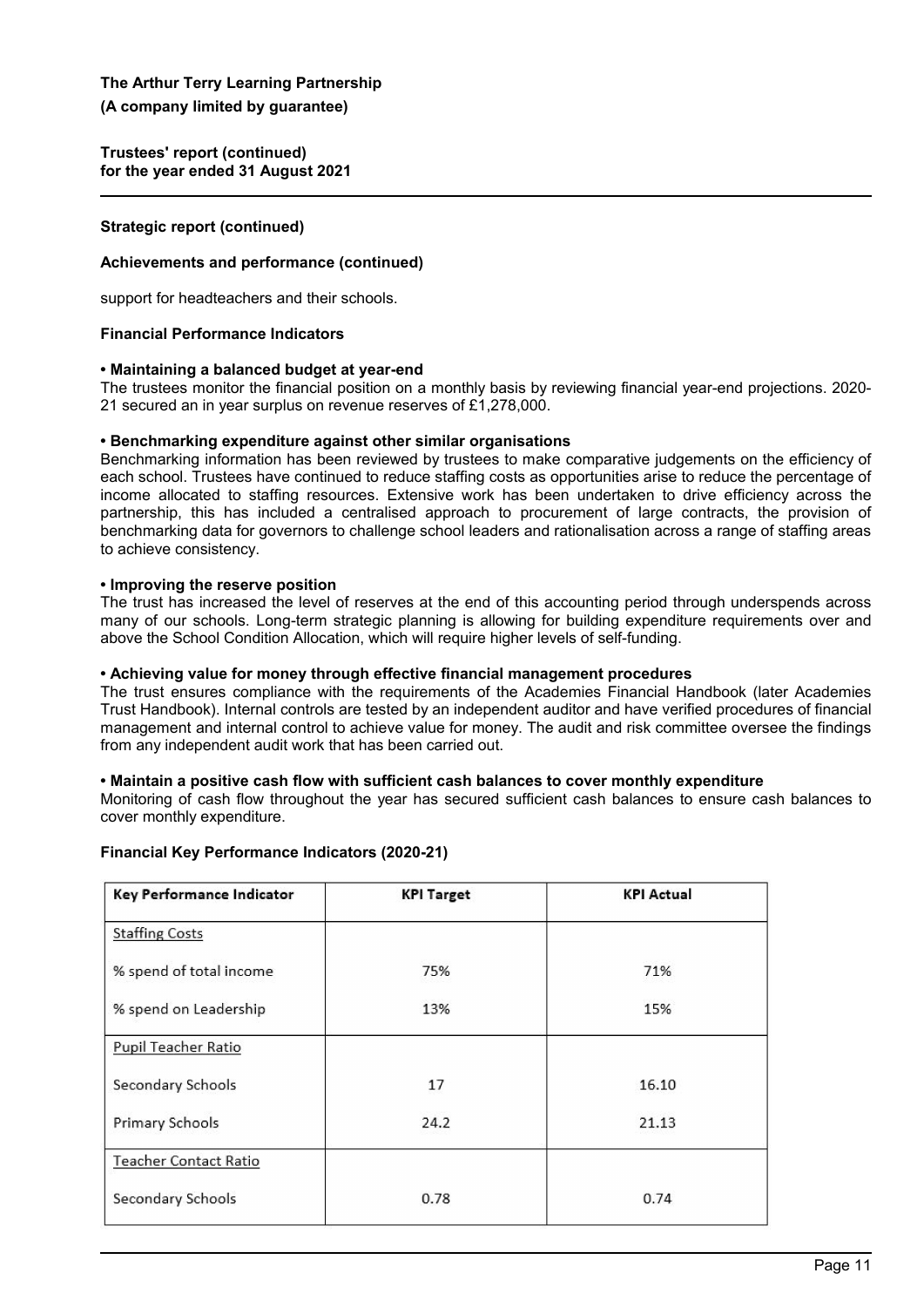**Strategic report (continued)**

**Achievements and performance (continued)**

support for headteachers and their schools.

**Financial Performance Indicators**

**• Maintaining a balanced budget at year-end**

The trustees monitor the financial position on a monthly basis by reviewing financial year-end projections. 2020-21 secured an in year surplus on revenue reserves of £1,278,000.

**• Benchmarking expenditure against other similar organisations**

Benchmarking information has been reviewed by trustees to make comparative judgements on the efficiency of each school. Trustees have continued to reduce staffing costs as opportunities arise to reduce the percentage of income allocated to staffing resources. Extensive work has been undertaken to drive efficiency across the partnership, this has included a centralised approach to procurement of large contracts, the provision of benchmarking data for governors to challenge school leaders and rationalisation across a range of staffing areas to achieve consistency.

**• Improving the reserve position**

The trust has increased the level of reserves at the end of this accounting period through underspends across many of our schools. Long-term strategic planning is allowing for building expenditure requirements over and above the School Condition Allocation, which will require higher levels of self-funding.

**• Achieving value for money through effective financial management procedures**

The trust ensures compliance with the requirements of the Academies Financial Handbook (later Academies Trust Handbook). Internal controls are tested by an independent auditor and have verified procedures of financial management and internal control to achieve value for money. The audit and risk committee oversee the findings from any independent audit work that has been carried out.

**• Maintain a positive cash flow with sufficient cash balances to cover monthly expenditure**

Monitoring of cash flow throughout the year has secured sufficient cash balances to ensure cash balances to cover monthly expenditure.

**Financial Key Performance Indicators (2020-21)**

| Key Performance Indicator | KPI Target | KPI Actual |
|---|---|---|
| Staffing Costs | | |
| % spend of total income | 75% | 71% |
| % spend on Leadership | 13% | 15% |
| Pupil Teacher Ratio | | |
| Secondary Schools | 17 | 16.10 |
| Primary Schools | 24.2 | 21.13 |
| Teacher Contact Ratio | | |
| Secondary Schools | 0.78 | 0.74 |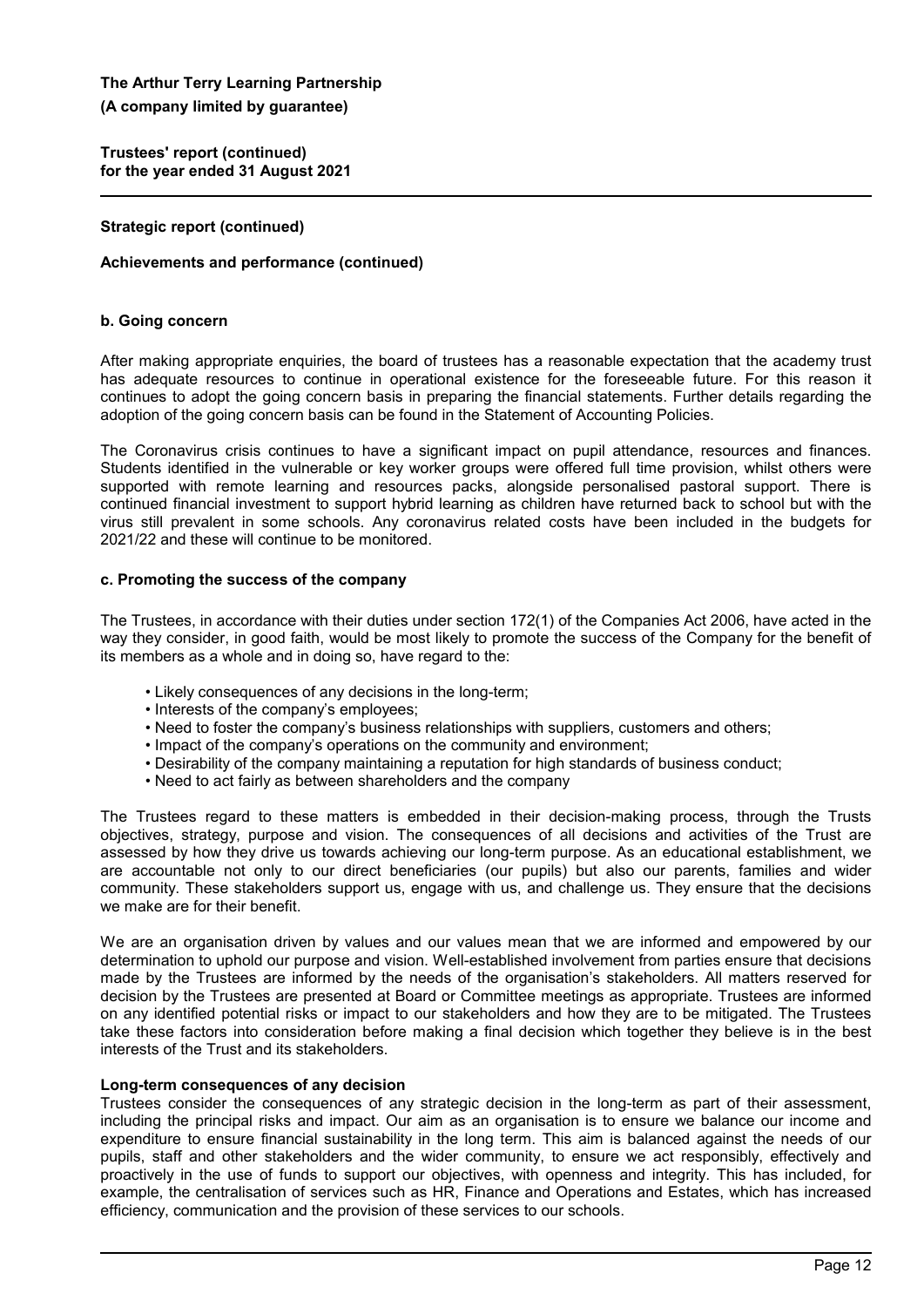**Strategic report (continued)**

**Achievements and performance (continued)**

**b. Going concern**

After making appropriate enquiries, the board of trustees has a reasonable expectation that the academy trust has adequate resources to continue in operational existence for the foreseeable future. For this reason it continues to adopt the going concern basis in preparing the financial statements. Further details regarding the adoption of the going concern basis can be found in the Statement of Accounting Policies.

The Coronavirus crisis continues to have a significant impact on pupil attendance, resources and finances. Students identified in the vulnerable or key worker groups were offered full time provision, whilst others were supported with remote learning and resources packs, alongside personalised pastoral support. There is continued financial investment to support hybrid learning as children have returned back to school but with the virus still prevalent in some schools. Any coronavirus related costs have been included in the budgets for 2021/22 and these will continue to be monitored.

**c. Promoting the success of the company**

The Trustees, in accordance with their duties under section 172(1) of the Companies Act 2006, have acted in the way they consider, in good faith, would be most likely to promote the success of the Company for the benefit of its members as a whole and in doing so, have regard to the:

- Likely consequences of any decisions in the long-term;
- Interests of the company's employees;
- Need to foster the company's business relationships with suppliers, customers and others;
- Impact of the company's operations on the community and environment;
- Desirability of the company maintaining a reputation for high standards of business conduct;
- Need to act fairly as between shareholders and the company

The Trustees regard to these matters is embedded in their decision-making process, through the Trusts objectives, strategy, purpose and vision. The consequences of all decisions and activities of the Trust are assessed by how they drive us towards achieving our long-term purpose. As an educational establishment, we are accountable not only to our direct beneficiaries (our pupils) but also our parents, families and wider community. These stakeholders support us, engage with us, and challenge us. They ensure that the decisions we make are for their benefit.

We are an organisation driven by values and our values mean that we are informed and empowered by our determination to uphold our purpose and vision. Well-established involvement from parties ensure that decisions made by the Trustees are informed by the needs of the organisation's stakeholders. All matters reserved for decision by the Trustees are presented at Board or Committee meetings as appropriate. Trustees are informed on any identified potential risks or impact to our stakeholders and how they are to be mitigated. The Trustees take these factors into consideration before making a final decision which together they believe is in the best interests of the Trust and its stakeholders.

**Long-term consequences of any decision**

Trustees consider the consequences of any strategic decision in the long-term as part of their assessment, including the principal risks and impact. Our aim as an organisation is to ensure we balance our income and expenditure to ensure financial sustainability in the long term. This aim is balanced against the needs of our pupils, staff and other stakeholders and the wider community, to ensure we act responsibly, effectively and proactively in the use of funds to support our objectives, with openness and integrity. This has included, for example, the centralisation of services such as HR, Finance and Operations and Estates, which has increased efficiency, communication and the provision of these services to our schools.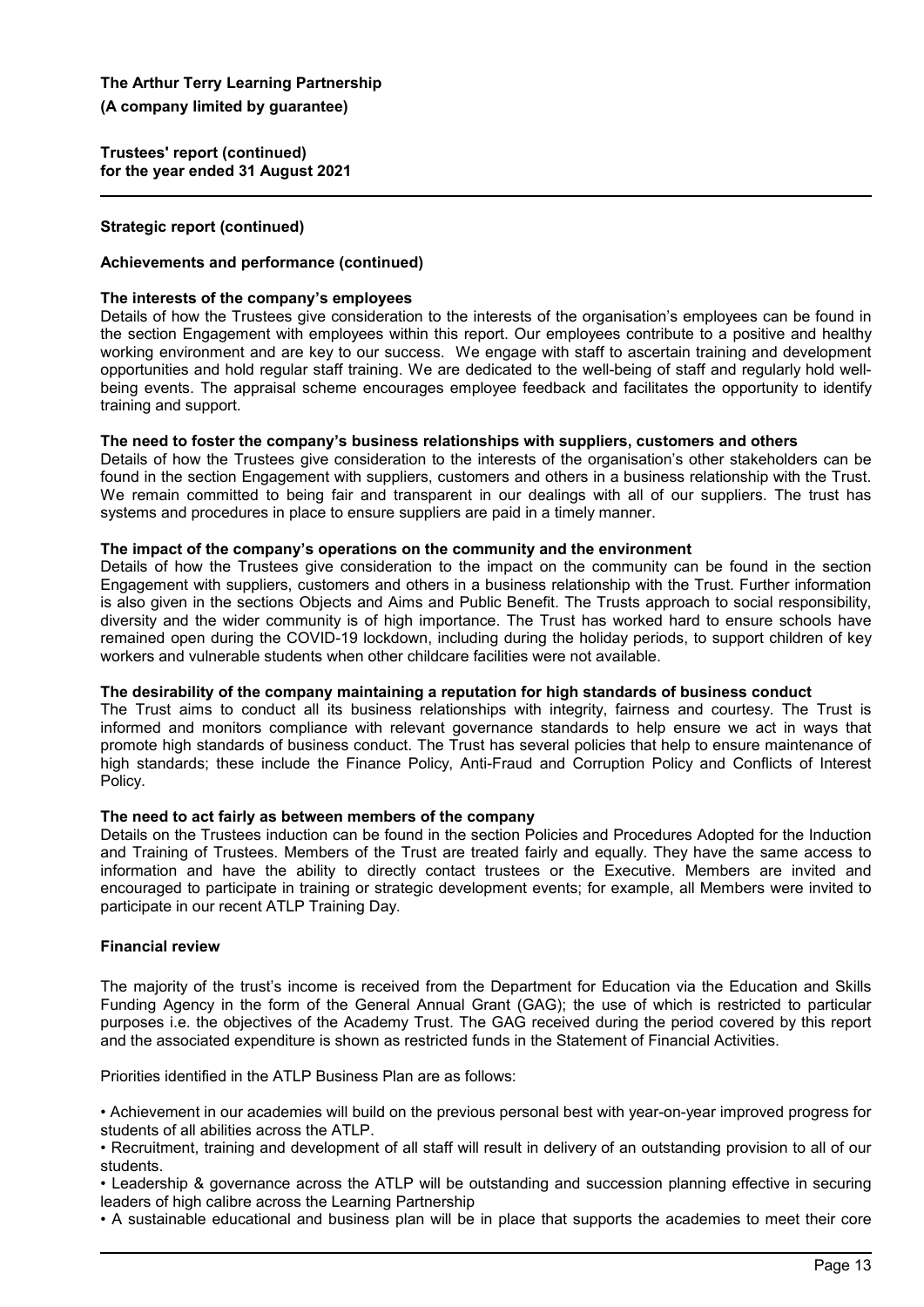**Strategic report (continued)**

**Achievements and performance (continued)**

**The interests of the company's employees**

Details of how the Trustees give consideration to the interests of the organisation's employees can be found in the section Engagement with employees within this report. Our employees contribute to a positive and healthy working environment and are key to our success. We engage with staff to ascertain training and development opportunities and hold regular staff training. We are dedicated to the well-being of staff and regularly hold well-being events. The appraisal scheme encourages employee feedback and facilitates the opportunity to identify training and support.

**The need to foster the company's business relationships with suppliers, customers and others**

Details of how the Trustees give consideration to the interests of the organisation's other stakeholders can be found in the section Engagement with suppliers, customers and others in a business relationship with the Trust. We remain committed to being fair and transparent in our dealings with all of our suppliers. The trust has systems and procedures in place to ensure suppliers are paid in a timely manner.

**The impact of the company's operations on the community and the environment**

Details of how the Trustees give consideration to the impact on the community can be found in the section Engagement with suppliers, customers and others in a business relationship with the Trust. Further information is also given in the sections Objects and Aims and Public Benefit. The Trusts approach to social responsibility, diversity and the wider community is of high importance. The Trust has worked hard to ensure schools have remained open during the COVID-19 lockdown, including during the holiday periods, to support children of key workers and vulnerable students when other childcare facilities were not available.

**The desirability of the company maintaining a reputation for high standards of business conduct**

The Trust aims to conduct all its business relationships with integrity, fairness and courtesy. The Trust is informed and monitors compliance with relevant governance standards to help ensure we act in ways that promote high standards of business conduct. The Trust has several policies that help to ensure maintenance of high standards; these include the Finance Policy, Anti-Fraud and Corruption Policy and Conflicts of Interest Policy.

**The need to act fairly as between members of the company**

Details on the Trustees induction can be found in the section Policies and Procedures Adopted for the Induction and Training of Trustees. Members of the Trust are treated fairly and equally. They have the same access to information and have the ability to directly contact trustees or the Executive. Members are invited and encouraged to participate in training or strategic development events; for example, all Members were invited to participate in our recent ATLP Training Day.

**Financial review**

The majority of the trust's income is received from the Department for Education via the Education and Skills Funding Agency in the form of the General Annual Grant (GAG); the use of which is restricted to particular purposes i.e. the objectives of the Academy Trust. The GAG received during the period covered by this report and the associated expenditure is shown as restricted funds in the Statement of Financial Activities.

Priorities identified in the ATLP Business Plan are as follows:

• Achievement in our academies will build on the previous personal best with year-on-year improved progress for students of all abilities across the ATLP.

• Recruitment, training and development of all staff will result in delivery of an outstanding provision to all of our students.

• Leadership & governance across the ATLP will be outstanding and succession planning effective in securing leaders of high calibre across the Learning Partnership

• A sustainable educational and business plan will be in place that supports the academies to meet their core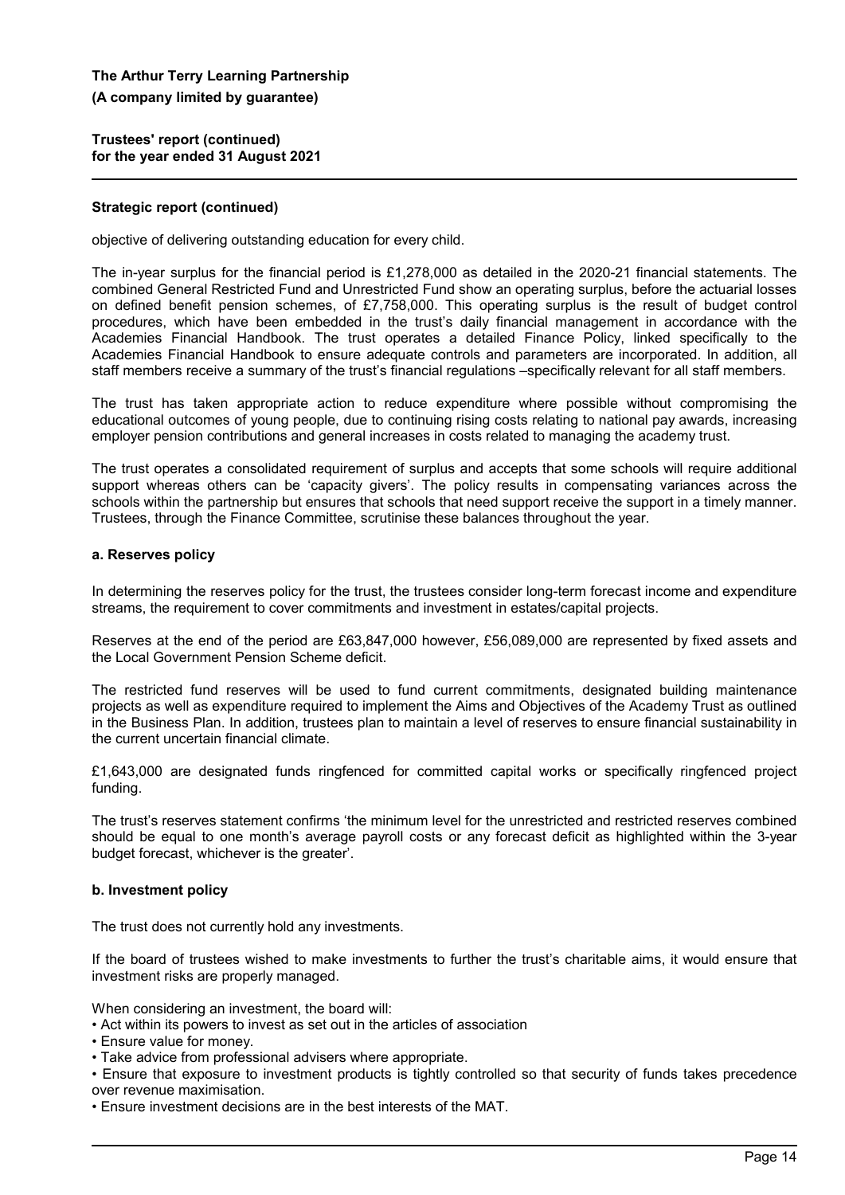## Strategic report (continued)

objective of delivering outstanding education for every child.

The in-year surplus for the financial period is £1,278,000 as detailed in the 2020-21 financial statements. The combined General Restricted Fund and Unrestricted Fund show an operating surplus, before the actuarial losses on defined benefit pension schemes, of £7,758,000. This operating surplus is the result of budget control procedures, which have been embedded in the trust's daily financial management in accordance with the Academies Financial Handbook. The trust operates a detailed Finance Policy, linked specifically to the Academies Financial Handbook to ensure adequate controls and parameters are incorporated. In addition, all staff members receive a summary of the trust's financial regulations –specifically relevant for all staff members.

The trust has taken appropriate action to reduce expenditure where possible without compromising the educational outcomes of young people, due to continuing rising costs relating to national pay awards, increasing employer pension contributions and general increases in costs related to managing the academy trust.

The trust operates a consolidated requirement of surplus and accepts that some schools will require additional support whereas others can be 'capacity givers'. The policy results in compensating variances across the schools within the partnership but ensures that schools that need support receive the support in a timely manner. Trustees, through the Finance Committee, scrutinise these balances throughout the year.

### a. Reserves policy

In determining the reserves policy for the trust, the trustees consider long-term forecast income and expenditure streams, the requirement to cover commitments and investment in estates/capital projects.

Reserves at the end of the period are £63,847,000 however, £56,089,000 are represented by fixed assets and the Local Government Pension Scheme deficit.

The restricted fund reserves will be used to fund current commitments, designated building maintenance projects as well as expenditure required to implement the Aims and Objectives of the Academy Trust as outlined in the Business Plan. In addition, trustees plan to maintain a level of reserves to ensure financial sustainability in the current uncertain financial climate.

£1,643,000 are designated funds ringfenced for committed capital works or specifically ringfenced project funding.

The trust's reserves statement confirms 'the minimum level for the unrestricted and restricted reserves combined should be equal to one month's average payroll costs or any forecast deficit as highlighted within the 3-year budget forecast, whichever is the greater'.

### b. Investment policy

The trust does not currently hold any investments.

If the board of trustees wished to make investments to further the trust's charitable aims, it would ensure that investment risks are properly managed.

When considering an investment, the board will:

- Act within its powers to invest as set out in the articles of association
- Ensure value for money.
- Take advice from professional advisers where appropriate.
- Ensure that exposure to investment products is tightly controlled so that security of funds takes precedence over revenue maximisation.
- Ensure investment decisions are in the best interests of the MAT.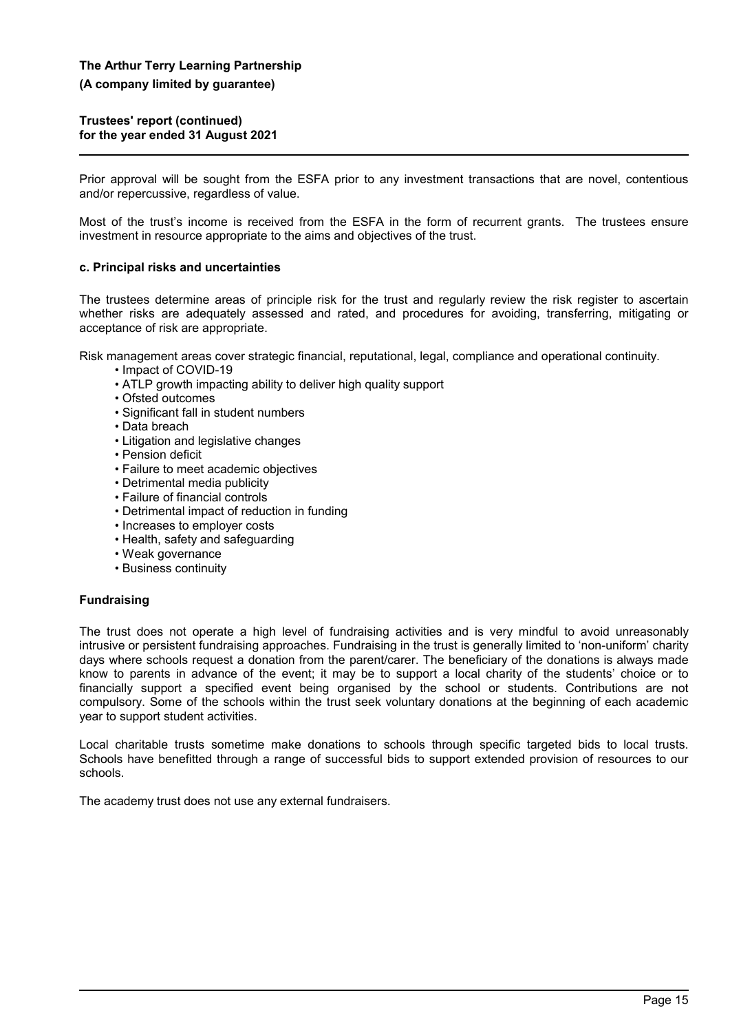Prior approval will be sought from the ESFA prior to any investment transactions that are novel, contentious and/or repercussive, regardless of value.

Most of the trust's income is received from the ESFA in the form of recurrent grants. The trustees ensure investment in resource appropriate to the aims and objectives of the trust.

#### c. Principal risks and uncertainties

The trustees determine areas of principle risk for the trust and regularly review the risk register to ascertain whether risks are adequately assessed and rated, and procedures for avoiding, transferring, mitigating or acceptance of risk are appropriate.

Risk management areas cover strategic financial, reputational, legal, compliance and operational continuity.

- Impact of COVID-19
- ATLP growth impacting ability to deliver high quality support
- Ofsted outcomes
- Significant fall in student numbers
- Data breach
- Litigation and legislative changes
- Pension deficit
- Failure to meet academic objectives
- Detrimental media publicity
- Failure of financial controls
- Detrimental impact of reduction in funding
- Increases to employer costs
- Health, safety and safeguarding
- Weak governance
- Business continuity

#### Fundraising

The trust does not operate a high level of fundraising activities and is very mindful to avoid unreasonably intrusive or persistent fundraising approaches. Fundraising in the trust is generally limited to 'non-uniform' charity days where schools request a donation from the parent/carer. The beneficiary of the donations is always made know to parents in advance of the event; it may be to support a local charity of the students' choice or to financially support a specified event being organised by the school or students. Contributions are not compulsory. Some of the schools within the trust seek voluntary donations at the beginning of each academic year to support student activities.

Local charitable trusts sometime make donations to schools through specific targeted bids to local trusts. Schools have benefitted through a range of successful bids to support extended provision of resources to our schools.

The academy trust does not use any external fundraisers.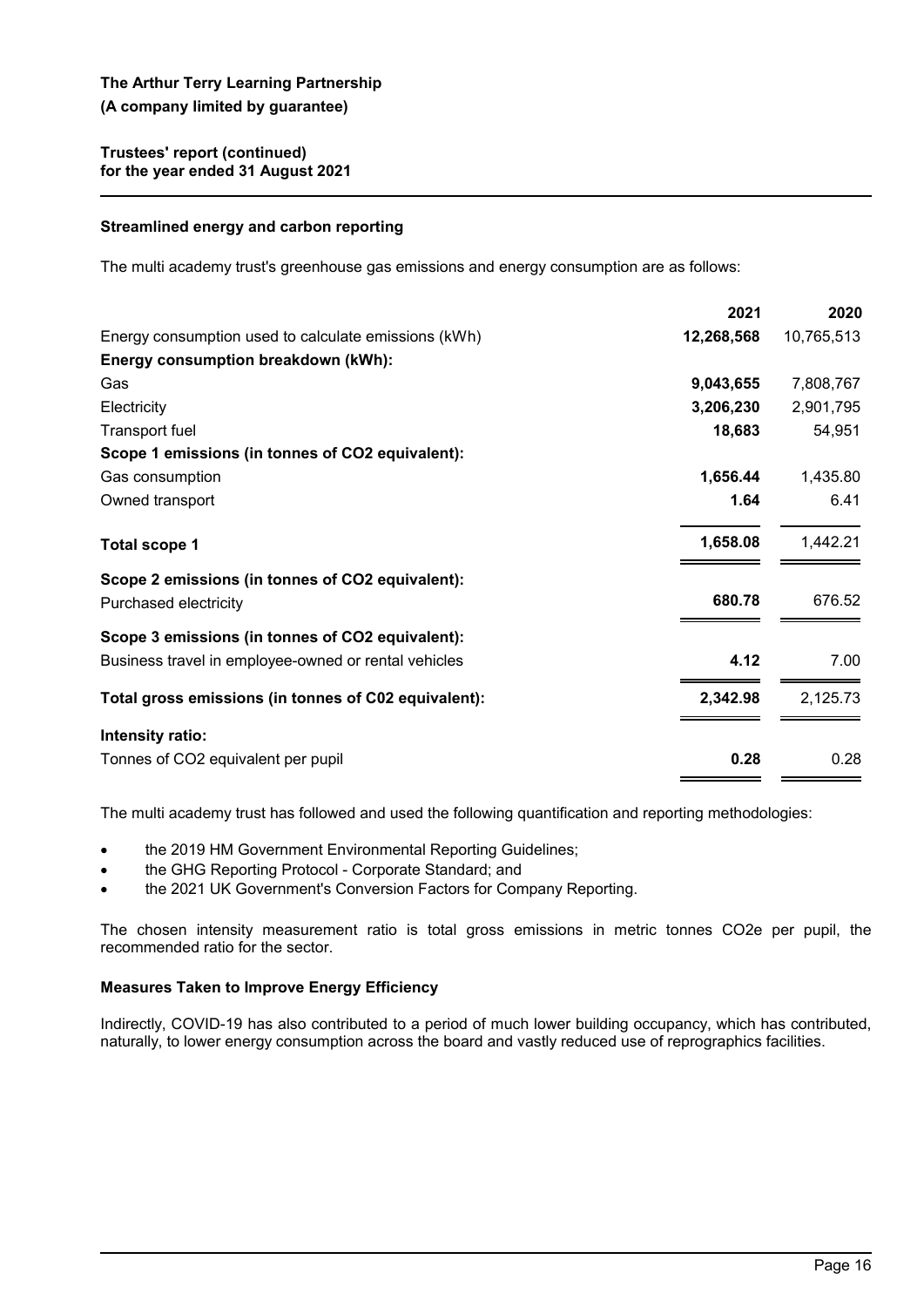### Streamlined energy and carbon reporting

The multi academy trust's greenhouse gas emissions and energy consumption are as follows:

| | 2021 | 2020 |
|---|---|---|
| Energy consumption used to calculate emissions (kWh) | **12,268,568** | 10,765,513 |
| **Energy consumption breakdown (kWh):** | | |
| Gas | **9,043,655** | 7,808,767 |
| Electricity | **3,206,230** | 2,901,795 |
| Transport fuel | **18,683** | 54,951 |
| **Scope 1 emissions (in tonnes of CO2 equivalent):** | | |
| Gas consumption | **1,656.44** | 1,435.80 |
| Owned transport | **1.64** | 6.41 |
| **Total scope 1** | **1,658.08** | 1,442.21 |
| **Scope 2 emissions (in tonnes of CO2 equivalent):** | | |
| Purchased electricity | **680.78** | 676.52 |
| **Scope 3 emissions (in tonnes of CO2 equivalent):** | | |
| Business travel in employee-owned or rental vehicles | **4.12** | 7.00 |
| **Total gross emissions (in tonnes of C02 equivalent):** | **2,342.98** | 2,125.73 |
| **Intensity ratio:** | | |
| Tonnes of CO2 equivalent per pupil | **0.28** | 0.28 |

The multi academy trust has followed and used the following quantification and reporting methodologies:

- the 2019 HM Government Environmental Reporting Guidelines;
- the GHG Reporting Protocol - Corporate Standard; and
- the 2021 UK Government's Conversion Factors for Company Reporting.

The chosen intensity measurement ratio is total gross emissions in metric tonnes CO2e per pupil, the recommended ratio for the sector.

### Measures Taken to Improve Energy Efficiency

Indirectly, COVID-19 has also contributed to a period of much lower building occupancy, which has contributed, naturally, to lower energy consumption across the board and vastly reduced use of reprographics facilities.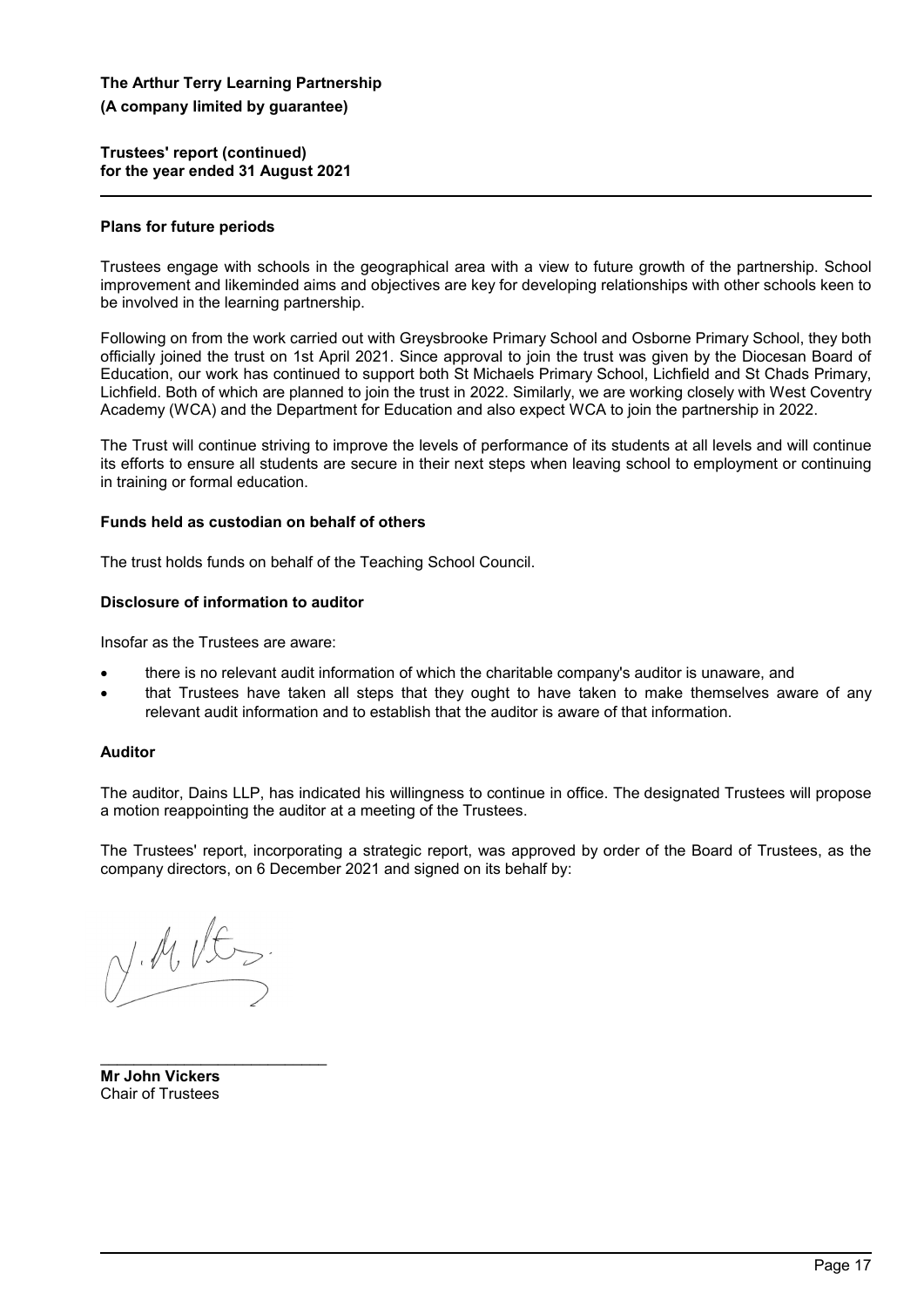### Plans for future periods

Trustees engage with schools in the geographical area with a view to future growth of the partnership. School improvement and likeminded aims and objectives are key for developing relationships with other schools keen to be involved in the learning partnership.

Following on from the work carried out with Greysbrooke Primary School and Osborne Primary School, they both officially joined the trust on 1st April 2021. Since approval to join the trust was given by the Diocesan Board of Education, our work has continued to support both St Michaels Primary School, Lichfield and St Chads Primary, Lichfield. Both of which are planned to join the trust in 2022. Similarly, we are working closely with West Coventry Academy (WCA) and the Department for Education and also expect WCA to join the partnership in 2022.

The Trust will continue striving to improve the levels of performance of its students at all levels and will continue its efforts to ensure all students are secure in their next steps when leaving school to employment or continuing in training or formal education.

### Funds held as custodian on behalf of others

The trust holds funds on behalf of the Teaching School Council.

### Disclosure of information to auditor

Insofar as the Trustees are aware:

- there is no relevant audit information of which the charitable company's auditor is unaware, and
- that Trustees have taken all steps that they ought to have taken to make themselves aware of any relevant audit information and to establish that the auditor is aware of that information.

### Auditor

The auditor, Dains LLP, has indicated his willingness to continue in office. The designated Trustees will propose a motion reappointing the auditor at a meeting of the Trustees.

The Trustees' report, incorporating a strategic report, was approved by order of the Board of Trustees, as the company directors, on 6 December 2021 and signed on its behalf by:

**Mr John Vickers**
Chair of Trustees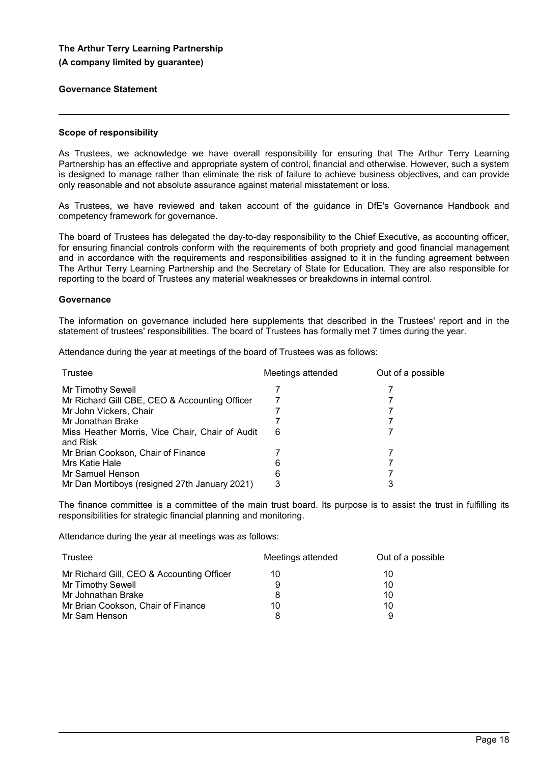**The Arthur Terry Learning Partnership**
**(A company limited by guarantee)**

**Governance Statement**

### Scope of responsibility

As Trustees, we acknowledge we have overall responsibility for ensuring that The Arthur Terry Learning Partnership has an effective and appropriate system of control, financial and otherwise. However, such a system is designed to manage rather than eliminate the risk of failure to achieve business objectives, and can provide only reasonable and not absolute assurance against material misstatement or loss.

As Trustees, we have reviewed and taken account of the guidance in DfE's Governance Handbook and competency framework for governance.

The board of Trustees has delegated the day-to-day responsibility to the Chief Executive, as accounting officer, for ensuring financial controls conform with the requirements of both propriety and good financial management and in accordance with the requirements and responsibilities assigned to it in the funding agreement between The Arthur Terry Learning Partnership and the Secretary of State for Education. They are also responsible for reporting to the board of Trustees any material weaknesses or breakdowns in internal control.

### Governance

The information on governance included here supplements that described in the Trustees' report and in the statement of trustees' responsibilities. The board of Trustees has formally met 7 times during the year.

Attendance during the year at meetings of the board of Trustees was as follows:

| Trustee | Meetings attended | Out of a possible |
|---|---|---|
| Mr Timothy Sewell | 7 | 7 |
| Mr Richard Gill CBE, CEO & Accounting Officer | 7 | 7 |
| Mr John Vickers, Chair | 7 | 7 |
| Mr Jonathan Brake | 7 | 7 |
| Miss Heather Morris, Vice Chair, Chair of Audit and Risk | 6 | 7 |
| Mr Brian Cookson, Chair of Finance | 7 | 7 |
| Mrs Katie Hale | 6 | 7 |
| Mr Samuel Henson | 6 | 7 |
| Mr Dan Mortiboys (resigned 27th January 2021) | 3 | 3 |

The finance committee is a committee of the main trust board. Its purpose is to assist the trust in fulfilling its responsibilities for strategic financial planning and monitoring.

Attendance during the year at meetings was as follows:

| Trustee | Meetings attended | Out of a possible |
|---|---|---|
| Mr Richard Gill, CEO & Accounting Officer | 10 | 10 |
| Mr Timothy Sewell | 9 | 10 |
| Mr Johnathan Brake | 8 | 10 |
| Mr Brian Cookson, Chair of Finance | 10 | 10 |
| Mr Sam Henson | 8 | 9 |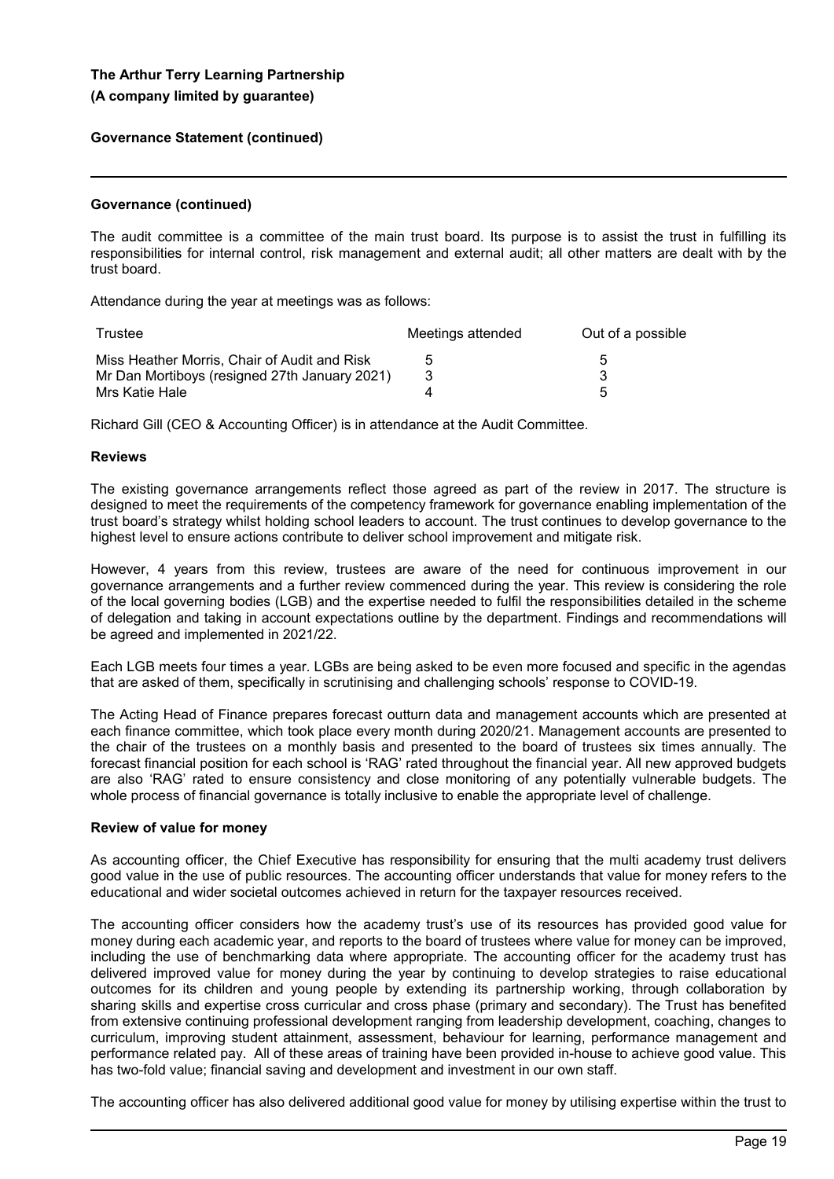**Governance (continued)**

The audit committee is a committee of the main trust board. Its purpose is to assist the trust in fulfilling its responsibilities for internal control, risk management and external audit; all other matters are dealt with by the trust board.

Attendance during the year at meetings was as follows:

| Trustee | Meetings attended | Out of a possible |
| --- | --- | --- |
| Miss Heather Morris, Chair of Audit and Risk | 5 | 5 |
| Mr Dan Mortiboys (resigned 27th January 2021) | 3 | 3 |
| Mrs Katie Hale | 4 | 5 |

Richard Gill (CEO & Accounting Officer) is in attendance at the Audit Committee.

**Reviews**

The existing governance arrangements reflect those agreed as part of the review in 2017. The structure is designed to meet the requirements of the competency framework for governance enabling implementation of the trust board's strategy whilst holding school leaders to account. The trust continues to develop governance to the highest level to ensure actions contribute to deliver school improvement and mitigate risk.

However, 4 years from this review, trustees are aware of the need for continuous improvement in our governance arrangements and a further review commenced during the year. This review is considering the role of the local governing bodies (LGB) and the expertise needed to fulfil the responsibilities detailed in the scheme of delegation and taking in account expectations outline by the department. Findings and recommendations will be agreed and implemented in 2021/22.

Each LGB meets four times a year. LGBs are being asked to be even more focused and specific in the agendas that are asked of them, specifically in scrutinising and challenging schools' response to COVID-19.

The Acting Head of Finance prepares forecast outturn data and management accounts which are presented at each finance committee, which took place every month during 2020/21. Management accounts are presented to the chair of the trustees on a monthly basis and presented to the board of trustees six times annually. The forecast financial position for each school is 'RAG' rated throughout the financial year. All new approved budgets are also 'RAG' rated to ensure consistency and close monitoring of any potentially vulnerable budgets. The whole process of financial governance is totally inclusive to enable the appropriate level of challenge.

**Review of value for money**

As accounting officer, the Chief Executive has responsibility for ensuring that the multi academy trust delivers good value in the use of public resources. The accounting officer understands that value for money refers to the educational and wider societal outcomes achieved in return for the taxpayer resources received.

The accounting officer considers how the academy trust's use of its resources has provided good value for money during each academic year, and reports to the board of trustees where value for money can be improved, including the use of benchmarking data where appropriate. The accounting officer for the academy trust has delivered improved value for money during the year by continuing to develop strategies to raise educational outcomes for its children and young people by extending its partnership working, through collaboration by sharing skills and expertise cross curricular and cross phase (primary and secondary). The Trust has benefited from extensive continuing professional development ranging from leadership development, coaching, changes to curriculum, improving student attainment, assessment, behaviour for learning, performance management and performance related pay. All of these areas of training have been provided in-house to achieve good value. This has two-fold value; financial saving and development and investment in our own staff.

The accounting officer has also delivered additional good value for money by utilising expertise within the trust to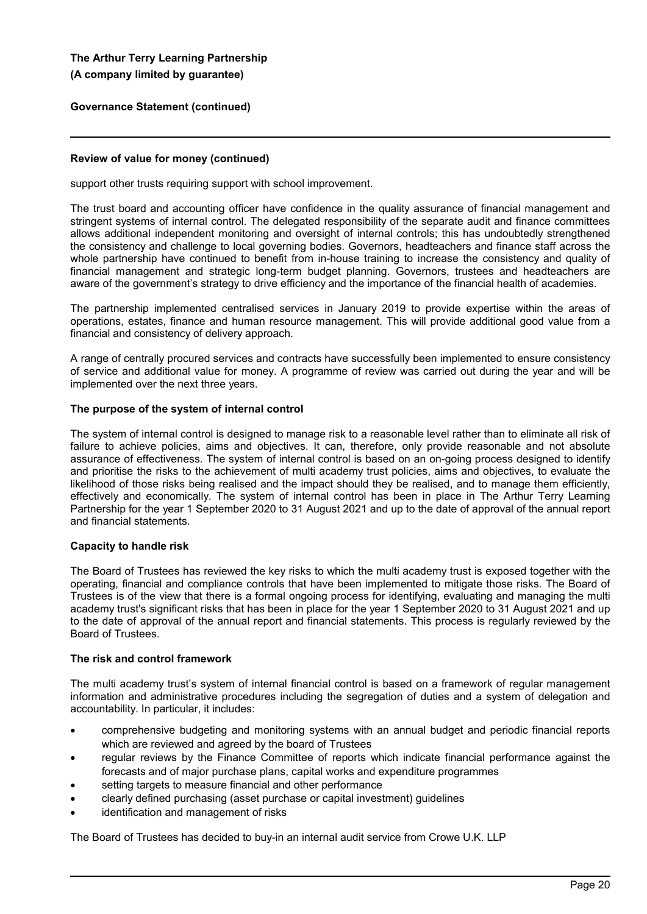**Governance Statement (continued)**

**Review of value for money (continued)**

support other trusts requiring support with school improvement.

The trust board and accounting officer have confidence in the quality assurance of financial management and stringent systems of internal control. The delegated responsibility of the separate audit and finance committees allows additional independent monitoring and oversight of internal controls; this has undoubtedly strengthened the consistency and challenge to local governing bodies. Governors, headteachers and finance staff across the whole partnership have continued to benefit from in-house training to increase the consistency and quality of financial management and strategic long-term budget planning. Governors, trustees and headteachers are aware of the government's strategy to drive efficiency and the importance of the financial health of academies.

The partnership implemented centralised services in January 2019 to provide expertise within the areas of operations, estates, finance and human resource management. This will provide additional good value from a financial and consistency of delivery approach.

A range of centrally procured services and contracts have successfully been implemented to ensure consistency of service and additional value for money. A programme of review was carried out during the year and will be implemented over the next three years.

**The purpose of the system of internal control**

The system of internal control is designed to manage risk to a reasonable level rather than to eliminate all risk of failure to achieve policies, aims and objectives. It can, therefore, only provide reasonable and not absolute assurance of effectiveness. The system of internal control is based on an on-going process designed to identify and prioritise the risks to the achievement of multi academy trust policies, aims and objectives, to evaluate the likelihood of those risks being realised and the impact should they be realised, and to manage them efficiently, effectively and economically. The system of internal control has been in place in The Arthur Terry Learning Partnership for the year 1 September 2020 to 31 August 2021 and up to the date of approval of the annual report and financial statements.

**Capacity to handle risk**

The Board of Trustees has reviewed the key risks to which the multi academy trust is exposed together with the operating, financial and compliance controls that have been implemented to mitigate those risks. The Board of Trustees is of the view that there is a formal ongoing process for identifying, evaluating and managing the multi academy trust's significant risks that has been in place for the year 1 September 2020 to 31 August 2021 and up to the date of approval of the annual report and financial statements. This process is regularly reviewed by the Board of Trustees.

**The risk and control framework**

The multi academy trust's system of internal financial control is based on a framework of regular management information and administrative procedures including the segregation of duties and a system of delegation and accountability. In particular, it includes:

- comprehensive budgeting and monitoring systems with an annual budget and periodic financial reports which are reviewed and agreed by the board of Trustees
- regular reviews by the Finance Committee of reports which indicate financial performance against the forecasts and of major purchase plans, capital works and expenditure programmes
- setting targets to measure financial and other performance
- clearly defined purchasing (asset purchase or capital investment) guidelines
- identification and management of risks

The Board of Trustees has decided to buy-in an internal audit service from Crowe U.K. LLP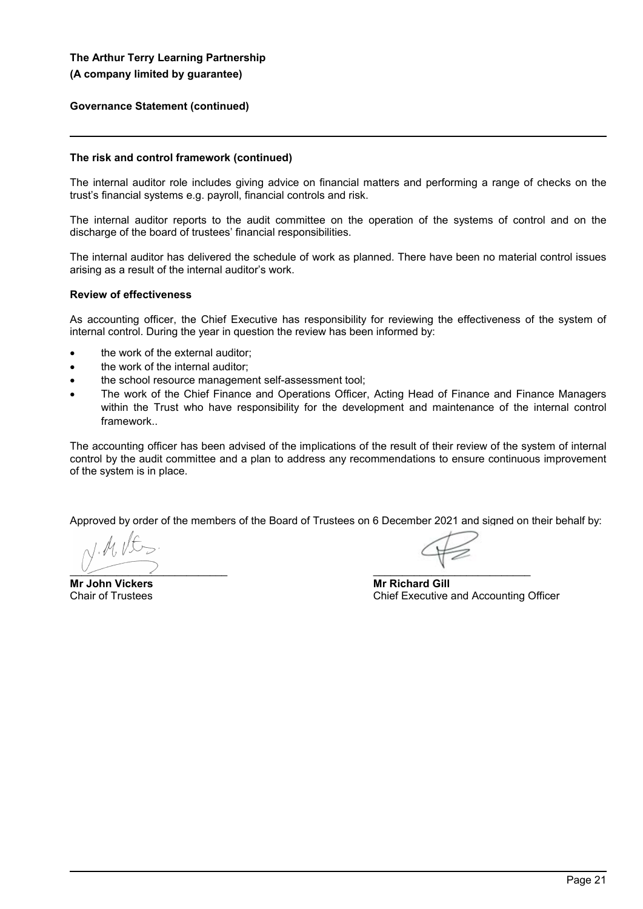**The Arthur Terry Learning Partnership**
**(A company limited by guarantee)**

**Governance Statement (continued)**

**The risk and control framework (continued)**

The internal auditor role includes giving advice on financial matters and performing a range of checks on the trust's financial systems e.g. payroll, financial controls and risk.

The internal auditor reports to the audit committee on the operation of the systems of control and on the discharge of the board of trustees' financial responsibilities.

The internal auditor has delivered the schedule of work as planned. There have been no material control issues arising as a result of the internal auditor's work.

**Review of effectiveness**

As accounting officer, the Chief Executive has responsibility for reviewing the effectiveness of the system of internal control. During the year in question the review has been informed by:

- the work of the external auditor;
- the work of the internal auditor;
- the school resource management self-assessment tool;
- The work of the Chief Finance and Operations Officer, Acting Head of Finance and Finance Managers within the Trust who have responsibility for the development and maintenance of the internal control framework..

The accounting officer has been advised of the implications of the result of their review of the system of internal control by the audit committee and a plan to address any recommendations to ensure continuous improvement of the system is in place.

Approved by order of the members of the Board of Trustees on 6 December 2021 and signed on their behalf by:

**Mr John Vickers**
Chair of Trustees

**Mr Richard Gill**
Chief Executive and Accounting Officer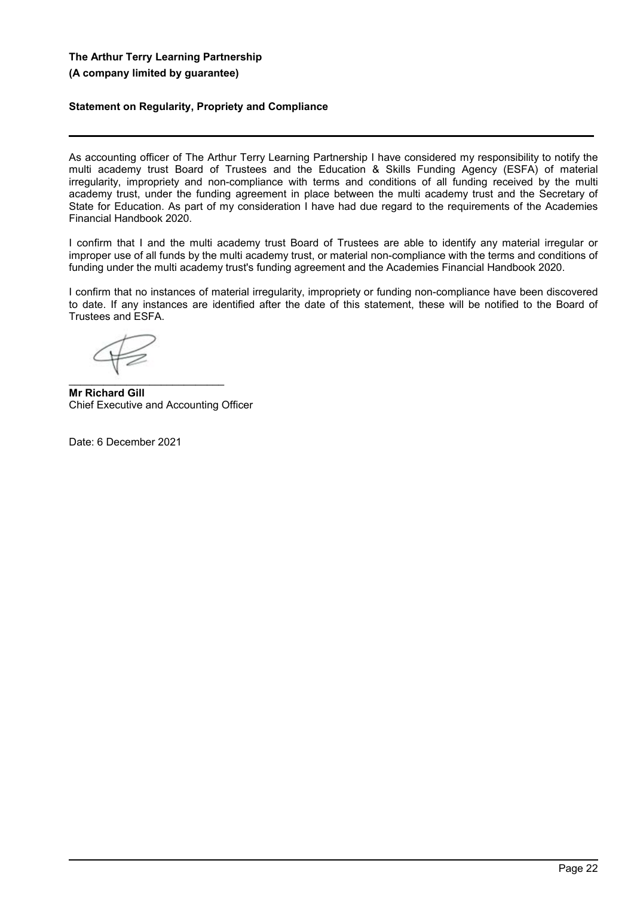**The Arthur Terry Learning Partnership**

**(A company limited by guarantee)**

**Statement on Regularity, Propriety and Compliance**

As accounting officer of The Arthur Terry Learning Partnership I have considered my responsibility to notify the multi academy trust Board of Trustees and the Education & Skills Funding Agency (ESFA) of material irregularity, impropriety and non-compliance with terms and conditions of all funding received by the multi academy trust, under the funding agreement in place between the multi academy trust and the Secretary of State for Education. As part of my consideration I have had due regard to the requirements of the Academies Financial Handbook 2020.

I confirm that I and the multi academy trust Board of Trustees are able to identify any material irregular or improper use of all funds by the multi academy trust, or material non-compliance with the terms and conditions of funding under the multi academy trust's funding agreement and the Academies Financial Handbook 2020.

I confirm that no instances of material irregularity, impropriety or funding non-compliance have been discovered to date. If any instances are identified after the date of this statement, these will be notified to the Board of Trustees and ESFA.

**Mr Richard Gill**
Chief Executive and Accounting Officer

Date: 6 December 2021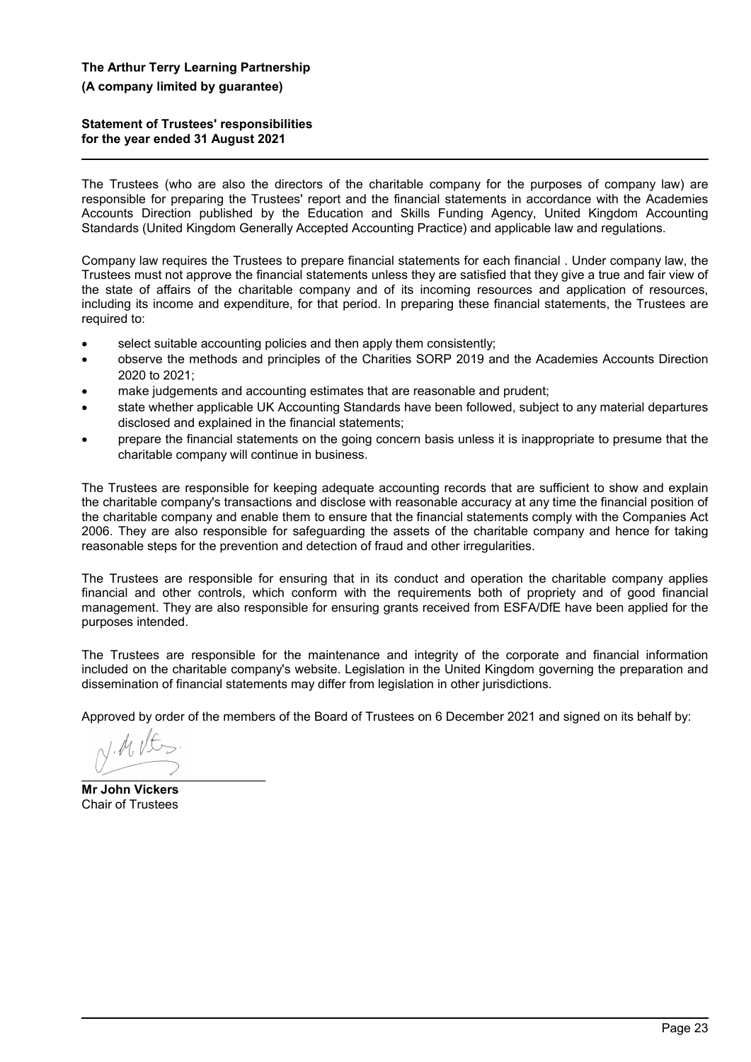**The Arthur Terry Learning Partnership**

**(A company limited by guarantee)**

**Statement of Trustees' responsibilities for the year ended 31 August 2021**

The Trustees (who are also the directors of the charitable company for the purposes of company law) are responsible for preparing the Trustees' report and the financial statements in accordance with the Academies Accounts Direction published by the Education and Skills Funding Agency, United Kingdom Accounting Standards (United Kingdom Generally Accepted Accounting Practice) and applicable law and regulations.

Company law requires the Trustees to prepare financial statements for each financial . Under company law, the Trustees must not approve the financial statements unless they are satisfied that they give a true and fair view of the state of affairs of the charitable company and of its incoming resources and application of resources, including its income and expenditure, for that period. In preparing these financial statements, the Trustees are required to:

- select suitable accounting policies and then apply them consistently;
- observe the methods and principles of the Charities SORP 2019 and the Academies Accounts Direction 2020 to 2021;
- make judgements and accounting estimates that are reasonable and prudent;
- state whether applicable UK Accounting Standards have been followed, subject to any material departures disclosed and explained in the financial statements;
- prepare the financial statements on the going concern basis unless it is inappropriate to presume that the charitable company will continue in business.

The Trustees are responsible for keeping adequate accounting records that are sufficient to show and explain the charitable company's transactions and disclose with reasonable accuracy at any time the financial position of the charitable company and enable them to ensure that the financial statements comply with the Companies Act 2006. They are also responsible for safeguarding the assets of the charitable company and hence for taking reasonable steps for the prevention and detection of fraud and other irregularities.

The Trustees are responsible for ensuring that in its conduct and operation the charitable company applies financial and other controls, which conform with the requirements both of propriety and of good financial management. They are also responsible for ensuring grants received from ESFA/DfE have been applied for the purposes intended.

The Trustees are responsible for the maintenance and integrity of the corporate and financial information included on the charitable company's website. Legislation in the United Kingdom governing the preparation and dissemination of financial statements may differ from legislation in other jurisdictions.

Approved by order of the members of the Board of Trustees on 6 December 2021 and signed on its behalf by:

**Mr John Vickers**
Chair of Trustees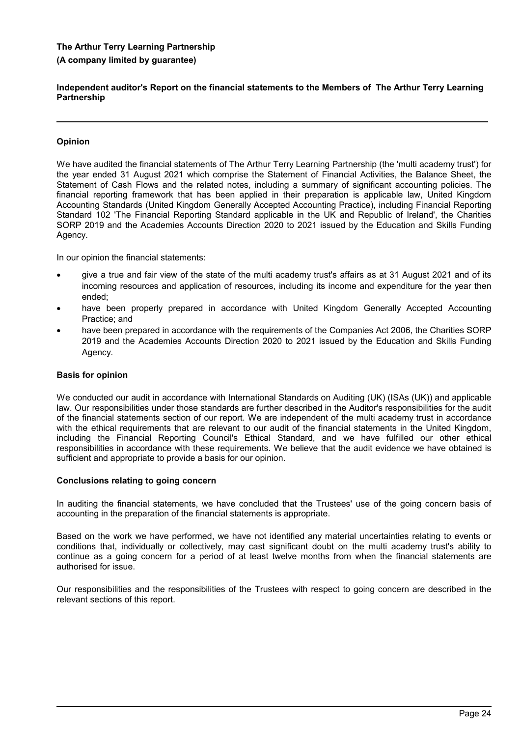**The Arthur Terry Learning Partnership**

**(A company limited by guarantee)**

**Independent auditor's Report on the financial statements to the Members of The Arthur Terry Learning Partnership**

---

### Opinion

We have audited the financial statements of The Arthur Terry Learning Partnership (the 'multi academy trust') for the year ended 31 August 2021 which comprise the Statement of Financial Activities, the Balance Sheet, the Statement of Cash Flows and the related notes, including a summary of significant accounting policies. The financial reporting framework that has been applied in their preparation is applicable law, United Kingdom Accounting Standards (United Kingdom Generally Accepted Accounting Practice), including Financial Reporting Standard 102 'The Financial Reporting Standard applicable in the UK and Republic of Ireland', the Charities SORP 2019 and the Academies Accounts Direction 2020 to 2021 issued by the Education and Skills Funding Agency.

In our opinion the financial statements:

- give a true and fair view of the state of the multi academy trust's affairs as at 31 August 2021 and of its incoming resources and application of resources, including its income and expenditure for the year then ended;
- have been properly prepared in accordance with United Kingdom Generally Accepted Accounting Practice; and
- have been prepared in accordance with the requirements of the Companies Act 2006, the Charities SORP 2019 and the Academies Accounts Direction 2020 to 2021 issued by the Education and Skills Funding Agency.

### Basis for opinion

We conducted our audit in accordance with International Standards on Auditing (UK) (ISAs (UK)) and applicable law. Our responsibilities under those standards are further described in the Auditor's responsibilities for the audit of the financial statements section of our report. We are independent of the multi academy trust in accordance with the ethical requirements that are relevant to our audit of the financial statements in the United Kingdom, including the Financial Reporting Council's Ethical Standard, and we have fulfilled our other ethical responsibilities in accordance with these requirements. We believe that the audit evidence we have obtained is sufficient and appropriate to provide a basis for our opinion.

### Conclusions relating to going concern

In auditing the financial statements, we have concluded that the Trustees' use of the going concern basis of accounting in the preparation of the financial statements is appropriate.

Based on the work we have performed, we have not identified any material uncertainties relating to events or conditions that, individually or collectively, may cast significant doubt on the multi academy trust's ability to continue as a going concern for a period of at least twelve months from when the financial statements are authorised for issue.

Our responsibilities and the responsibilities of the Trustees with respect to going concern are described in the relevant sections of this report.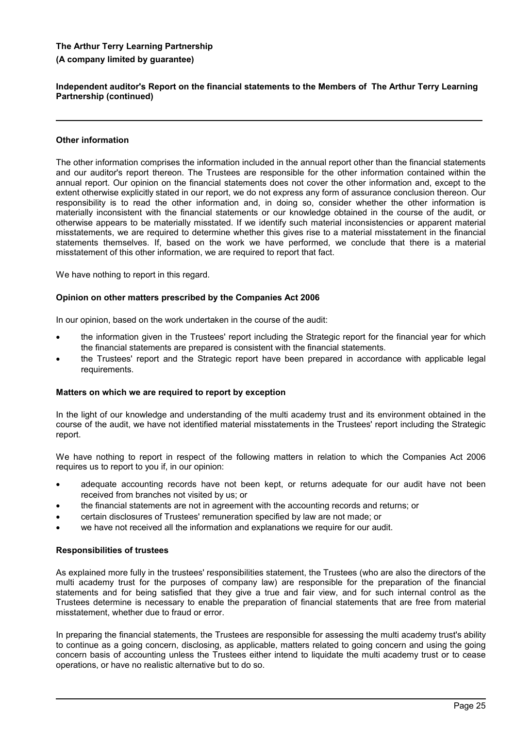**Other information**

The other information comprises the information included in the annual report other than the financial statements and our auditor's report thereon. The Trustees are responsible for the other information contained within the annual report. Our opinion on the financial statements does not cover the other information and, except to the extent otherwise explicitly stated in our report, we do not express any form of assurance conclusion thereon. Our responsibility is to read the other information and, in doing so, consider whether the other information is materially inconsistent with the financial statements or our knowledge obtained in the course of the audit, or otherwise appears to be materially misstated. If we identify such material inconsistencies or apparent material misstatements, we are required to determine whether this gives rise to a material misstatement in the financial statements themselves. If, based on the work we have performed, we conclude that there is a material misstatement of this other information, we are required to report that fact.

We have nothing to report in this regard.

**Opinion on other matters prescribed by the Companies Act 2006**

In our opinion, based on the work undertaken in the course of the audit:

- the information given in the Trustees' report including the Strategic report for the financial year for which the financial statements are prepared is consistent with the financial statements.
- the Trustees' report and the Strategic report have been prepared in accordance with applicable legal requirements.

**Matters on which we are required to report by exception**

In the light of our knowledge and understanding of the multi academy trust and its environment obtained in the course of the audit, we have not identified material misstatements in the Trustees' report including the Strategic report.

We have nothing to report in respect of the following matters in relation to which the Companies Act 2006 requires us to report to you if, in our opinion:

- adequate accounting records have not been kept, or returns adequate for our audit have not been received from branches not visited by us; or
- the financial statements are not in agreement with the accounting records and returns; or
- certain disclosures of Trustees' remuneration specified by law are not made; or
- we have not received all the information and explanations we require for our audit.

**Responsibilities of trustees**

As explained more fully in the trustees' responsibilities statement, the Trustees (who are also the directors of the multi academy trust for the purposes of company law) are responsible for the preparation of the financial statements and for being satisfied that they give a true and fair view, and for such internal control as the Trustees determine is necessary to enable the preparation of financial statements that are free from material misstatement, whether due to fraud or error.

In preparing the financial statements, the Trustees are responsible for assessing the multi academy trust's ability to continue as a going concern, disclosing, as applicable, matters related to going concern and using the going concern basis of accounting unless the Trustees either intend to liquidate the multi academy trust or to cease operations, or have no realistic alternative but to do so.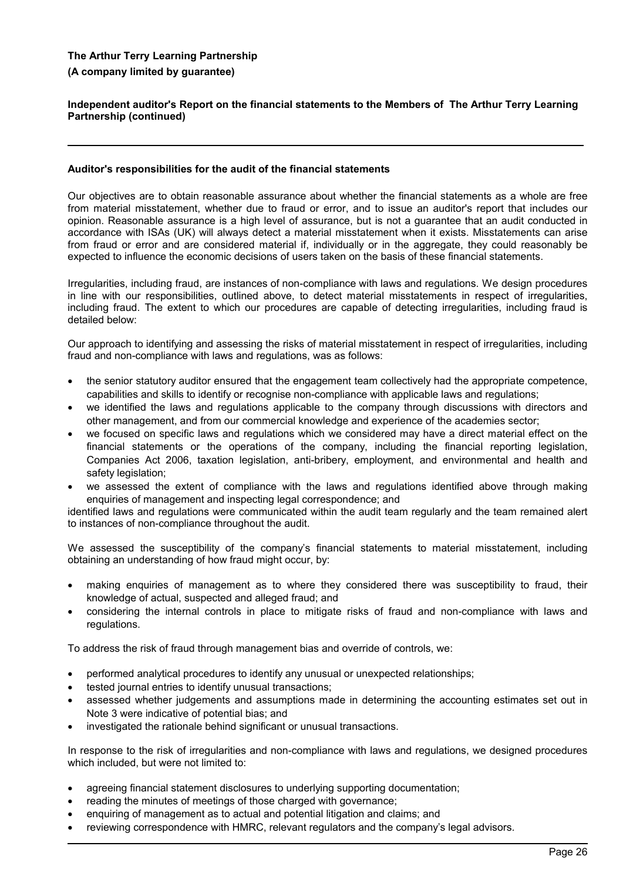**The Arthur Terry Learning Partnership**

**(A company limited by guarantee)**

**Independent auditor's Report on the financial statements to the Members of The Arthur Terry Learning Partnership (continued)**

**Auditor's responsibilities for the audit of the financial statements**

Our objectives are to obtain reasonable assurance about whether the financial statements as a whole are free from material misstatement, whether due to fraud or error, and to issue an auditor's report that includes our opinion. Reasonable assurance is a high level of assurance, but is not a guarantee that an audit conducted in accordance with ISAs (UK) will always detect a material misstatement when it exists. Misstatements can arise from fraud or error and are considered material if, individually or in the aggregate, they could reasonably be expected to influence the economic decisions of users taken on the basis of these financial statements.

Irregularities, including fraud, are instances of non-compliance with laws and regulations. We design procedures in line with our responsibilities, outlined above, to detect material misstatements in respect of irregularities, including fraud. The extent to which our procedures are capable of detecting irregularities, including fraud is detailed below:

Our approach to identifying and assessing the risks of material misstatement in respect of irregularities, including fraud and non-compliance with laws and regulations, was as follows:

- the senior statutory auditor ensured that the engagement team collectively had the appropriate competence, capabilities and skills to identify or recognise non-compliance with applicable laws and regulations;
- we identified the laws and regulations applicable to the company through discussions with directors and other management, and from our commercial knowledge and experience of the academies sector;
- we focused on specific laws and regulations which we considered may have a direct material effect on the financial statements or the operations of the company, including the financial reporting legislation, Companies Act 2006, taxation legislation, anti-bribery, employment, and environmental and health and safety legislation;
- we assessed the extent of compliance with the laws and regulations identified above through making enquiries of management and inspecting legal correspondence; and

identified laws and regulations were communicated within the audit team regularly and the team remained alert to instances of non-compliance throughout the audit.

We assessed the susceptibility of the company's financial statements to material misstatement, including obtaining an understanding of how fraud might occur, by:

- making enquiries of management as to where they considered there was susceptibility to fraud, their knowledge of actual, suspected and alleged fraud; and
- considering the internal controls in place to mitigate risks of fraud and non-compliance with laws and regulations.

To address the risk of fraud through management bias and override of controls, we:

- performed analytical procedures to identify any unusual or unexpected relationships;
- tested journal entries to identify unusual transactions;
- assessed whether judgements and assumptions made in determining the accounting estimates set out in Note 3 were indicative of potential bias; and
- investigated the rationale behind significant or unusual transactions.

In response to the risk of irregularities and non-compliance with laws and regulations, we designed procedures which included, but were not limited to:

- agreeing financial statement disclosures to underlying supporting documentation;
- reading the minutes of meetings of those charged with governance;
- enquiring of management as to actual and potential litigation and claims; and
- reviewing correspondence with HMRC, relevant regulators and the company's legal advisors.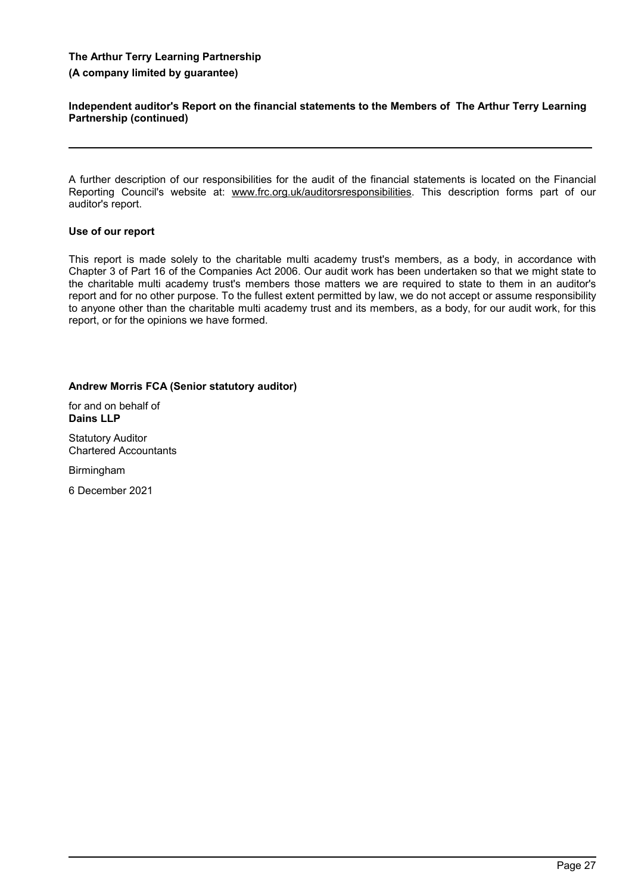A further description of our responsibilities for the audit of the financial statements is located on the Financial Reporting Council's website at: www.frc.org.uk/auditorsresponsibilities. This description forms part of our auditor's report.

**Use of our report**

This report is made solely to the charitable multi academy trust's members, as a body, in accordance with Chapter 3 of Part 16 of the Companies Act 2006. Our audit work has been undertaken so that we might state to the charitable multi academy trust's members those matters we are required to state to them in an auditor's report and for no other purpose. To the fullest extent permitted by law, we do not accept or assume responsibility to anyone other than the charitable multi academy trust and its members, as a body, for our audit work, for this report, or for the opinions we have formed.

**Andrew Morris FCA (Senior statutory auditor)**

for and on behalf of
**Dains LLP**

Statutory Auditor
Chartered Accountants

Birmingham

6 December 2021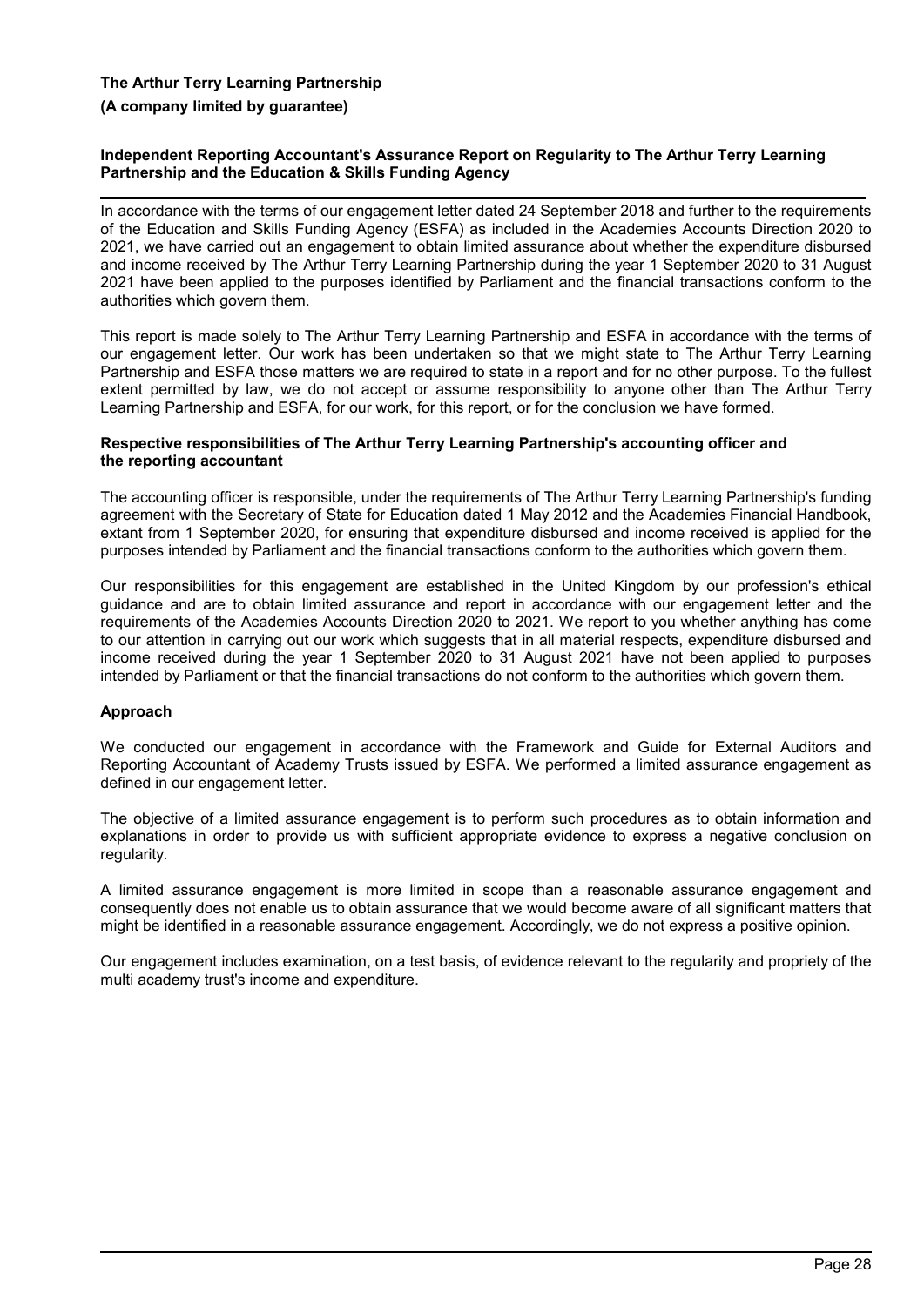**The Arthur Terry Learning Partnership**

**(A company limited by guarantee)**

**Independent Reporting Accountant's Assurance Report on Regularity to The Arthur Terry Learning Partnership and the Education & Skills Funding Agency**

In accordance with the terms of our engagement letter dated 24 September 2018 and further to the requirements of the Education and Skills Funding Agency (ESFA) as included in the Academies Accounts Direction 2020 to 2021, we have carried out an engagement to obtain limited assurance about whether the expenditure disbursed and income received by The Arthur Terry Learning Partnership during the year 1 September 2020 to 31 August 2021 have been applied to the purposes identified by Parliament and the financial transactions conform to the authorities which govern them.

This report is made solely to The Arthur Terry Learning Partnership and ESFA in accordance with the terms of our engagement letter. Our work has been undertaken so that we might state to The Arthur Terry Learning Partnership and ESFA those matters we are required to state in a report and for no other purpose. To the fullest extent permitted by law, we do not accept or assume responsibility to anyone other than The Arthur Terry Learning Partnership and ESFA, for our work, for this report, or for the conclusion we have formed.

**Respective responsibilities of The Arthur Terry Learning Partnership's accounting officer and the reporting accountant**

The accounting officer is responsible, under the requirements of The Arthur Terry Learning Partnership's funding agreement with the Secretary of State for Education dated 1 May 2012 and the Academies Financial Handbook, extant from 1 September 2020, for ensuring that expenditure disbursed and income received is applied for the purposes intended by Parliament and the financial transactions conform to the authorities which govern them.

Our responsibilities for this engagement are established in the United Kingdom by our profession's ethical guidance and are to obtain limited assurance and report in accordance with our engagement letter and the requirements of the Academies Accounts Direction 2020 to 2021. We report to you whether anything has come to our attention in carrying out our work which suggests that in all material respects, expenditure disbursed and income received during the year 1 September 2020 to 31 August 2021 have not been applied to purposes intended by Parliament or that the financial transactions do not conform to the authorities which govern them.

**Approach**

We conducted our engagement in accordance with the Framework and Guide for External Auditors and Reporting Accountant of Academy Trusts issued by ESFA. We performed a limited assurance engagement as defined in our engagement letter.

The objective of a limited assurance engagement is to perform such procedures as to obtain information and explanations in order to provide us with sufficient appropriate evidence to express a negative conclusion on regularity.

A limited assurance engagement is more limited in scope than a reasonable assurance engagement and consequently does not enable us to obtain assurance that we would become aware of all significant matters that might be identified in a reasonable assurance engagement. Accordingly, we do not express a positive opinion.

Our engagement includes examination, on a test basis, of evidence relevant to the regularity and propriety of the multi academy trust's income and expenditure.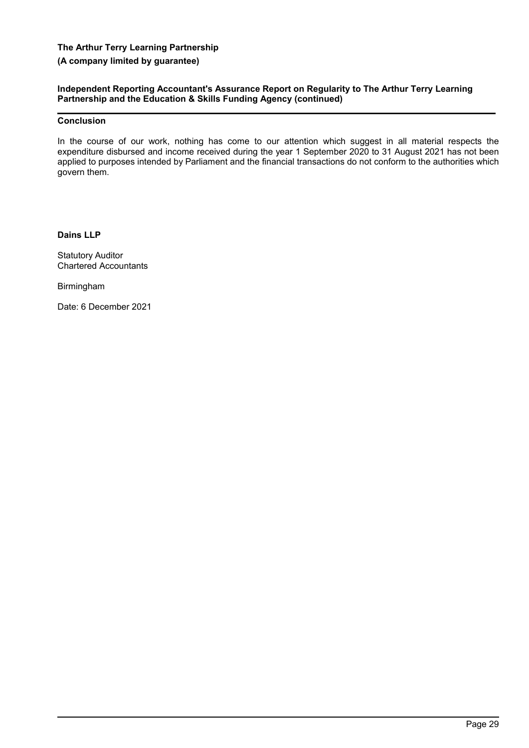**The Arthur Terry Learning Partnership**

**(A company limited by guarantee)**

**Independent Reporting Accountant's Assurance Report on Regularity to The Arthur Terry Learning Partnership and the Education & Skills Funding Agency (continued)**

**Conclusion**

In the course of our work, nothing has come to our attention which suggest in all material respects the expenditure disbursed and income received during the year 1 September 2020 to 31 August 2021 has not been applied to purposes intended by Parliament and the financial transactions do not conform to the authorities which govern them.

**Dains LLP**

Statutory Auditor
Chartered Accountants

Birmingham

Date: 6 December 2021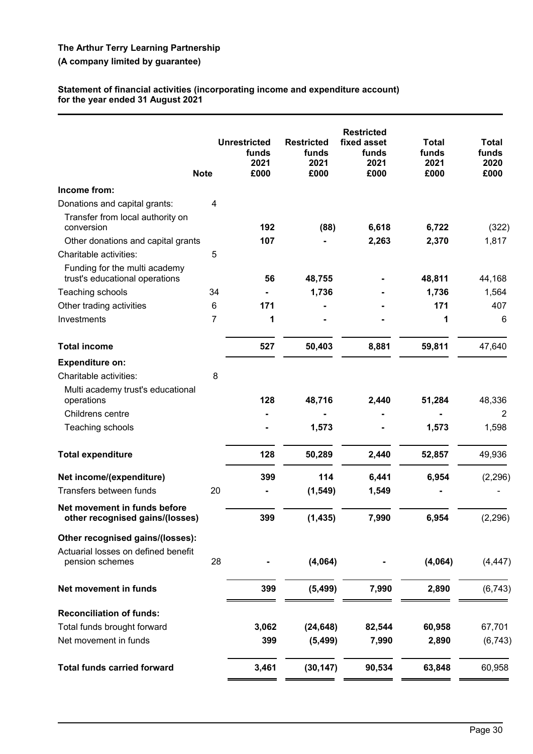**The Arthur Terry Learning Partnership**

**(A company limited by guarantee)**

**Statement of financial activities (incorporating income and expenditure account) for the year ended 31 August 2021**

| | Note | Unrestricted funds 2021 £000 | Restricted funds 2021 £000 | Restricted fixed asset funds 2021 £000 | Total funds 2021 £000 | Total funds 2020 £000 |
|---|---|---|---|---|---|---|
| **Income from:** | | | | | | |
| Donations and capital grants: | 4 | | | | | |
| Transfer from local authority on conversion | | **192** | **(88)** | **6,618** | **6,722** | (322) |
| Other donations and capital grants | | **107** | **-** | **2,263** | **2,370** | 1,817 |
| Charitable activities: | 5 | | | | | |
| Funding for the multi academy trust's educational operations | | **56** | **48,755** | **-** | **48,811** | 44,168 |
| Teaching schools | 34 | **-** | **1,736** | **-** | **1,736** | 1,564 |
| Other trading activities | 6 | **171** | **-** | **-** | **171** | 407 |
| Investments | 7 | **1** | **-** | **-** | **1** | 6 |
| **Total income** | | **527** | **50,403** | **8,881** | **59,811** | 47,640 |
| **Expenditure on:** | | | | | | |
| Charitable activities: | 8 | | | | | |
| Multi academy trust's educational operations | | **128** | **48,716** | **2,440** | **51,284** | 48,336 |
| Childrens centre | | **-** | **-** | **-** | **-** | 2 |
| Teaching schools | | **-** | **1,573** | **-** | **1,573** | 1,598 |
| **Total expenditure** | | **128** | **50,289** | **2,440** | **52,857** | 49,936 |
| **Net income/(expenditure)** | | **399** | **114** | **6,441** | **6,954** | (2,296) |
| Transfers between funds | 20 | **-** | **(1,549)** | **1,549** | **-** | - |
| **Net movement in funds before other recognised gains/(losses)** | | **399** | **(1,435)** | **7,990** | **6,954** | (2,296) |
| **Other recognised gains/(losses):** | | | | | | |
| Actuarial losses on defined benefit pension schemes | 28 | **-** | **(4,064)** | **-** | **(4,064)** | (4,447) |
| **Net movement in funds** | | **399** | **(5,499)** | **7,990** | **2,890** | (6,743) |
| **Reconciliation of funds:** | | | | | | |
| Total funds brought forward | | **3,062** | **(24,648)** | **82,544** | **60,958** | 67,701 |
| Net movement in funds | | **399** | **(5,499)** | **7,990** | **2,890** | (6,743) |
| **Total funds carried forward** | | **3,461** | **(30,147)** | **90,534** | **63,848** | 60,958 |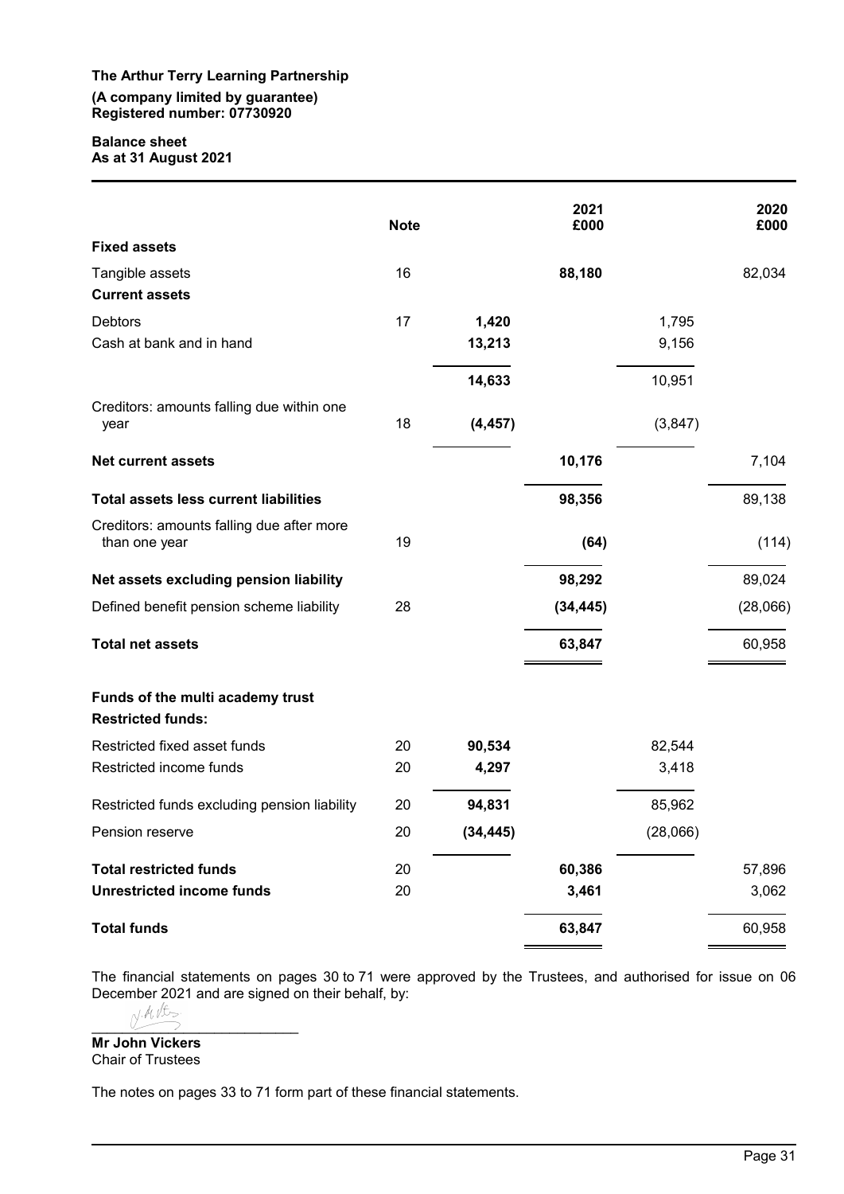**The Arthur Terry Learning Partnership**

**(A company limited by guarantee)**
**Registered number: 07730920**

**Balance sheet**
**As at 31 August 2021**

| | Note | | 2021 £000 | | 2020 £000 |
|---|---|---|---|---|---|
| **Fixed assets** | | | | | |
| Tangible assets | 16 | | **88,180** | | 82,034 |
| **Current assets** | | | | | |
| Debtors | 17 | **1,420** | | 1,795 | |
| Cash at bank and in hand | | **13,213** | | 9,156 | |
| | | **14,633** | | 10,951 | |
| Creditors: amounts falling due within one year | 18 | **(4,457)** | | (3,847) | |
| **Net current assets** | | | **10,176** | | 7,104 |
| **Total assets less current liabilities** | | | **98,356** | | 89,138 |
| Creditors: amounts falling due after more than one year | 19 | | **(64)** | | (114) |
| **Net assets excluding pension liability** | | | **98,292** | | 89,024 |
| Defined benefit pension scheme liability | 28 | | **(34,445)** | | (28,066) |
| **Total net assets** | | | **63,847** | | 60,958 |
| **Funds of the multi academy trust** | | | | | |
| **Restricted funds:** | | | | | |
| Restricted fixed asset funds | 20 | **90,534** | | 82,544 | |
| Restricted income funds | 20 | **4,297** | | 3,418 | |
| Restricted funds excluding pension liability | 20 | **94,831** | | 85,962 | |
| Pension reserve | 20 | **(34,445)** | | (28,066) | |
| **Total restricted funds** | 20 | | **60,386** | | 57,896 |
| **Unrestricted income funds** | 20 | | **3,461** | | 3,062 |
| **Total funds** | | | **63,847** | | 60,958 |

The financial statements on pages 30 to 71 were approved by the Trustees, and authorised for issue on 06 December 2021 and are signed on their behalf, by:

**Mr John Vickers**
Chair of Trustees

The notes on pages 33 to 71 form part of these financial statements.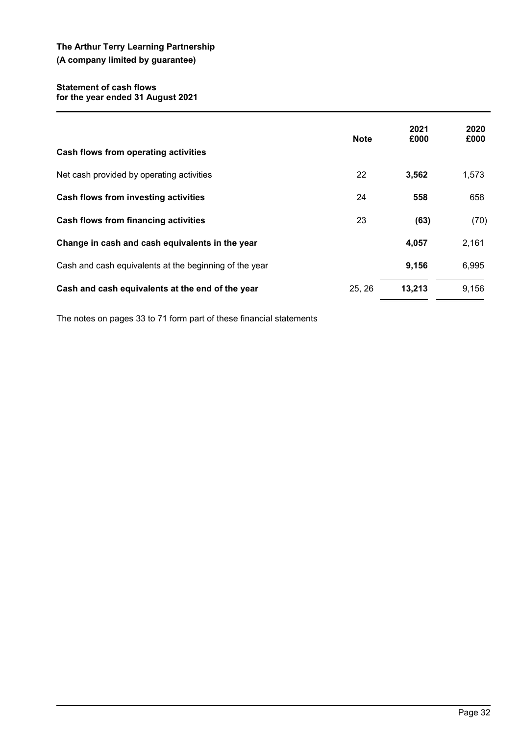**The Arthur Terry Learning Partnership**
**(A company limited by guarantee)**

**Statement of cash flows**
**for the year ended 31 August 2021**

| | Note | 2021 £000 | 2020 £000 |
|---|---|---|---|
| **Cash flows from operating activities** | | | |
| Net cash provided by operating activities | 22 | **3,562** | 1,573 |
| **Cash flows from investing activities** | 24 | **558** | 658 |
| **Cash flows from financing activities** | 23 | **(63)** | (70) |
| **Change in cash and cash equivalents in the year** | | **4,057** | 2,161 |
| Cash and cash equivalents at the beginning of the year | | **9,156** | 6,995 |
| **Cash and cash equivalents at the end of the year** | 25, 26 | **13,213** | 9,156 |

The notes on pages 33 to 71 form part of these financial statements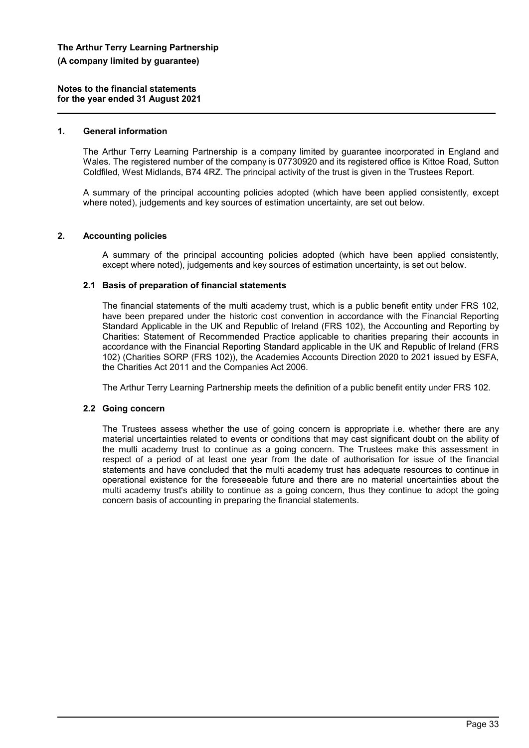**The Arthur Terry Learning Partnership**

**(A company limited by guarantee)**

**Notes to the financial statements for the year ended 31 August 2021**

## 1. General information

The Arthur Terry Learning Partnership is a company limited by guarantee incorporated in England and Wales. The registered number of the company is 07730920 and its registered office is Kittoe Road, Sutton Coldfiled, West Midlands, B74 4RZ. The principal activity of the trust is given in the Trustees Report.

A summary of the principal accounting policies adopted (which have been applied consistently, except where noted), judgements and key sources of estimation uncertainty, are set out below.

## 2. Accounting policies

A summary of the principal accounting policies adopted (which have been applied consistently, except where noted), judgements and key sources of estimation uncertainty, is set out below.

### 2.1 Basis of preparation of financial statements

The financial statements of the multi academy trust, which is a public benefit entity under FRS 102, have been prepared under the historic cost convention in accordance with the Financial Reporting Standard Applicable in the UK and Republic of Ireland (FRS 102), the Accounting and Reporting by Charities: Statement of Recommended Practice applicable to charities preparing their accounts in accordance with the Financial Reporting Standard applicable in the UK and Republic of Ireland (FRS 102) (Charities SORP (FRS 102)), the Academies Accounts Direction 2020 to 2021 issued by ESFA, the Charities Act 2011 and the Companies Act 2006.

The Arthur Terry Learning Partnership meets the definition of a public benefit entity under FRS 102.

### 2.2 Going concern

The Trustees assess whether the use of going concern is appropriate i.e. whether there are any material uncertainties related to events or conditions that may cast significant doubt on the ability of the multi academy trust to continue as a going concern. The Trustees make this assessment in respect of a period of at least one year from the date of authorisation for issue of the financial statements and have concluded that the multi academy trust has adequate resources to continue in operational existence for the foreseeable future and there are no material uncertainties about the multi academy trust's ability to continue as a going concern, thus they continue to adopt the going concern basis of accounting in preparing the financial statements.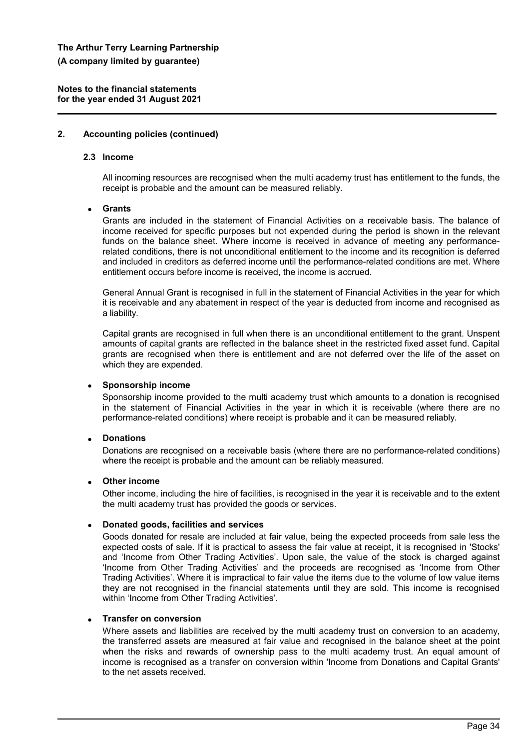## 2. Accounting policies (continued)

### 2.3 Income

All incoming resources are recognised when the multi academy trust has entitlement to the funds, the receipt is probable and the amount can be measured reliably.

- **Grants**

Grants are included in the statement of Financial Activities on a receivable basis. The balance of income received for specific purposes but not expended during the period is shown in the relevant funds on the balance sheet. Where income is received in advance of meeting any performance-related conditions, there is not unconditional entitlement to the income and its recognition is deferred and included in creditors as deferred income until the performance-related conditions are met. Where entitlement occurs before income is received, the income is accrued.

General Annual Grant is recognised in full in the statement of Financial Activities in the year for which it is receivable and any abatement in respect of the year is deducted from income and recognised as a liability.

Capital grants are recognised in full when there is an unconditional entitlement to the grant. Unspent amounts of capital grants are reflected in the balance sheet in the restricted fixed asset fund. Capital grants are recognised when there is entitlement and are not deferred over the life of the asset on which they are expended.

- **Sponsorship income**

Sponsorship income provided to the multi academy trust which amounts to a donation is recognised in the statement of Financial Activities in the year in which it is receivable (where there are no performance-related conditions) where receipt is probable and it can be measured reliably.

- **Donations**

Donations are recognised on a receivable basis (where there are no performance-related conditions) where the receipt is probable and the amount can be reliably measured.

- **Other income**

Other income, including the hire of facilities, is recognised in the year it is receivable and to the extent the multi academy trust has provided the goods or services.

- **Donated goods, facilities and services**

Goods donated for resale are included at fair value, being the expected proceeds from sale less the expected costs of sale. If it is practical to assess the fair value at receipt, it is recognised in 'Stocks' and 'Income from Other Trading Activities'. Upon sale, the value of the stock is charged against 'Income from Other Trading Activities' and the proceeds are recognised as 'Income from Other Trading Activities'. Where it is impractical to fair value the items due to the volume of low value items they are not recognised in the financial statements until they are sold. This income is recognised within 'Income from Other Trading Activities'.

- **Transfer on conversion**

Where assets and liabilities are received by the multi academy trust on conversion to an academy, the transferred assets are measured at fair value and recognised in the balance sheet at the point when the risks and rewards of ownership pass to the multi academy trust. An equal amount of income is recognised as a transfer on conversion within 'Income from Donations and Capital Grants' to the net assets received.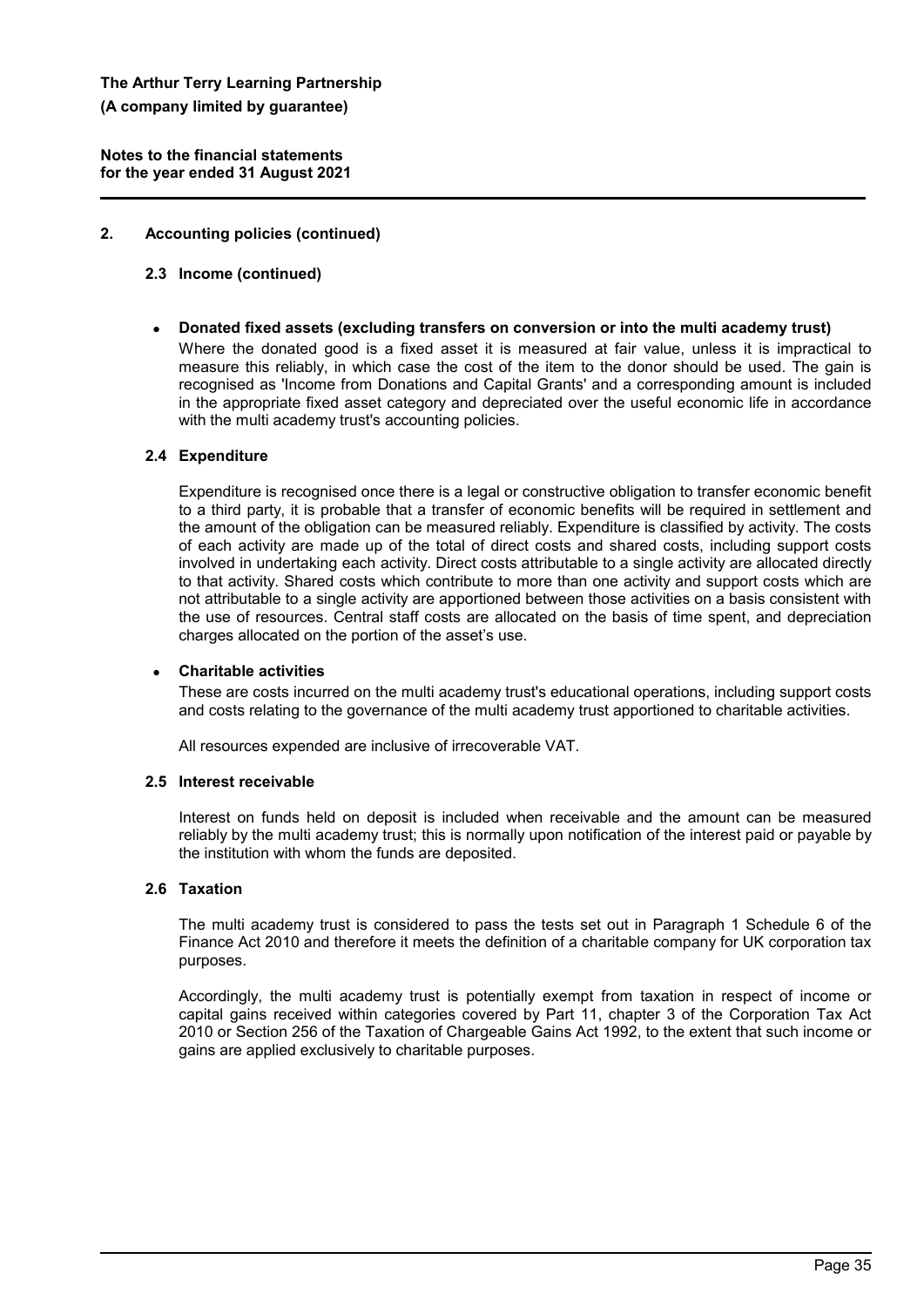## 2. Accounting policies (continued)

### 2.3 Income (continued)

- **Donated fixed assets (excluding transfers on conversion or into the multi academy trust)**

  Where the donated good is a fixed asset it is measured at fair value, unless it is impractical to measure this reliably, in which case the cost of the item to the donor should be used. The gain is recognised as 'Income from Donations and Capital Grants' and a corresponding amount is included in the appropriate fixed asset category and depreciated over the useful economic life in accordance with the multi academy trust's accounting policies.

### 2.4 Expenditure

Expenditure is recognised once there is a legal or constructive obligation to transfer economic benefit to a third party, it is probable that a transfer of economic benefits will be required in settlement and the amount of the obligation can be measured reliably. Expenditure is classified by activity. The costs of each activity are made up of the total of direct costs and shared costs, including support costs involved in undertaking each activity. Direct costs attributable to a single activity are allocated directly to that activity. Shared costs which contribute to more than one activity and support costs which are not attributable to a single activity are apportioned between those activities on a basis consistent with the use of resources. Central staff costs are allocated on the basis of time spent, and depreciation charges allocated on the portion of the asset's use.

- **Charitable activities**

  These are costs incurred on the multi academy trust's educational operations, including support costs and costs relating to the governance of the multi academy trust apportioned to charitable activities.

  All resources expended are inclusive of irrecoverable VAT.

### 2.5 Interest receivable

Interest on funds held on deposit is included when receivable and the amount can be measured reliably by the multi academy trust; this is normally upon notification of the interest paid or payable by the institution with whom the funds are deposited.

### 2.6 Taxation

The multi academy trust is considered to pass the tests set out in Paragraph 1 Schedule 6 of the Finance Act 2010 and therefore it meets the definition of a charitable company for UK corporation tax purposes.

Accordingly, the multi academy trust is potentially exempt from taxation in respect of income or capital gains received within categories covered by Part 11, chapter 3 of the Corporation Tax Act 2010 or Section 256 of the Taxation of Chargeable Gains Act 1992, to the extent that such income or gains are applied exclusively to charitable purposes.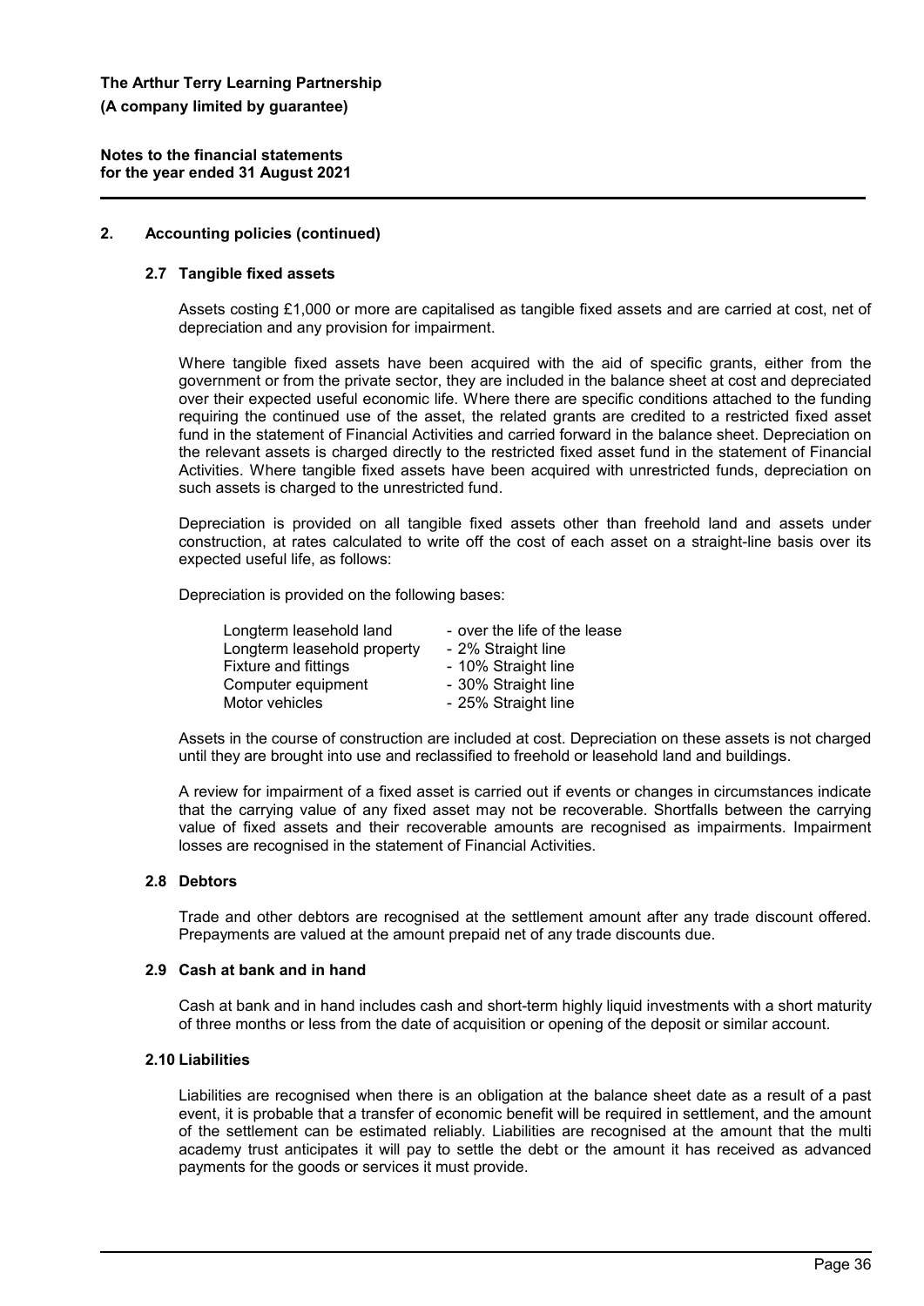**The Arthur Terry Learning Partnership**

**(A company limited by guarantee)**

**Notes to the financial statements for the year ended 31 August 2021**

## 2. Accounting policies (continued)

### 2.7 Tangible fixed assets

Assets costing £1,000 or more are capitalised as tangible fixed assets and are carried at cost, net of depreciation and any provision for impairment.

Where tangible fixed assets have been acquired with the aid of specific grants, either from the government or from the private sector, they are included in the balance sheet at cost and depreciated over their expected useful economic life. Where there are specific conditions attached to the funding requiring the continued use of the asset, the related grants are credited to a restricted fixed asset fund in the statement of Financial Activities and carried forward in the balance sheet. Depreciation on the relevant assets is charged directly to the restricted fixed asset fund in the statement of Financial Activities. Where tangible fixed assets have been acquired with unrestricted funds, depreciation on such assets is charged to the unrestricted fund.

Depreciation is provided on all tangible fixed assets other than freehold land and assets under construction, at rates calculated to write off the cost of each asset on a straight-line basis over its expected useful life, as follows:

Depreciation is provided on the following bases:

| | |
|---|---|
| Longterm leasehold land | - over the life of the lease |
| Longterm leasehold property | - 2% Straight line |
| Fixture and fittings | - 10% Straight line |
| Computer equipment | - 30% Straight line |
| Motor vehicles | - 25% Straight line |

Assets in the course of construction are included at cost. Depreciation on these assets is not charged until they are brought into use and reclassified to freehold or leasehold land and buildings.

A review for impairment of a fixed asset is carried out if events or changes in circumstances indicate that the carrying value of any fixed asset may not be recoverable. Shortfalls between the carrying value of fixed assets and their recoverable amounts are recognised as impairments. Impairment losses are recognised in the statement of Financial Activities.

### 2.8 Debtors

Trade and other debtors are recognised at the settlement amount after any trade discount offered. Prepayments are valued at the amount prepaid net of any trade discounts due.

### 2.9 Cash at bank and in hand

Cash at bank and in hand includes cash and short-term highly liquid investments with a short maturity of three months or less from the date of acquisition or opening of the deposit or similar account.

### 2.10 Liabilities

Liabilities are recognised when there is an obligation at the balance sheet date as a result of a past event, it is probable that a transfer of economic benefit will be required in settlement, and the amount of the settlement can be estimated reliably. Liabilities are recognised at the amount that the multi academy trust anticipates it will pay to settle the debt or the amount it has received as advanced payments for the goods or services it must provide.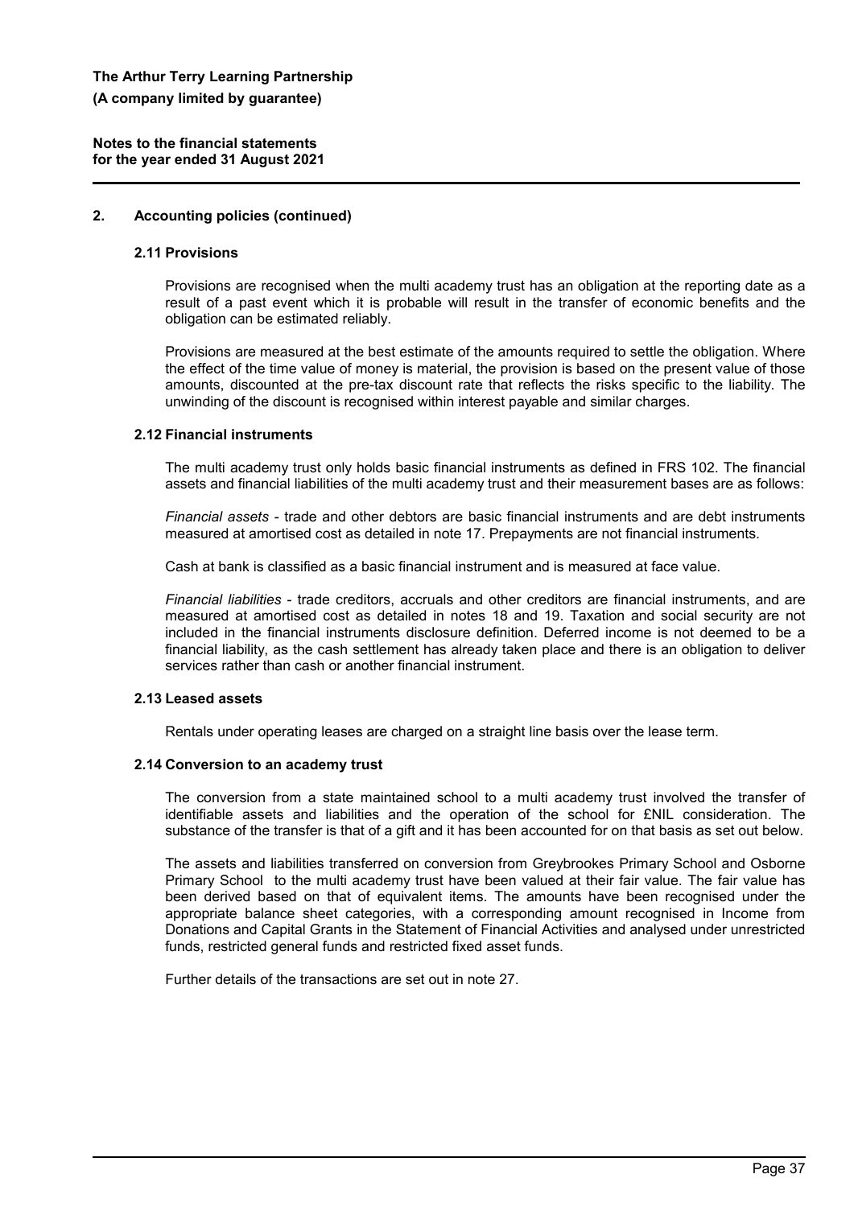## 2. Accounting policies (continued)

### 2.11 Provisions

Provisions are recognised when the multi academy trust has an obligation at the reporting date as a result of a past event which it is probable will result in the transfer of economic benefits and the obligation can be estimated reliably.

Provisions are measured at the best estimate of the amounts required to settle the obligation. Where the effect of the time value of money is material, the provision is based on the present value of those amounts, discounted at the pre-tax discount rate that reflects the risks specific to the liability. The unwinding of the discount is recognised within interest payable and similar charges.

### 2.12 Financial instruments

The multi academy trust only holds basic financial instruments as defined in FRS 102. The financial assets and financial liabilities of the multi academy trust and their measurement bases are as follows:

*Financial assets* - trade and other debtors are basic financial instruments and are debt instruments measured at amortised cost as detailed in note 17. Prepayments are not financial instruments.

Cash at bank is classified as a basic financial instrument and is measured at face value.

*Financial liabilities* - trade creditors, accruals and other creditors are financial instruments, and are measured at amortised cost as detailed in notes 18 and 19. Taxation and social security are not included in the financial instruments disclosure definition. Deferred income is not deemed to be a financial liability, as the cash settlement has already taken place and there is an obligation to deliver services rather than cash or another financial instrument.

### 2.13 Leased assets

Rentals under operating leases are charged on a straight line basis over the lease term.

### 2.14 Conversion to an academy trust

The conversion from a state maintained school to a multi academy trust involved the transfer of identifiable assets and liabilities and the operation of the school for £NIL consideration. The substance of the transfer is that of a gift and it has been accounted for on that basis as set out below.

The assets and liabilities transferred on conversion from Greybrookes Primary School and Osborne Primary School to the multi academy trust have been valued at their fair value. The fair value has been derived based on that of equivalent items. The amounts have been recognised under the appropriate balance sheet categories, with a corresponding amount recognised in Income from Donations and Capital Grants in the Statement of Financial Activities and analysed under unrestricted funds, restricted general funds and restricted fixed asset funds.

Further details of the transactions are set out in note 27.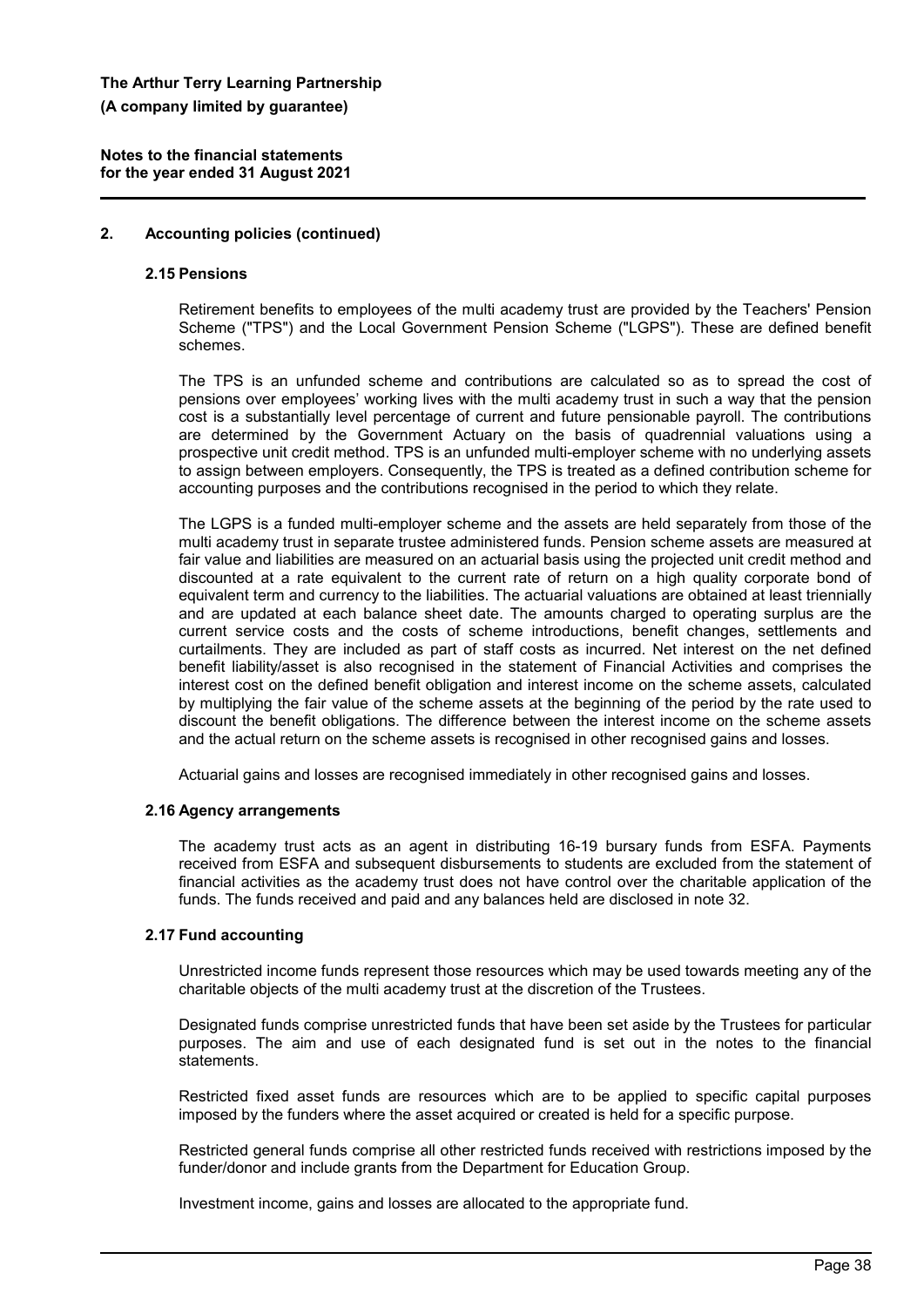## 2. Accounting policies (continued)

### 2.15 Pensions

Retirement benefits to employees of the multi academy trust are provided by the Teachers' Pension Scheme ("TPS") and the Local Government Pension Scheme ("LGPS"). These are defined benefit schemes.

The TPS is an unfunded scheme and contributions are calculated so as to spread the cost of pensions over employees' working lives with the multi academy trust in such a way that the pension cost is a substantially level percentage of current and future pensionable payroll. The contributions are determined by the Government Actuary on the basis of quadrennial valuations using a prospective unit credit method. TPS is an unfunded multi-employer scheme with no underlying assets to assign between employers. Consequently, the TPS is treated as a defined contribution scheme for accounting purposes and the contributions recognised in the period to which they relate.

The LGPS is a funded multi-employer scheme and the assets are held separately from those of the multi academy trust in separate trustee administered funds. Pension scheme assets are measured at fair value and liabilities are measured on an actuarial basis using the projected unit credit method and discounted at a rate equivalent to the current rate of return on a high quality corporate bond of equivalent term and currency to the liabilities. The actuarial valuations are obtained at least triennially and are updated at each balance sheet date. The amounts charged to operating surplus are the current service costs and the costs of scheme introductions, benefit changes, settlements and curtailments. They are included as part of staff costs as incurred. Net interest on the net defined benefit liability/asset is also recognised in the statement of Financial Activities and comprises the interest cost on the defined benefit obligation and interest income on the scheme assets, calculated by multiplying the fair value of the scheme assets at the beginning of the period by the rate used to discount the benefit obligations. The difference between the interest income on the scheme assets and the actual return on the scheme assets is recognised in other recognised gains and losses.

Actuarial gains and losses are recognised immediately in other recognised gains and losses.

### 2.16 Agency arrangements

The academy trust acts as an agent in distributing 16-19 bursary funds from ESFA. Payments received from ESFA and subsequent disbursements to students are excluded from the statement of financial activities as the academy trust does not have control over the charitable application of the funds. The funds received and paid and any balances held are disclosed in note 32.

### 2.17 Fund accounting

Unrestricted income funds represent those resources which may be used towards meeting any of the charitable objects of the multi academy trust at the discretion of the Trustees.

Designated funds comprise unrestricted funds that have been set aside by the Trustees for particular purposes. The aim and use of each designated fund is set out in the notes to the financial statements.

Restricted fixed asset funds are resources which are to be applied to specific capital purposes imposed by the funders where the asset acquired or created is held for a specific purpose.

Restricted general funds comprise all other restricted funds received with restrictions imposed by the funder/donor and include grants from the Department for Education Group.

Investment income, gains and losses are allocated to the appropriate fund.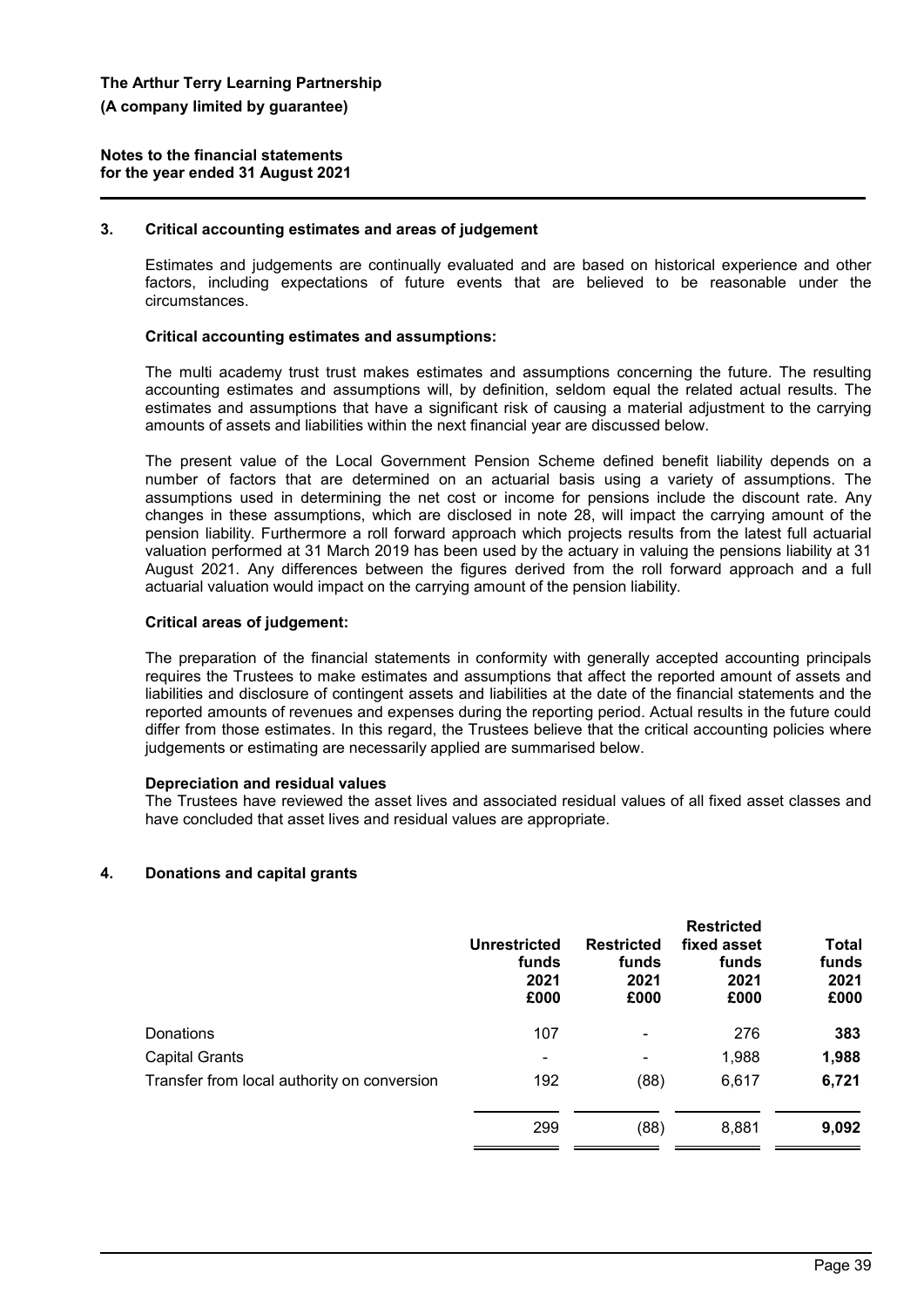## 3. Critical accounting estimates and areas of judgement

Estimates and judgements are continually evaluated and are based on historical experience and other factors, including expectations of future events that are believed to be reasonable under the circumstances.

**Critical accounting estimates and assumptions:**

The multi academy trust trust makes estimates and assumptions concerning the future. The resulting accounting estimates and assumptions will, by definition, seldom equal the related actual results. The estimates and assumptions that have a significant risk of causing a material adjustment to the carrying amounts of assets and liabilities within the next financial year are discussed below.

The present value of the Local Government Pension Scheme defined benefit liability depends on a number of factors that are determined on an actuarial basis using a variety of assumptions. The assumptions used in determining the net cost or income for pensions include the discount rate. Any changes in these assumptions, which are disclosed in note 28, will impact the carrying amount of the pension liability. Furthermore a roll forward approach which projects results from the latest full actuarial valuation performed at 31 March 2019 has been used by the actuary in valuing the pensions liability at 31 August 2021. Any differences between the figures derived from the roll forward approach and a full actuarial valuation would impact on the carrying amount of the pension liability.

**Critical areas of judgement:**

The preparation of the financial statements in conformity with generally accepted accounting principals requires the Trustees to make estimates and assumptions that affect the reported amount of assets and liabilities and disclosure of contingent assets and liabilities at the date of the financial statements and the reported amounts of revenues and expenses during the reporting period. Actual results in the future could differ from those estimates. In this regard, the Trustees believe that the critical accounting policies where judgements or estimating are necessarily applied are summarised below.

**Depreciation and residual values**
The Trustees have reviewed the asset lives and associated residual values of all fixed asset classes and have concluded that asset lives and residual values are appropriate.

## 4. Donations and capital grants

| | Unrestricted funds 2021 £000 | Restricted funds 2021 £000 | Restricted fixed asset funds 2021 £000 | Total funds 2021 £000 |
|---|---|---|---|---|
| Donations | 107 | - | 276 | **383** |
| Capital Grants | - | - | 1,988 | **1,988** |
| Transfer from local authority on conversion | 192 | (88) | 6,617 | **6,721** |
| | 299 | (88) | 8,881 | **9,092** |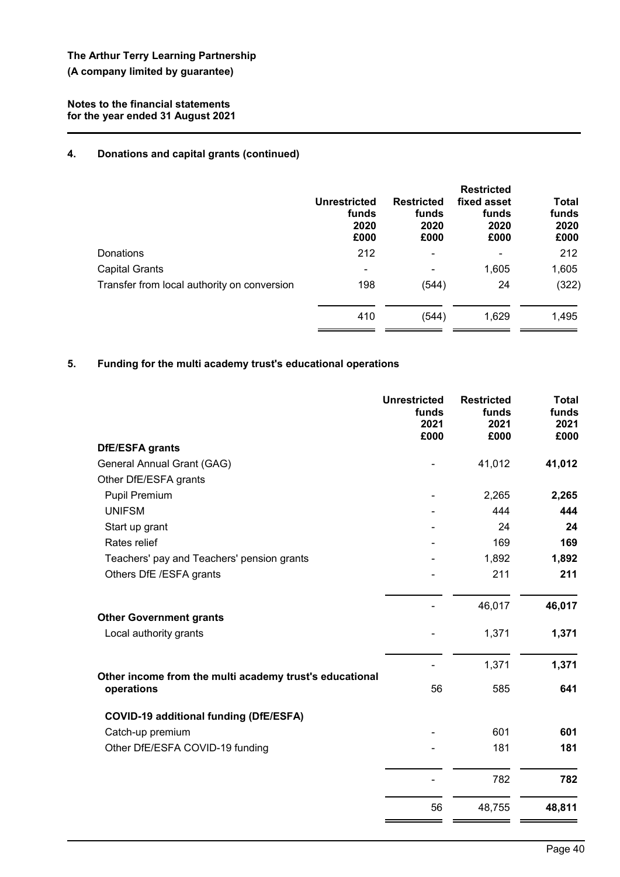**The Arthur Terry Learning Partnership**
**(A company limited by guarantee)**

**Notes to the financial statements**
**for the year ended 31 August 2021**

## 4. Donations and capital grants (continued)

| | Unrestricted funds 2020 £000 | Restricted funds 2020 £000 | Restricted fixed asset funds 2020 £000 | Total funds 2020 £000 |
|---|---|---|---|---|
| Donations | 212 | - | - | 212 |
| Capital Grants | - | - | 1,605 | 1,605 |
| Transfer from local authority on conversion | 198 | (544) | 24 | (322) |
| | 410 | (544) | 1,629 | 1,495 |

## 5. Funding for the multi academy trust's educational operations

| | Unrestricted funds 2021 £000 | Restricted funds 2021 £000 | Total funds 2021 £000 |
|---|---|---|---|
| **DfE/ESFA grants** | | | |
| General Annual Grant (GAG) | - | 41,012 | **41,012** |
| Other DfE/ESFA grants | | | |
| Pupil Premium | - | 2,265 | **2,265** |
| UNIFSM | - | 444 | **444** |
| Start up grant | - | 24 | **24** |
| Rates relief | - | 169 | **169** |
| Teachers' pay and Teachers' pension grants | - | 1,892 | **1,892** |
| Others DfE /ESFA grants | - | 211 | **211** |
| | - | 46,017 | **46,017** |
| **Other Government grants** | | | |
| Local authority grants | - | 1,371 | **1,371** |
| | - | 1,371 | **1,371** |
| **Other income from the multi academy trust's educational operations** | 56 | 585 | **641** |
| **COVID-19 additional funding (DfE/ESFA)** | | | |
| Catch-up premium | - | 601 | **601** |
| Other DfE/ESFA COVID-19 funding | - | 181 | **181** |
| | - | 782 | **782** |
| | 56 | 48,755 | **48,811** |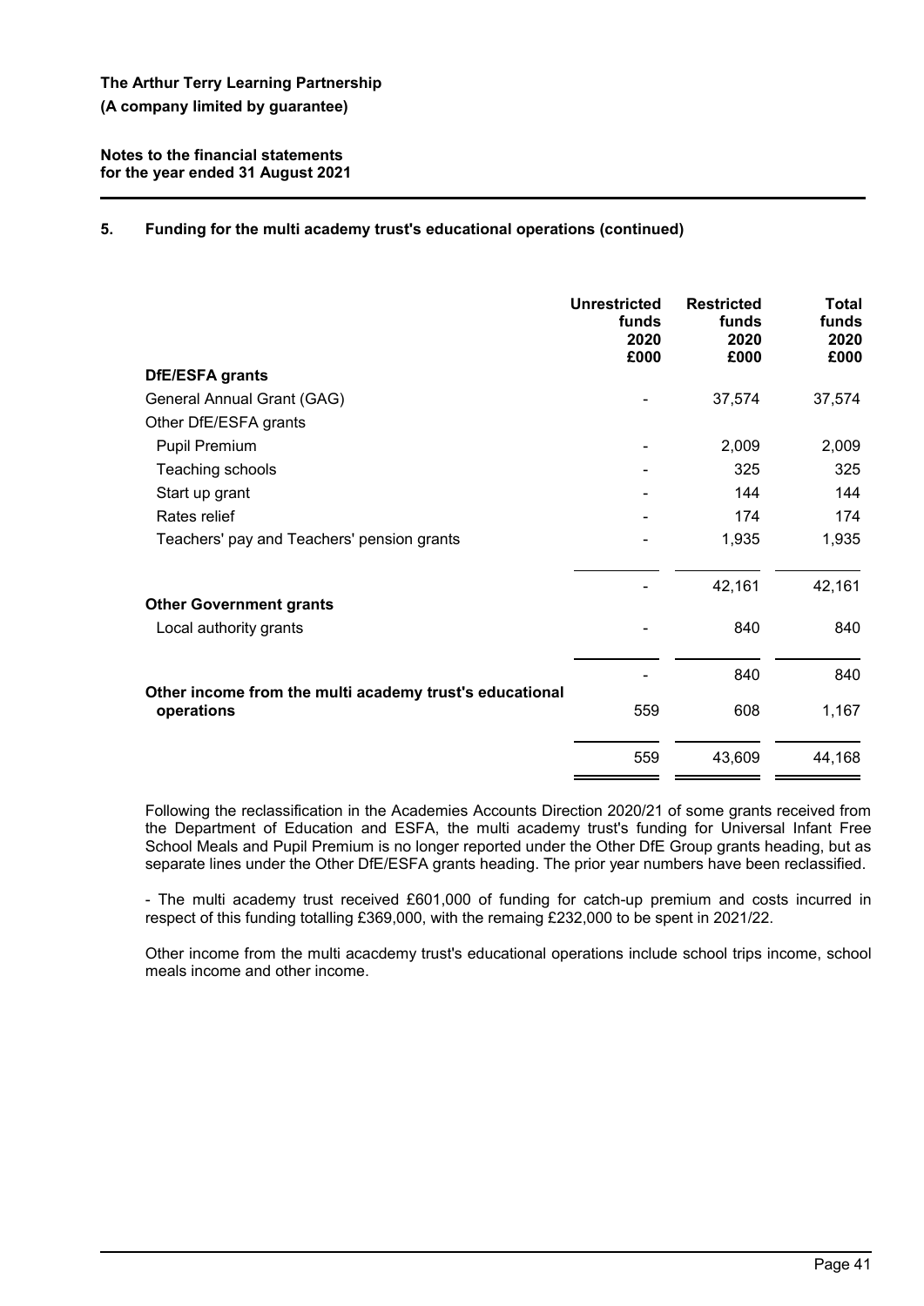**The Arthur Terry Learning Partnership**

**(A company limited by guarantee)**

**Notes to the financial statements for the year ended 31 August 2021**

## 5. Funding for the multi academy trust's educational operations (continued)

| | Unrestricted funds 2020 £000 | Restricted funds 2020 £000 | Total funds 2020 £000 |
|---|---|---|---|
| **DfE/ESFA grants** | | | |
| General Annual Grant (GAG) | - | 37,574 | 37,574 |
| Other DfE/ESFA grants | | | |
| Pupil Premium | - | 2,009 | 2,009 |
| Teaching schools | - | 325 | 325 |
| Start up grant | - | 144 | 144 |
| Rates relief | - | 174 | 174 |
| Teachers' pay and Teachers' pension grants | - | 1,935 | 1,935 |
| | - | 42,161 | 42,161 |
| **Other Government grants** | | | |
| Local authority grants | - | 840 | 840 |
| | - | 840 | 840 |
| **Other income from the multi academy trust's educational operations** | 559 | 608 | 1,167 |
| | 559 | 43,609 | 44,168 |

Following the reclassification in the Academies Accounts Direction 2020/21 of some grants received from the Department of Education and ESFA, the multi academy trust's funding for Universal Infant Free School Meals and Pupil Premium is no longer reported under the Other DfE Group grants heading, but as separate lines under the Other DfE/ESFA grants heading. The prior year numbers have been reclassified.

- The multi academy trust received £601,000 of funding for catch-up premium and costs incurred in respect of this funding totalling £369,000, with the remaing £232,000 to be spent in 2021/22.

Other income from the multi acacdemy trust's educational operations include school trips income, school meals income and other income.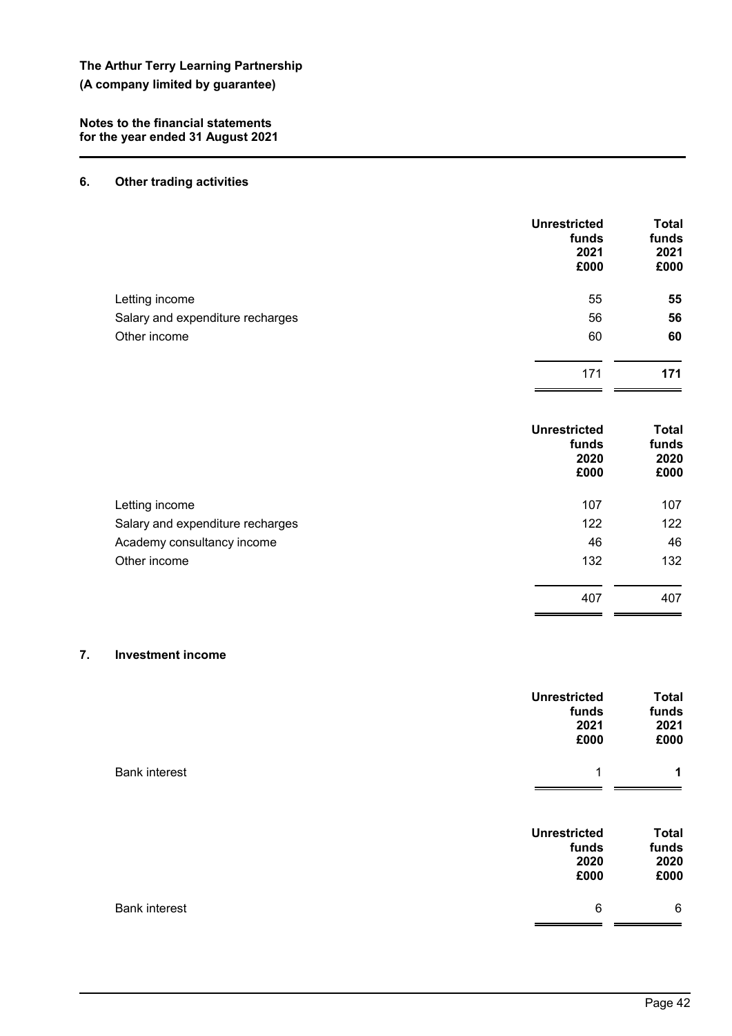**The Arthur Terry Learning Partnership**
**(A company limited by guarantee)**

**Notes to the financial statements**
**for the year ended 31 August 2021**

## 6. Other trading activities

| | Unrestricted funds 2021 £000 | Total funds 2021 £000 |
|---|---|---|
| Letting income | 55 | **55** |
| Salary and expenditure recharges | 56 | **56** |
| Other income | 60 | **60** |
| | 171 | **171** |

| | Unrestricted funds 2020 £000 | Total funds 2020 £000 |
|---|---|---|
| Letting income | 107 | 107 |
| Salary and expenditure recharges | 122 | 122 |
| Academy consultancy income | 46 | 46 |
| Other income | 132 | 132 |
| | 407 | 407 |

## 7. Investment income

| | Unrestricted funds 2021 £000 | Total funds 2021 £000 |
|---|---|---|
| Bank interest | 1 | **1** |

| | Unrestricted funds 2020 £000 | Total funds 2020 £000 |
|---|---|---|
| Bank interest | 6 | 6 |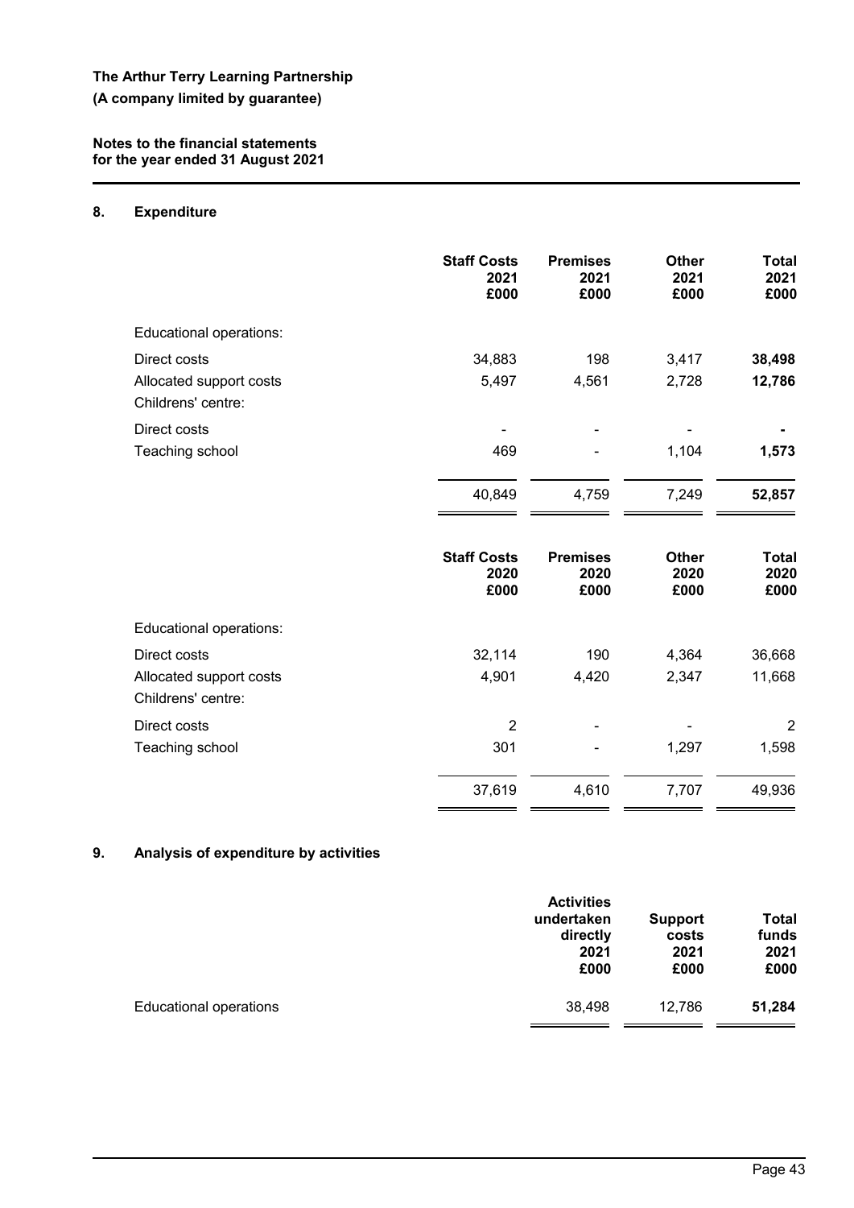**The Arthur Terry Learning Partnership**
**(A company limited by guarantee)**

**Notes to the financial statements**
**for the year ended 31 August 2021**

## 8. Expenditure

| | Staff Costs 2021 £000 | Premises 2021 £000 | Other 2021 £000 | Total 2021 £000 |
|---|---|---|---|---|
| Educational operations: | | | | |
| Direct costs | 34,883 | 198 | 3,417 | **38,498** |
| Allocated support costs | 5,497 | 4,561 | 2,728 | **12,786** |
| Childrens' centre: | | | | |
| Direct costs | - | - | - | **-** |
| Teaching school | 469 | - | 1,104 | **1,573** |
| | 40,849 | 4,759 | 7,249 | **52,857** |

| | Staff Costs 2020 £000 | Premises 2020 £000 | Other 2020 £000 | Total 2020 £000 |
|---|---|---|---|---|
| Educational operations: | | | | |
| Direct costs | 32,114 | 190 | 4,364 | 36,668 |
| Allocated support costs | 4,901 | 4,420 | 2,347 | 11,668 |
| Childrens' centre: | | | | |
| Direct costs | 2 | - | - | 2 |
| Teaching school | 301 | - | 1,297 | 1,598 |
| | 37,619 | 4,610 | 7,707 | 49,936 |

## 9. Analysis of expenditure by activities

| | Activities undertaken directly 2021 £000 | Support costs 2021 £000 | Total funds 2021 £000 |
|---|---|---|---|
| Educational operations | 38,498 | 12,786 | **51,284** |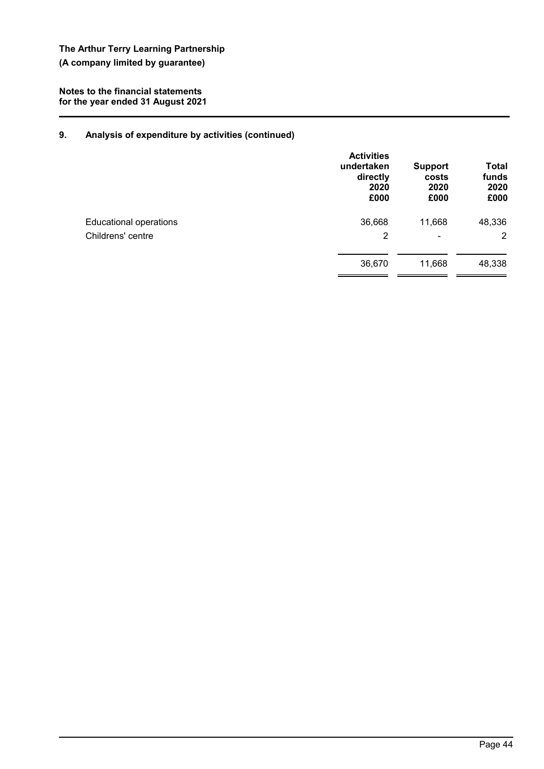The Arthur Terry Learning Partnership
(A company limited by guarantee)

Notes to the financial statements
for the year ended 31 August 2021

## 9. Analysis of expenditure by activities (continued)

| | Activities undertaken directly 2020 £000 | Support costs 2020 £000 | Total funds 2020 £000 |
|---|---|---|---|
| Educational operations | 36,668 | 11,668 | 48,336 |
| Childrens' centre | 2 | - | 2 |
| | 36,670 | 11,668 | 48,338 |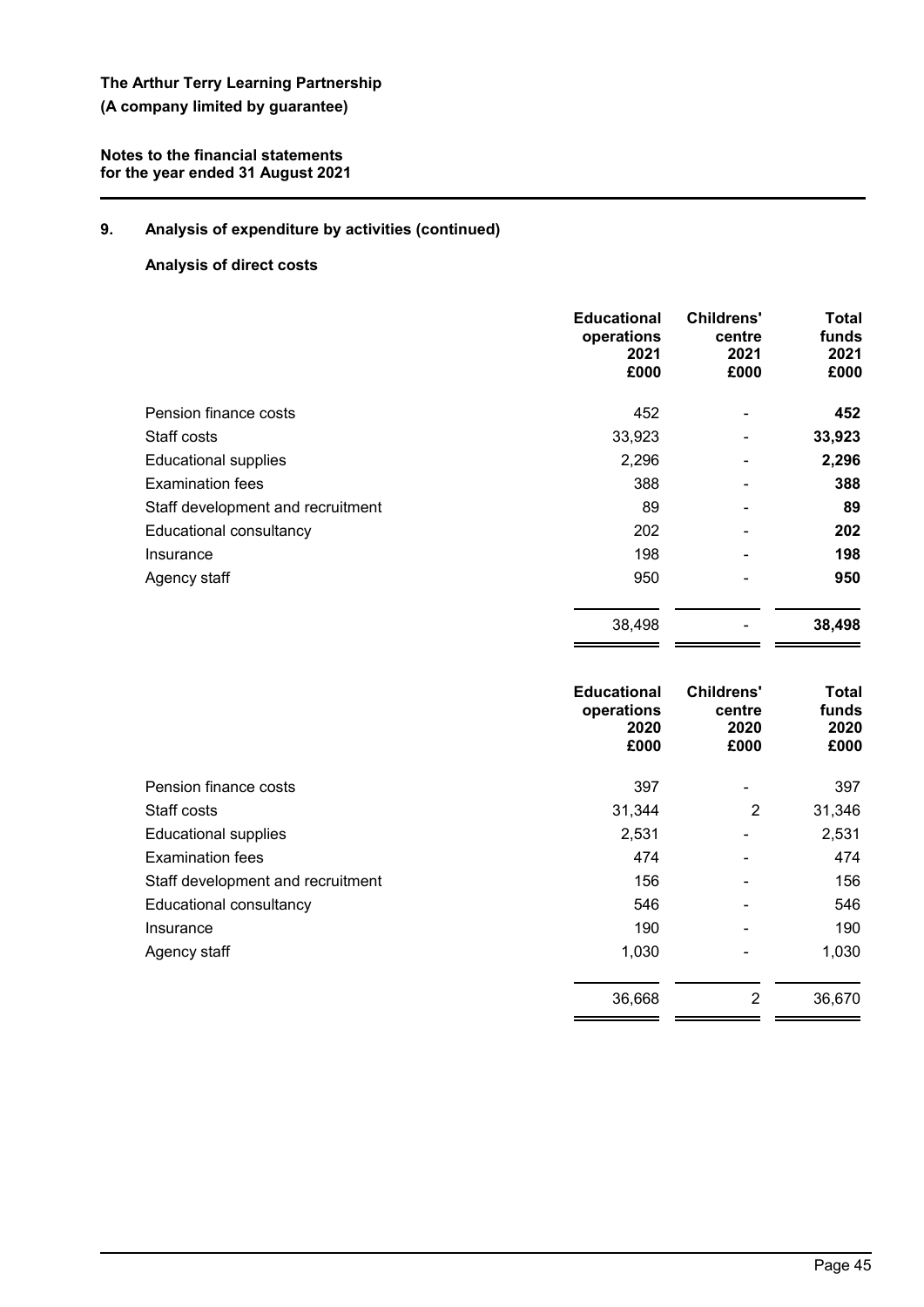## 9. Analysis of expenditure by activities (continued)

### Analysis of direct costs

| | Educational operations 2021 £000 | Childrens' centre 2021 £000 | Total funds 2021 £000 |
|---|---|---|---|
| Pension finance costs | 452 | - | **452** |
| Staff costs | 33,923 | - | **33,923** |
| Educational supplies | 2,296 | - | **2,296** |
| Examination fees | 388 | - | **388** |
| Staff development and recruitment | 89 | - | **89** |
| Educational consultancy | 202 | - | **202** |
| Insurance | 198 | - | **198** |
| Agency staff | 950 | - | **950** |
| | 38,498 | - | **38,498** |

| | Educational operations 2020 £000 | Childrens' centre 2020 £000 | Total funds 2020 £000 |
|---|---|---|---|
| Pension finance costs | 397 | - | 397 |
| Staff costs | 31,344 | 2 | 31,346 |
| Educational supplies | 2,531 | - | 2,531 |
| Examination fees | 474 | - | 474 |
| Staff development and recruitment | 156 | - | 156 |
| Educational consultancy | 546 | - | 546 |
| Insurance | 190 | - | 190 |
| Agency staff | 1,030 | - | 1,030 |
| | 36,668 | 2 | 36,670 |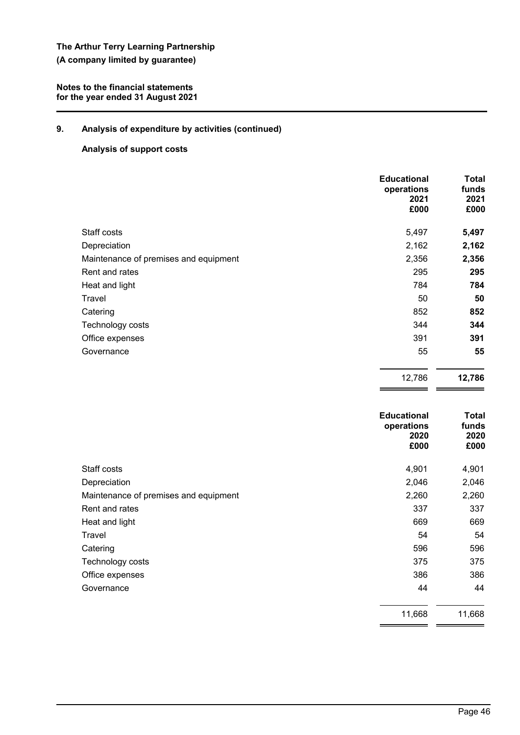**The Arthur Terry Learning Partnership**
**(A company limited by guarantee)**

**Notes to the financial statements**
**for the year ended 31 August 2021**

## 9. Analysis of expenditure by activities (continued)

### Analysis of support costs

| | Educational operations 2021 £000 | Total funds 2021 £000 |
|---|---|---|
| Staff costs | 5,497 | **5,497** |
| Depreciation | 2,162 | **2,162** |
| Maintenance of premises and equipment | 2,356 | **2,356** |
| Rent and rates | 295 | **295** |
| Heat and light | 784 | **784** |
| Travel | 50 | **50** |
| Catering | 852 | **852** |
| Technology costs | 344 | **344** |
| Office expenses | 391 | **391** |
| Governance | 55 | **55** |
| | 12,786 | **12,786** |

| | Educational operations 2020 £000 | Total funds 2020 £000 |
|---|---|---|
| Staff costs | 4,901 | 4,901 |
| Depreciation | 2,046 | 2,046 |
| Maintenance of premises and equipment | 2,260 | 2,260 |
| Rent and rates | 337 | 337 |
| Heat and light | 669 | 669 |
| Travel | 54 | 54 |
| Catering | 596 | 596 |
| Technology costs | 375 | 375 |
| Office expenses | 386 | 386 |
| Governance | 44 | 44 |
| | 11,668 | 11,668 |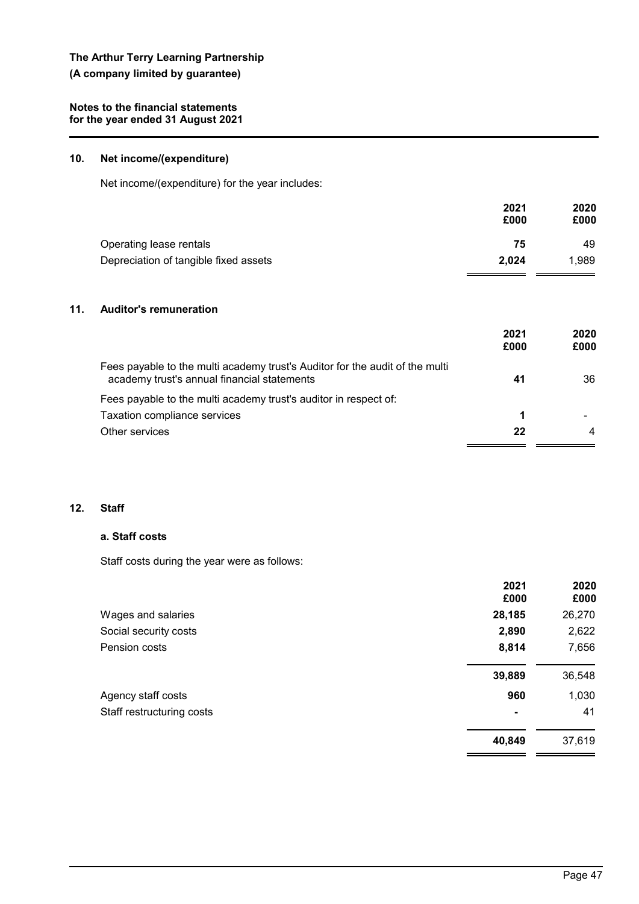**The Arthur Terry Learning Partnership**
**(A company limited by guarantee)**

**Notes to the financial statements**
**for the year ended 31 August 2021**

## 10. Net income/(expenditure)

Net income/(expenditure) for the year includes:

| | 2021 £000 | 2020 £000 |
|---|---|---|
| Operating lease rentals | **75** | 49 |
| Depreciation of tangible fixed assets | **2,024** | 1,989 |

## 11. Auditor's remuneration

| | 2021 £000 | 2020 £000 |
|---|---|---|
| Fees payable to the multi academy trust's Auditor for the audit of the multi academy trust's annual financial statements | **41** | 36 |
| Fees payable to the multi academy trust's auditor in respect of: | | |
| Taxation compliance services | **1** | - |
| Other services | **22** | 4 |

## 12. Staff

### a. Staff costs

Staff costs during the year were as follows:

| | 2021 £000 | 2020 £000 |
|---|---|---|
| Wages and salaries | **28,185** | 26,270 |
| Social security costs | **2,890** | 2,622 |
| Pension costs | **8,814** | 7,656 |
| | **39,889** | 36,548 |
| Agency staff costs | **960** | 1,030 |
| Staff restructuring costs | **-** | 41 |
| | **40,849** | 37,619 |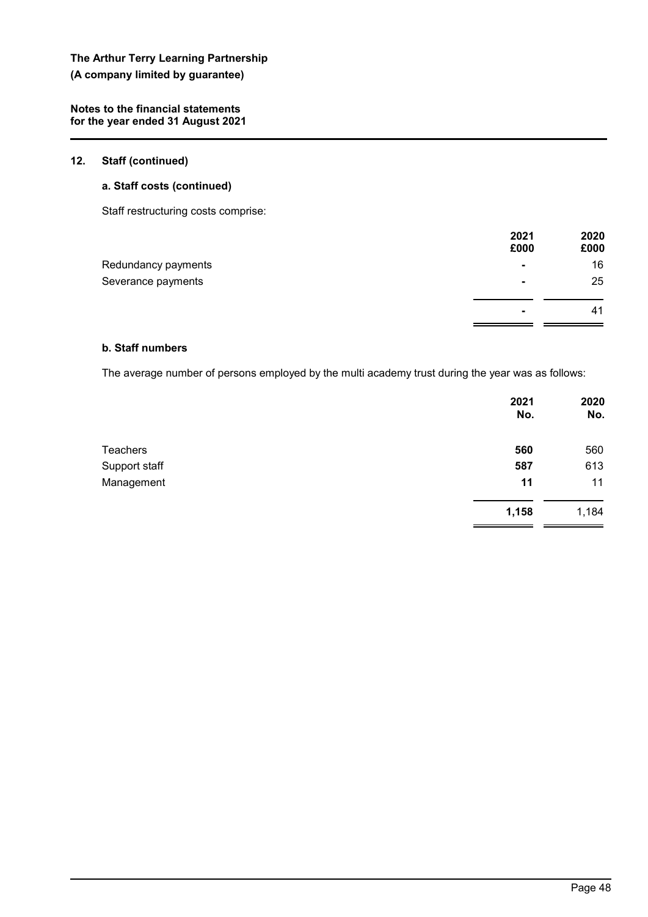**The Arthur Terry Learning Partnership**
**(A company limited by guarantee)**

**Notes to the financial statements for the year ended 31 August 2021**

## 12. Staff (continued)

### a. Staff costs (continued)

Staff restructuring costs comprise:

| | 2021 £000 | 2020 £000 |
|---|---|---|
| Redundancy payments | - | 16 |
| Severance payments | - | 25 |
| | - | 41 |

### b. Staff numbers

The average number of persons employed by the multi academy trust during the year was as follows:

| | 2021 No. | 2020 No. |
|---|---|---|
| Teachers | **560** | 560 |
| Support staff | **587** | 613 |
| Management | **11** | 11 |
| | **1,158** | 1,184 |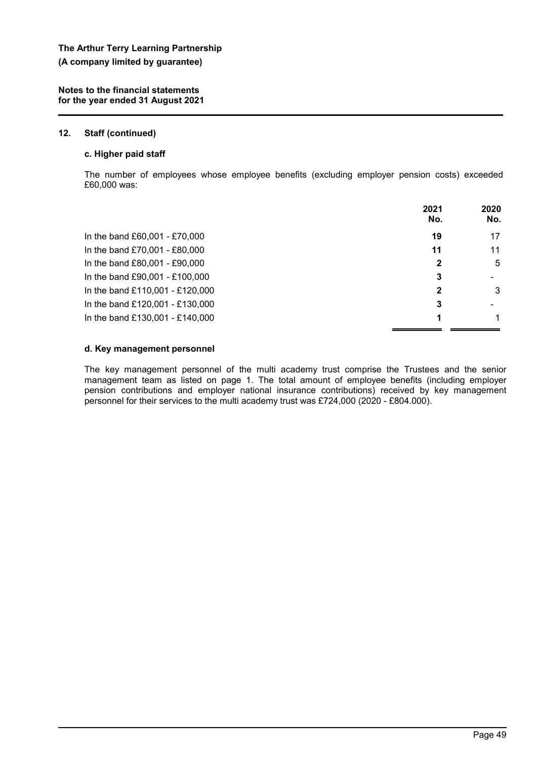**The Arthur Terry Learning Partnership**

**(A company limited by guarantee)**

**Notes to the financial statements for the year ended 31 August 2021**

## 12. Staff (continued)

### c. Higher paid staff

The number of employees whose employee benefits (excluding employer pension costs) exceeded £60,000 was:

| | 2021 No. | 2020 No. |
|---|---|---|
| In the band £60,001 - £70,000 | **19** | 17 |
| In the band £70,001 - £80,000 | **11** | 11 |
| In the band £80,001 - £90,000 | **2** | 5 |
| In the band £90,001 - £100,000 | **3** | - |
| In the band £110,001 - £120,000 | **2** | 3 |
| In the band £120,001 - £130,000 | **3** | - |
| In the band £130,001 - £140,000 | **1** | 1 |

### d. Key management personnel

The key management personnel of the multi academy trust comprise the Trustees and the senior management team as listed on page 1. The total amount of employee benefits (including employer pension contributions and employer national insurance contributions) received by key management personnel for their services to the multi academy trust was £724,000 (2020 - £804.000).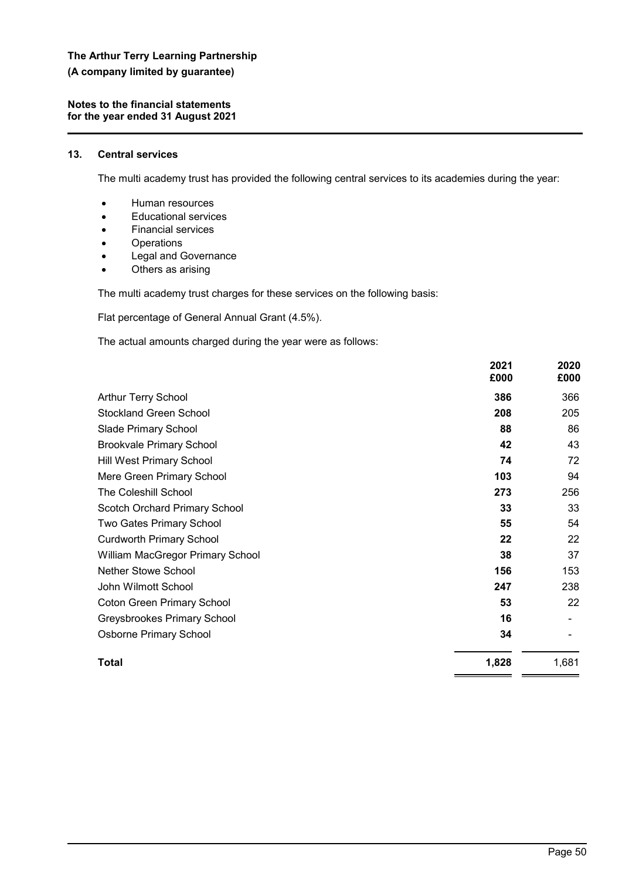## 13. Central services

The multi academy trust has provided the following central services to its academies during the year:

- Human resources
- Educational services
- Financial services
- Operations
- Legal and Governance
- Others as arising

The multi academy trust charges for these services on the following basis:

Flat percentage of General Annual Grant (4.5%).

The actual amounts charged during the year were as follows:

| | 2021 £000 | 2020 £000 |
|---|---|---|
| Arthur Terry School | **386** | 366 |
| Stockland Green School | **208** | 205 |
| Slade Primary School | **88** | 86 |
| Brookvale Primary School | **42** | 43 |
| Hill West Primary School | **74** | 72 |
| Mere Green Primary School | **103** | 94 |
| The Coleshill School | **273** | 256 |
| Scotch Orchard Primary School | **33** | 33 |
| Two Gates Primary School | **55** | 54 |
| Curdworth Primary School | **22** | 22 |
| William MacGregor Primary School | **38** | 37 |
| Nether Stowe School | **156** | 153 |
| John Wilmott School | **247** | 238 |
| Coton Green Primary School | **53** | 22 |
| Greysbrookes Primary School | **16** | - |
| Osborne Primary School | **34** | - |
| **Total** | **1,828** | 1,681 |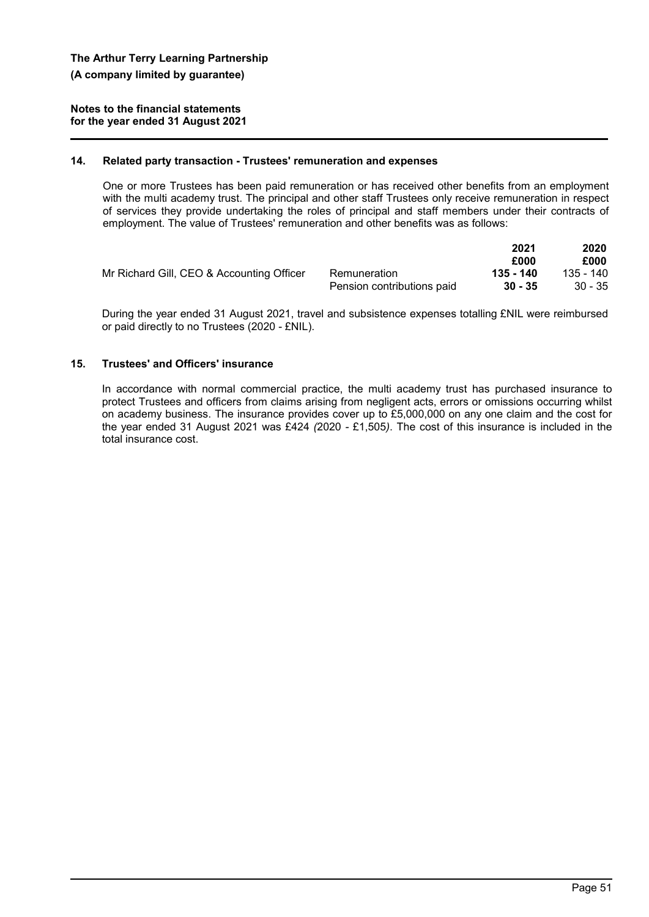**The Arthur Terry Learning Partnership**

**(A company limited by guarantee)**

**Notes to the financial statements for the year ended 31 August 2021**

## 14. Related party transaction - Trustees' remuneration and expenses

One or more Trustees has been paid remuneration or has received other benefits from an employment with the multi academy trust. The principal and other staff Trustees only receive remuneration in respect of services they provide undertaking the roles of principal and staff members under their contracts of employment. The value of Trustees' remuneration and other benefits was as follows:

| | | 2021 £000 | 2020 £000 |
|---|---|---|---|
| Mr Richard Gill, CEO & Accounting Officer | Remuneration | **135 - 140** | 135 - 140 |
| | Pension contributions paid | **30 - 35** | 30 - 35 |

During the year ended 31 August 2021, travel and subsistence expenses totalling £NIL were reimbursed or paid directly to no Trustees (2020 - £NIL).

## 15. Trustees' and Officers' insurance

In accordance with normal commercial practice, the multi academy trust has purchased insurance to protect Trustees and officers from claims arising from negligent acts, errors or omissions occurring whilst on academy business. The insurance provides cover up to £5,000,000 on any one claim and the cost for the year ended 31 August 2021 was £424 *(*2020 - £1,505*)*. The cost of this insurance is included in the total insurance cost.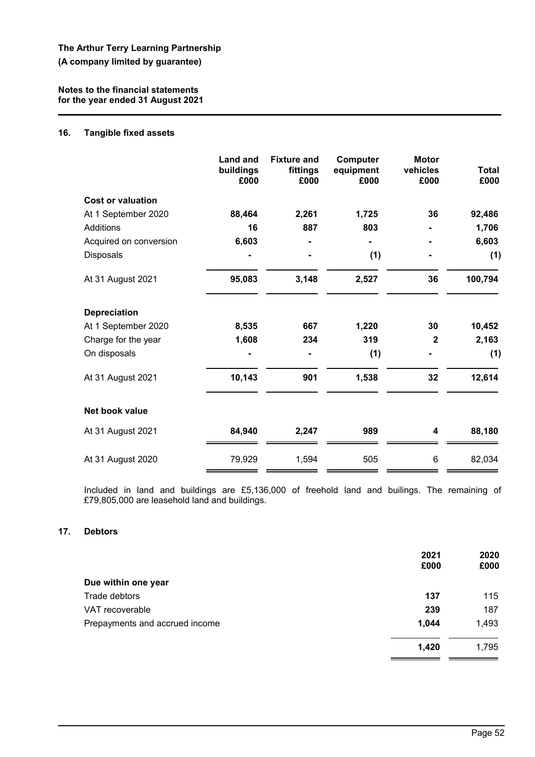## 16. Tangible fixed assets

| | Land and buildings £000 | Fixture and fittings £000 | Computer equipment £000 | Motor vehicles £000 | Total £000 |
|---|---|---|---|---|---|
| **Cost or valuation** | | | | | |
| At 1 September 2020 | **88,464** | **2,261** | **1,725** | **36** | **92,486** |
| Additions | **16** | **887** | **803** | **-** | **1,706** |
| Acquired on conversion | **6,603** | **-** | **-** | **-** | **6,603** |
| Disposals | **-** | **-** | **(1)** | **-** | **(1)** |
| At 31 August 2021 | **95,083** | **3,148** | **2,527** | **36** | **100,794** |
| **Depreciation** | | | | | |
| At 1 September 2020 | **8,535** | **667** | **1,220** | **30** | **10,452** |
| Charge for the year | **1,608** | **234** | **319** | **2** | **2,163** |
| On disposals | **-** | **-** | **(1)** | **-** | **(1)** |
| At 31 August 2021 | **10,143** | **901** | **1,538** | **32** | **12,614** |
| **Net book value** | | | | | |
| At 31 August 2021 | **84,940** | **2,247** | **989** | **4** | **88,180** |
| At 31 August 2020 | 79,929 | 1,594 | 505 | 6 | 82,034 |

Included in land and buildings are £5,136,000 of freehold land and builings. The remaining of £79,805,000 are leasehold land and buildings.

## 17. Debtors

| | 2021 £000 | 2020 £000 |
|---|---|---|
| **Due within one year** | | |
| Trade debtors | **137** | 115 |
| VAT recoverable | **239** | 187 |
| Prepayments and accrued income | **1,044** | 1,493 |
| | **1,420** | 1,795 |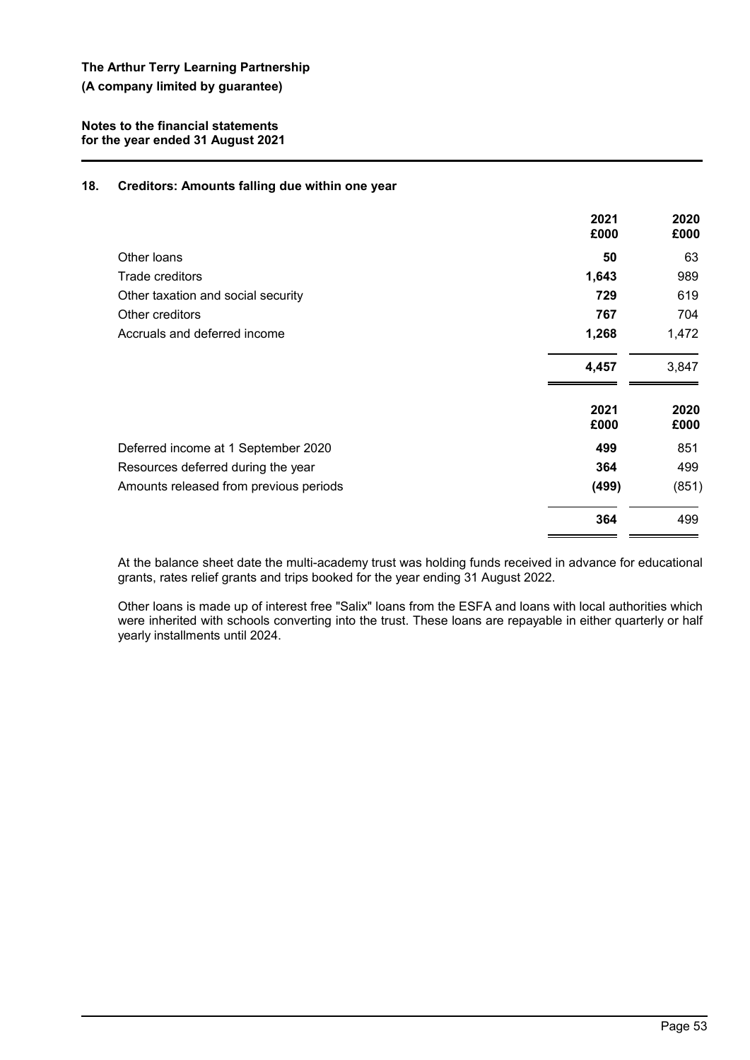**The Arthur Terry Learning Partnership**

**(A company limited by guarantee)**

**Notes to the financial statements for the year ended 31 August 2021**

## 18. Creditors: Amounts falling due within one year

| | 2021 £000 | 2020 £000 |
|---|---|---|
| Other loans | **50** | 63 |
| Trade creditors | **1,643** | 989 |
| Other taxation and social security | **729** | 619 |
| Other creditors | **767** | 704 |
| Accruals and deferred income | **1,268** | 1,472 |
| | **4,457** | 3,847 |

| | 2021 £000 | 2020 £000 |
|---|---|---|
| Deferred income at 1 September 2020 | **499** | 851 |
| Resources deferred during the year | **364** | 499 |
| Amounts released from previous periods | **(499)** | (851) |
| | **364** | 499 |

At the balance sheet date the multi-academy trust was holding funds received in advance for educational grants, rates relief grants and trips booked for the year ending 31 August 2022.

Other loans is made up of interest free "Salix" loans from the ESFA and loans with local authorities which were inherited with schools converting into the trust. These loans are repayable in either quarterly or half yearly installments until 2024.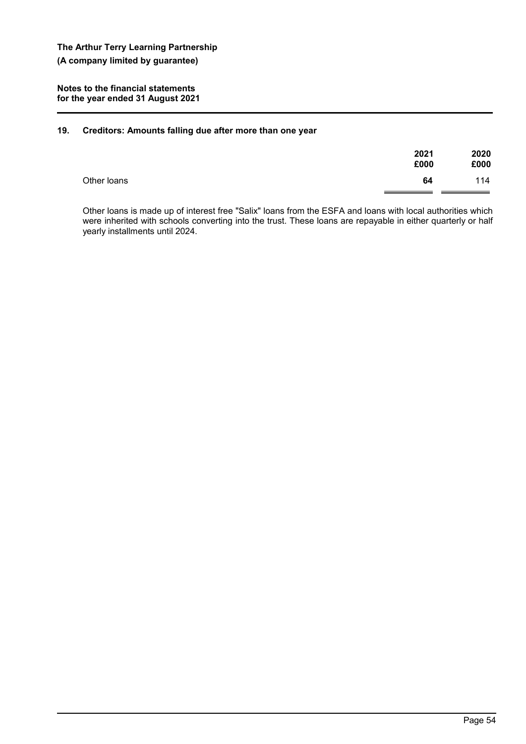**The Arthur Terry Learning Partnership**
**(A company limited by guarantee)**

**Notes to the financial statements for the year ended 31 August 2021**

## 19. Creditors: Amounts falling due after more than one year

| | 2021 £000 | 2020 £000 |
|---|---|---|
| Other loans | **64** | 114 |

Other loans is made up of interest free "Salix" loans from the ESFA and loans with local authorities which were inherited with schools converting into the trust. These loans are repayable in either quarterly or half yearly installments until 2024.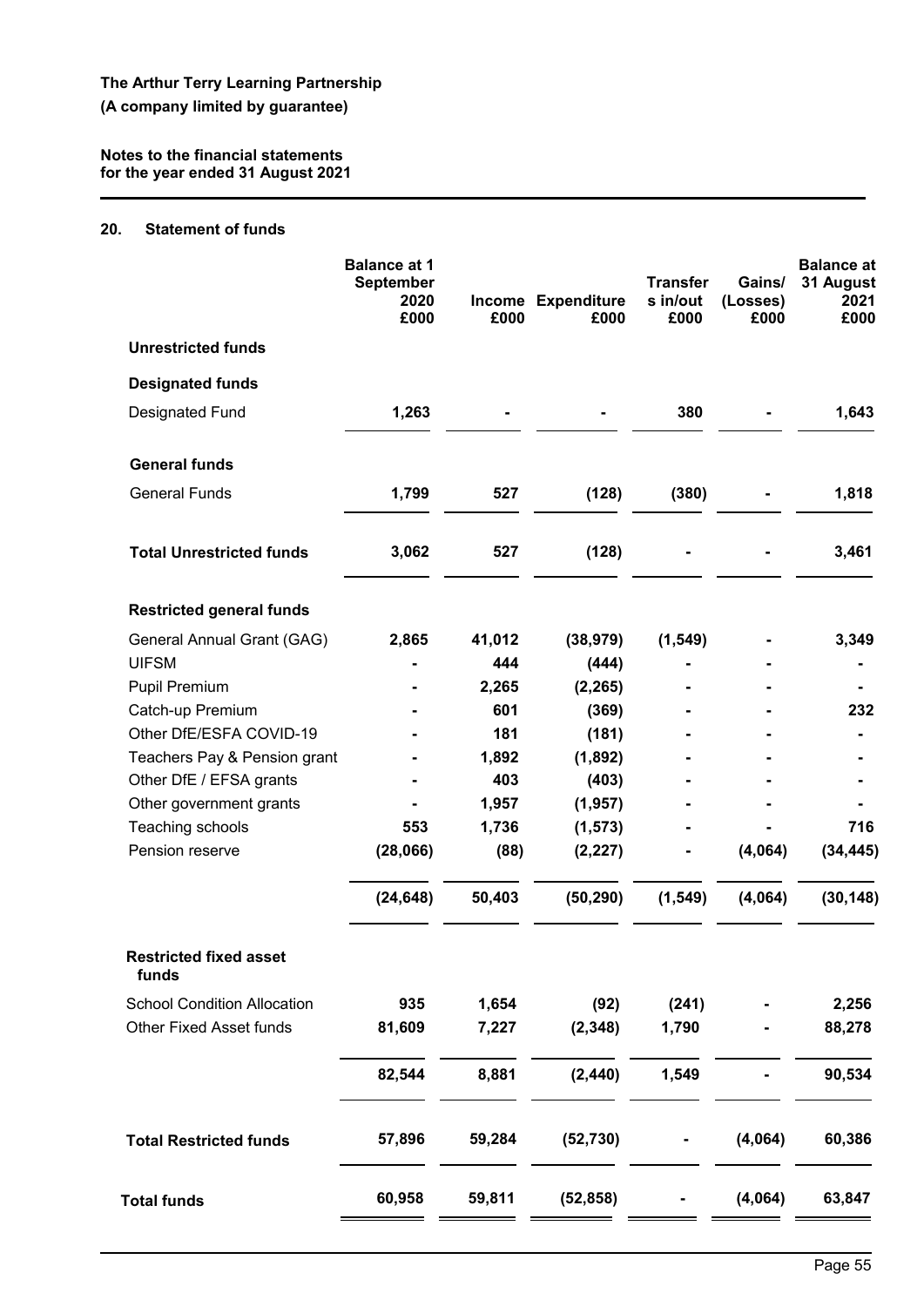**The Arthur Terry Learning Partnership**
**(A company limited by guarantee)**

**Notes to the financial statements**
**for the year ended 31 August 2021**

## 20. Statement of funds

| | Balance at 1 September 2020 £000 | Income £000 | Expenditure £000 | Transfers in/out £000 | Gains/ (Losses) £000 | Balance at 31 August 2021 £000 |
|---|---|---|---|---|---|---|
| **Unrestricted funds** | | | | | | |
| **Designated funds** | | | | | | |
| Designated Fund | **1,263** | **-** | **-** | **380** | **-** | **1,643** |
| **General funds** | | | | | | |
| General Funds | **1,799** | **527** | **(128)** | **(380)** | **-** | **1,818** |
| **Total Unrestricted funds** | **3,062** | **527** | **(128)** | **-** | **-** | **3,461** |
| **Restricted general funds** | | | | | | |
| General Annual Grant (GAG) | **2,865** | **41,012** | **(38,979)** | **(1,549)** | **-** | **3,349** |
| UIFSM | **-** | **444** | **(444)** | **-** | **-** | **-** |
| Pupil Premium | **-** | **2,265** | **(2,265)** | **-** | **-** | **-** |
| Catch-up Premium | **-** | **601** | **(369)** | **-** | **-** | **232** |
| Other DfE/ESFA COVID-19 | **-** | **181** | **(181)** | **-** | **-** | **-** |
| Teachers Pay & Pension grant | **-** | **1,892** | **(1,892)** | **-** | **-** | **-** |
| Other DfE / EFSA grants | **-** | **403** | **(403)** | **-** | **-** | **-** |
| Other government grants | **-** | **1,957** | **(1,957)** | **-** | **-** | **-** |
| Teaching schools | **553** | **1,736** | **(1,573)** | **-** | **-** | **716** |
| Pension reserve | **(28,066)** | **(88)** | **(2,227)** | **-** | **(4,064)** | **(34,445)** |
| | **(24,648)** | **50,403** | **(50,290)** | **(1,549)** | **(4,064)** | **(30,148)** |
| **Restricted fixed asset funds** | | | | | | |
| School Condition Allocation | **935** | **1,654** | **(92)** | **(241)** | **-** | **2,256** |
| Other Fixed Asset funds | **81,609** | **7,227** | **(2,348)** | **1,790** | **-** | **88,278** |
| | **82,544** | **8,881** | **(2,440)** | **1,549** | **-** | **90,534** |
| **Total Restricted funds** | **57,896** | **59,284** | **(52,730)** | **-** | **(4,064)** | **60,386** |
| **Total funds** | **60,958** | **59,811** | **(52,858)** | **-** | **(4,064)** | **63,847** |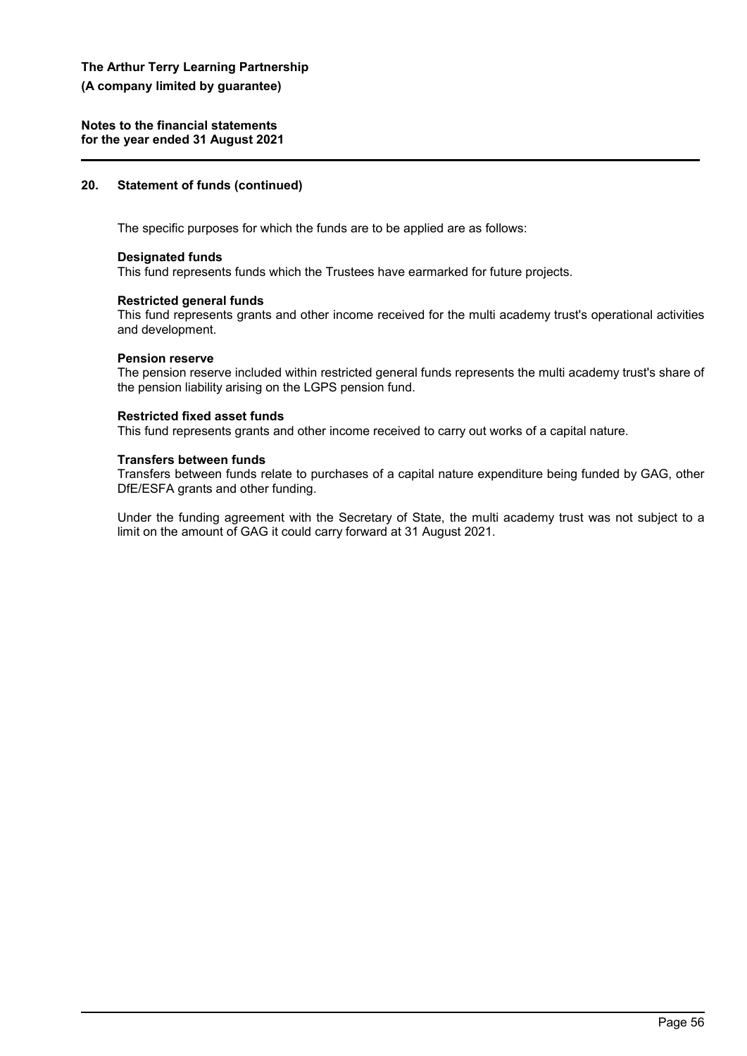## 20. Statement of funds (continued)

The specific purposes for which the funds are to be applied are as follows:

**Designated funds**
This fund represents funds which the Trustees have earmarked for future projects.

**Restricted general funds**
This fund represents grants and other income received for the multi academy trust's operational activities and development.

**Pension reserve**
The pension reserve included within restricted general funds represents the multi academy trust's share of the pension liability arising on the LGPS pension fund.

**Restricted fixed asset funds**
This fund represents grants and other income received to carry out works of a capital nature.

**Transfers between funds**
Transfers between funds relate to purchases of a capital nature expenditure being funded by GAG, other DfE/ESFA grants and other funding.

Under the funding agreement with the Secretary of State, the multi academy trust was not subject to a limit on the amount of GAG it could carry forward at 31 August 2021.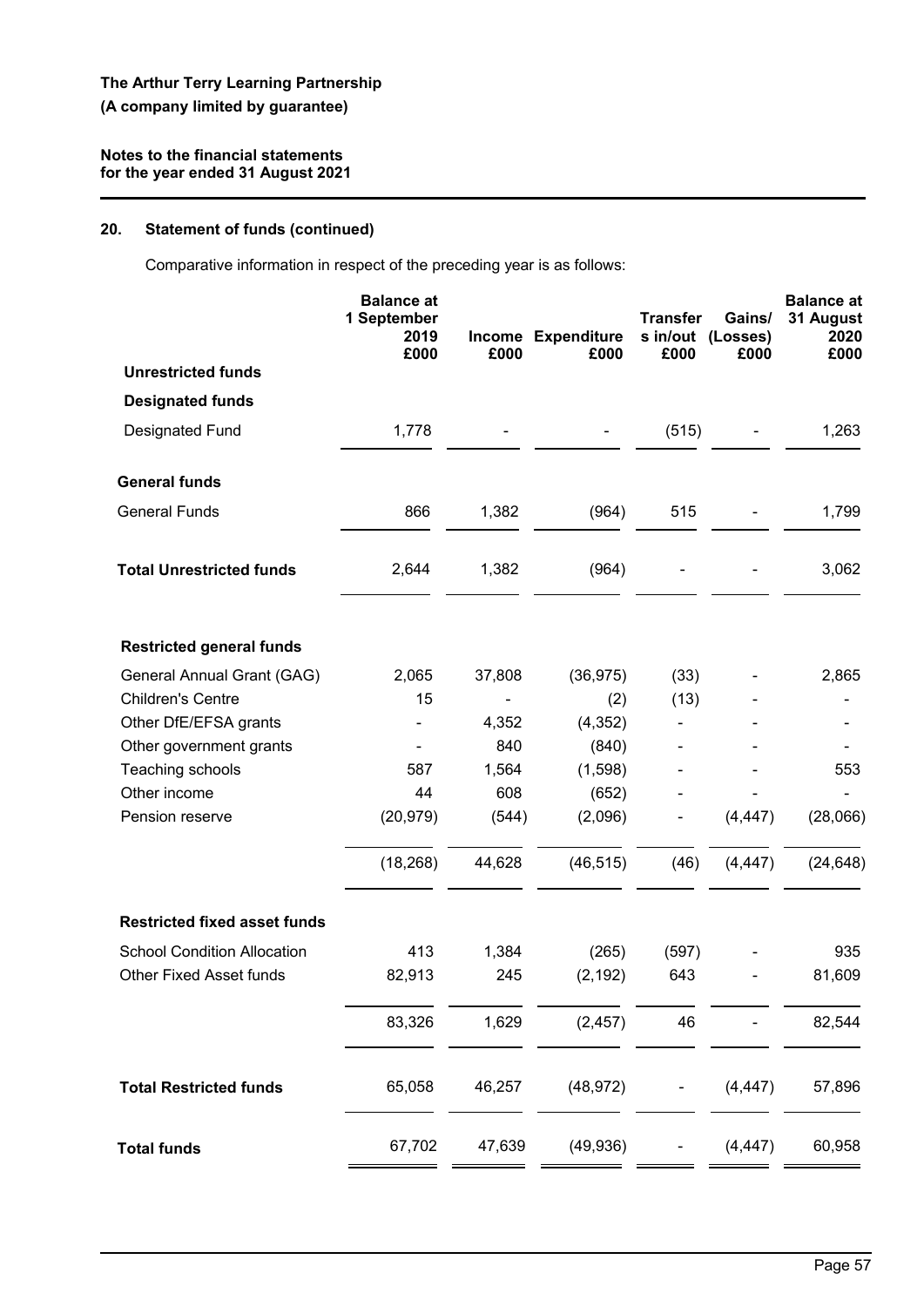# The Arthur Terry Learning Partnership
**(A company limited by guarantee)**

**Notes to the financial statements for the year ended 31 August 2021**

## 20. Statement of funds (continued)

Comparative information in respect of the preceding year is as follows:

| | Balance at 1 September 2019 £000 | Income £000 | Expenditure £000 | Transfers in/out £000 | Gains/ (Losses) £000 | Balance at 31 August 2020 £000 |
|---|---|---|---|---|---|---|
| **Unrestricted funds** | | | | | | |
| **Designated funds** | | | | | | |
| Designated Fund | 1,778 | - | - | (515) | - | 1,263 |
| **General funds** | | | | | | |
| General Funds | 866 | 1,382 | (964) | 515 | - | 1,799 |
| **Total Unrestricted funds** | 2,644 | 1,382 | (964) | - | - | 3,062 |
| **Restricted general funds** | | | | | | |
| General Annual Grant (GAG) | 2,065 | 37,808 | (36,975) | (33) | - | 2,865 |
| Children's Centre | 15 | - | (2) | (13) | - | - |
| Other DfE/EFSA grants | - | 4,352 | (4,352) | - | - | - |
| Other government grants | - | 840 | (840) | - | - | - |
| Teaching schools | 587 | 1,564 | (1,598) | - | - | 553 |
| Other income | 44 | 608 | (652) | - | - | - |
| Pension reserve | (20,979) | (544) | (2,096) | - | (4,447) | (28,066) |
| | (18,268) | 44,628 | (46,515) | (46) | (4,447) | (24,648) |
| **Restricted fixed asset funds** | | | | | | |
| School Condition Allocation | 413 | 1,384 | (265) | (597) | - | 935 |
| Other Fixed Asset funds | 82,913 | 245 | (2,192) | 643 | - | 81,609 |
| | 83,326 | 1,629 | (2,457) | 46 | - | 82,544 |
| **Total Restricted funds** | 65,058 | 46,257 | (48,972) | - | (4,447) | 57,896 |
| **Total funds** | 67,702 | 47,639 | (49,936) | - | (4,447) | 60,958 |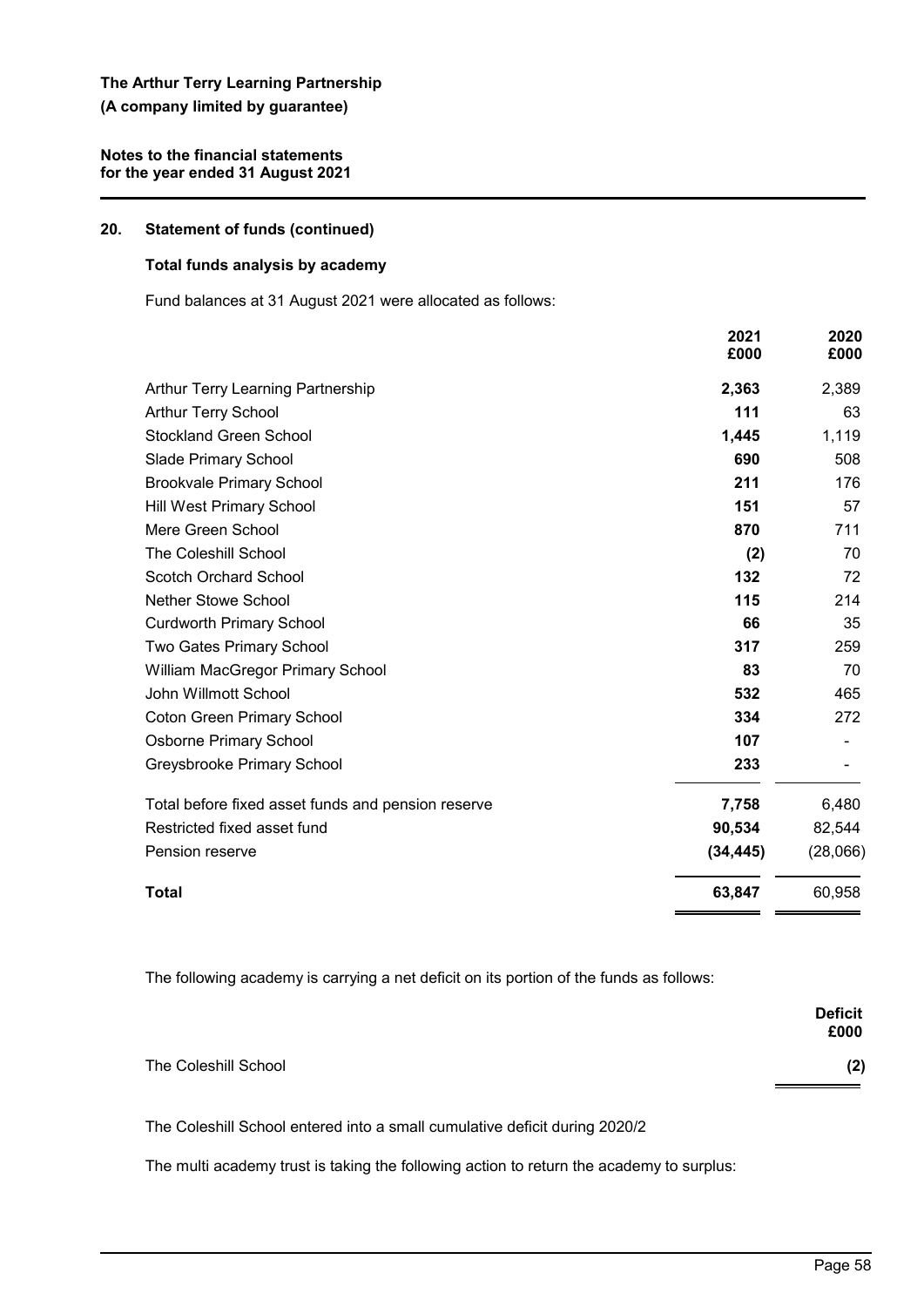**The Arthur Terry Learning Partnership**
**(A company limited by guarantee)**

**Notes to the financial statements**
**for the year ended 31 August 2021**

## 20. Statement of funds (continued)

### Total funds analysis by academy

Fund balances at 31 August 2021 were allocated as follows:

| | 2021 £000 | 2020 £000 |
|---|---|---|
| Arthur Terry Learning Partnership | **2,363** | 2,389 |
| Arthur Terry School | **111** | 63 |
| Stockland Green School | **1,445** | 1,119 |
| Slade Primary School | **690** | 508 |
| Brookvale Primary School | **211** | 176 |
| Hill West Primary School | **151** | 57 |
| Mere Green School | **870** | 711 |
| The Coleshill School | **(2)** | 70 |
| Scotch Orchard School | **132** | 72 |
| Nether Stowe School | **115** | 214 |
| Curdworth Primary School | **66** | 35 |
| Two Gates Primary School | **317** | 259 |
| William MacGregor Primary School | **83** | 70 |
| John Willmott School | **532** | 465 |
| Coton Green Primary School | **334** | 272 |
| Osborne Primary School | **107** | - |
| Greysbrooke Primary School | **233** | - |
| Total before fixed asset funds and pension reserve | **7,758** | 6,480 |
| Restricted fixed asset fund | **90,534** | 82,544 |
| Pension reserve | **(34,445)** | (28,066) |
| **Total** | **63,847** | 60,958 |

The following academy is carrying a net deficit on its portion of the funds as follows:

| | Deficit £000 |
|---|---|
| The Coleshill School | **(2)** |

The Coleshill School entered into a small cumulative deficit during 2020/2

The multi academy trust is taking the following action to return the academy to surplus: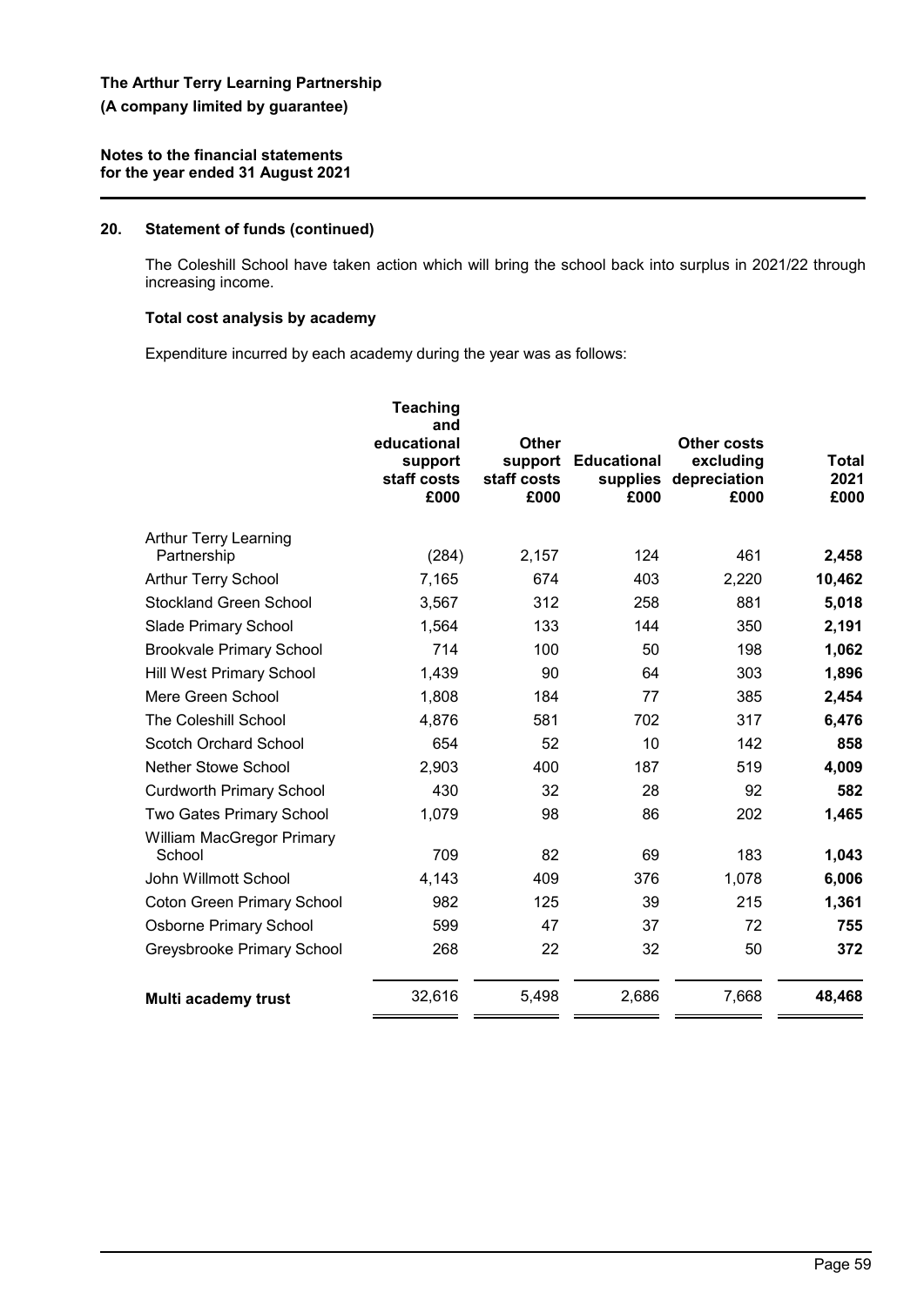## 20. Statement of funds (continued)

The Coleshill School have taken action which will bring the school back into surplus in 2021/22 through increasing income.

### Total cost analysis by academy

Expenditure incurred by each academy during the year was as follows:

| | Teaching and educational support staff costs £000 | Other support staff costs £000 | Educational supplies £000 | Other costs excluding depreciation £000 | Total 2021 £000 |
|---|---|---|---|---|---|
| Arthur Terry Learning Partnership | (284) | 2,157 | 124 | 461 | **2,458** |
| Arthur Terry School | 7,165 | 674 | 403 | 2,220 | **10,462** |
| Stockland Green School | 3,567 | 312 | 258 | 881 | **5,018** |
| Slade Primary School | 1,564 | 133 | 144 | 350 | **2,191** |
| Brookvale Primary School | 714 | 100 | 50 | 198 | **1,062** |
| Hill West Primary School | 1,439 | 90 | 64 | 303 | **1,896** |
| Mere Green School | 1,808 | 184 | 77 | 385 | **2,454** |
| The Coleshill School | 4,876 | 581 | 702 | 317 | **6,476** |
| Scotch Orchard School | 654 | 52 | 10 | 142 | **858** |
| Nether Stowe School | 2,903 | 400 | 187 | 519 | **4,009** |
| Curdworth Primary School | 430 | 32 | 28 | 92 | **582** |
| Two Gates Primary School | 1,079 | 98 | 86 | 202 | **1,465** |
| William MacGregor Primary School | 709 | 82 | 69 | 183 | **1,043** |
| John Willmott School | 4,143 | 409 | 376 | 1,078 | **6,006** |
| Coton Green Primary School | 982 | 125 | 39 | 215 | **1,361** |
| Osborne Primary School | 599 | 47 | 37 | 72 | **755** |
| Greysbrooke Primary School | 268 | 22 | 32 | 50 | **372** |
| **Multi academy trust** | 32,616 | 5,498 | 2,686 | 7,668 | **48,468** |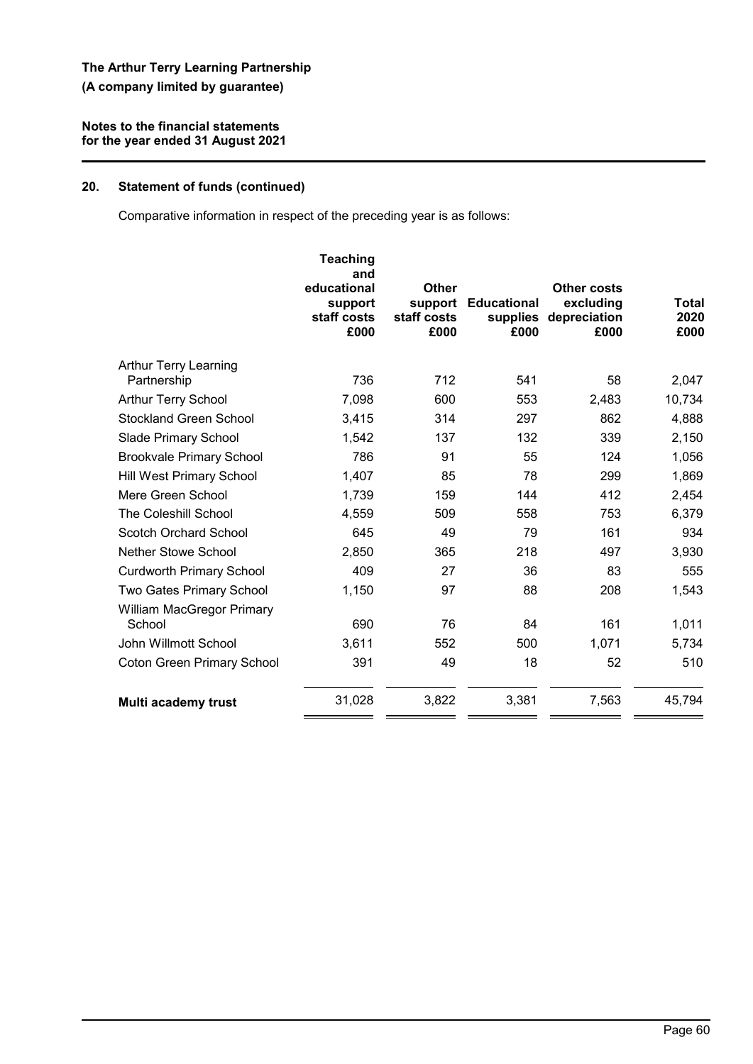**The Arthur Terry Learning Partnership**
**(A company limited by guarantee)**

**Notes to the financial statements**
**for the year ended 31 August 2021**

## 20. Statement of funds (continued)

Comparative information in respect of the preceding year is as follows:

| | Teaching and educational support staff costs £000 | Other support staff costs £000 | Educational supplies £000 | Other costs excluding depreciation £000 | Total 2020 £000 |
|---|---|---|---|---|---|
| Arthur Terry Learning Partnership | 736 | 712 | 541 | 58 | 2,047 |
| Arthur Terry School | 7,098 | 600 | 553 | 2,483 | 10,734 |
| Stockland Green School | 3,415 | 314 | 297 | 862 | 4,888 |
| Slade Primary School | 1,542 | 137 | 132 | 339 | 2,150 |
| Brookvale Primary School | 786 | 91 | 55 | 124 | 1,056 |
| Hill West Primary School | 1,407 | 85 | 78 | 299 | 1,869 |
| Mere Green School | 1,739 | 159 | 144 | 412 | 2,454 |
| The Coleshill School | 4,559 | 509 | 558 | 753 | 6,379 |
| Scotch Orchard School | 645 | 49 | 79 | 161 | 934 |
| Nether Stowe School | 2,850 | 365 | 218 | 497 | 3,930 |
| Curdworth Primary School | 409 | 27 | 36 | 83 | 555 |
| Two Gates Primary School | 1,150 | 97 | 88 | 208 | 1,543 |
| William MacGregor Primary School | 690 | 76 | 84 | 161 | 1,011 |
| John Willmott School | 3,611 | 552 | 500 | 1,071 | 5,734 |
| Coton Green Primary School | 391 | 49 | 18 | 52 | 510 |
| **Multi academy trust** | 31,028 | 3,822 | 3,381 | 7,563 | 45,794 |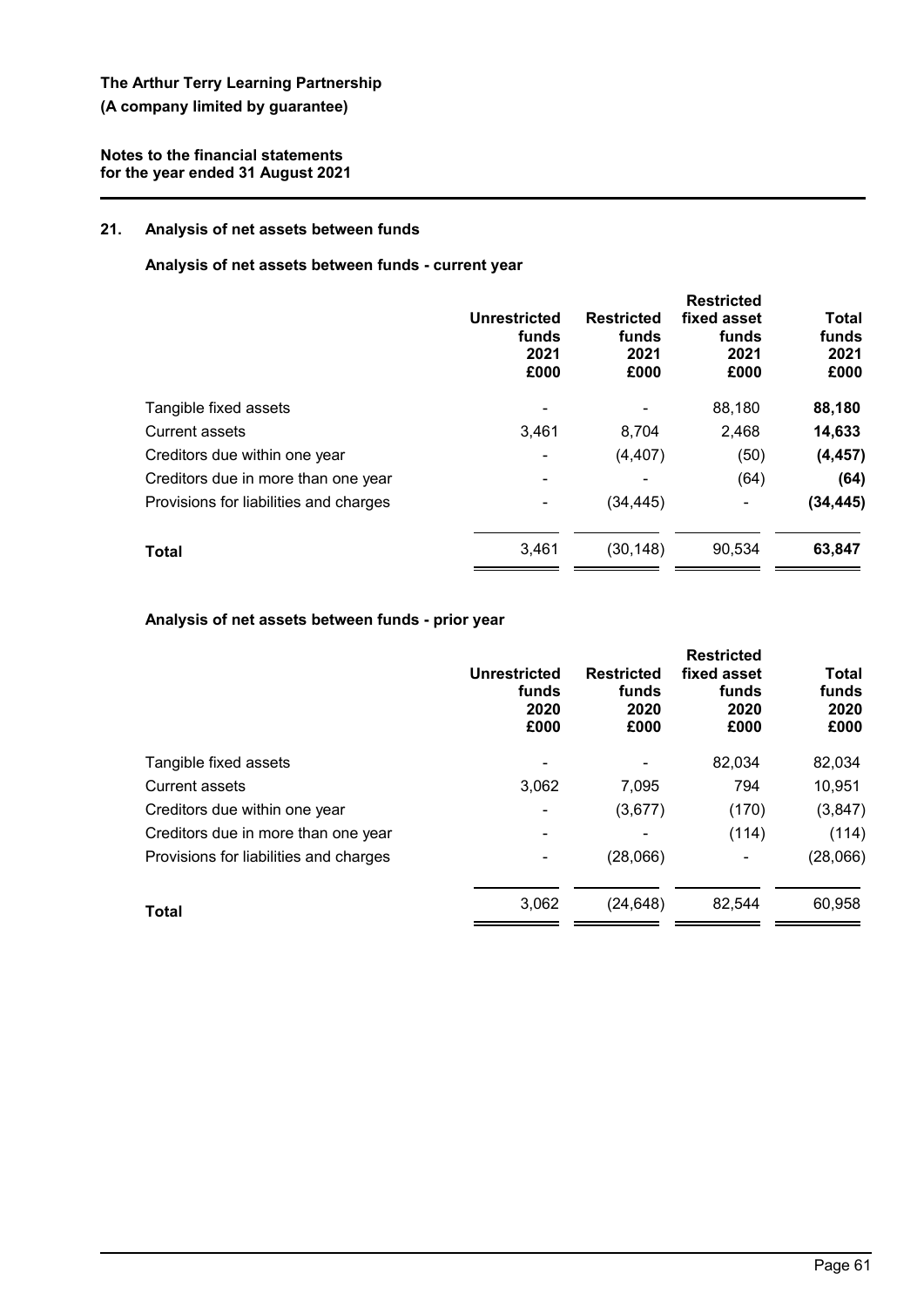**The Arthur Terry Learning Partnership**

**(A company limited by guarantee)**

**Notes to the financial statements for the year ended 31 August 2021**

## 21. Analysis of net assets between funds

### Analysis of net assets between funds - current year

| | Unrestricted funds 2021 £000 | Restricted funds 2021 £000 | Restricted fixed asset funds 2021 £000 | Total funds 2021 £000 |
|---|---|---|---|---|
| Tangible fixed assets | - | - | 88,180 | **88,180** |
| Current assets | 3,461 | 8,704 | 2,468 | **14,633** |
| Creditors due within one year | - | (4,407) | (50) | **(4,457)** |
| Creditors due in more than one year | - | - | (64) | **(64)** |
| Provisions for liabilities and charges | - | (34,445) | - | **(34,445)** |
| **Total** | 3,461 | (30,148) | 90,534 | **63,847** |

### Analysis of net assets between funds - prior year

| | Unrestricted funds 2020 £000 | Restricted funds 2020 £000 | Restricted fixed asset funds 2020 £000 | Total funds 2020 £000 |
|---|---|---|---|---|
| Tangible fixed assets | - | - | 82,034 | 82,034 |
| Current assets | 3,062 | 7,095 | 794 | 10,951 |
| Creditors due within one year | - | (3,677) | (170) | (3,847) |
| Creditors due in more than one year | - | - | (114) | (114) |
| Provisions for liabilities and charges | - | (28,066) | - | (28,066) |
| **Total** | 3,062 | (24,648) | 82,544 | 60,958 |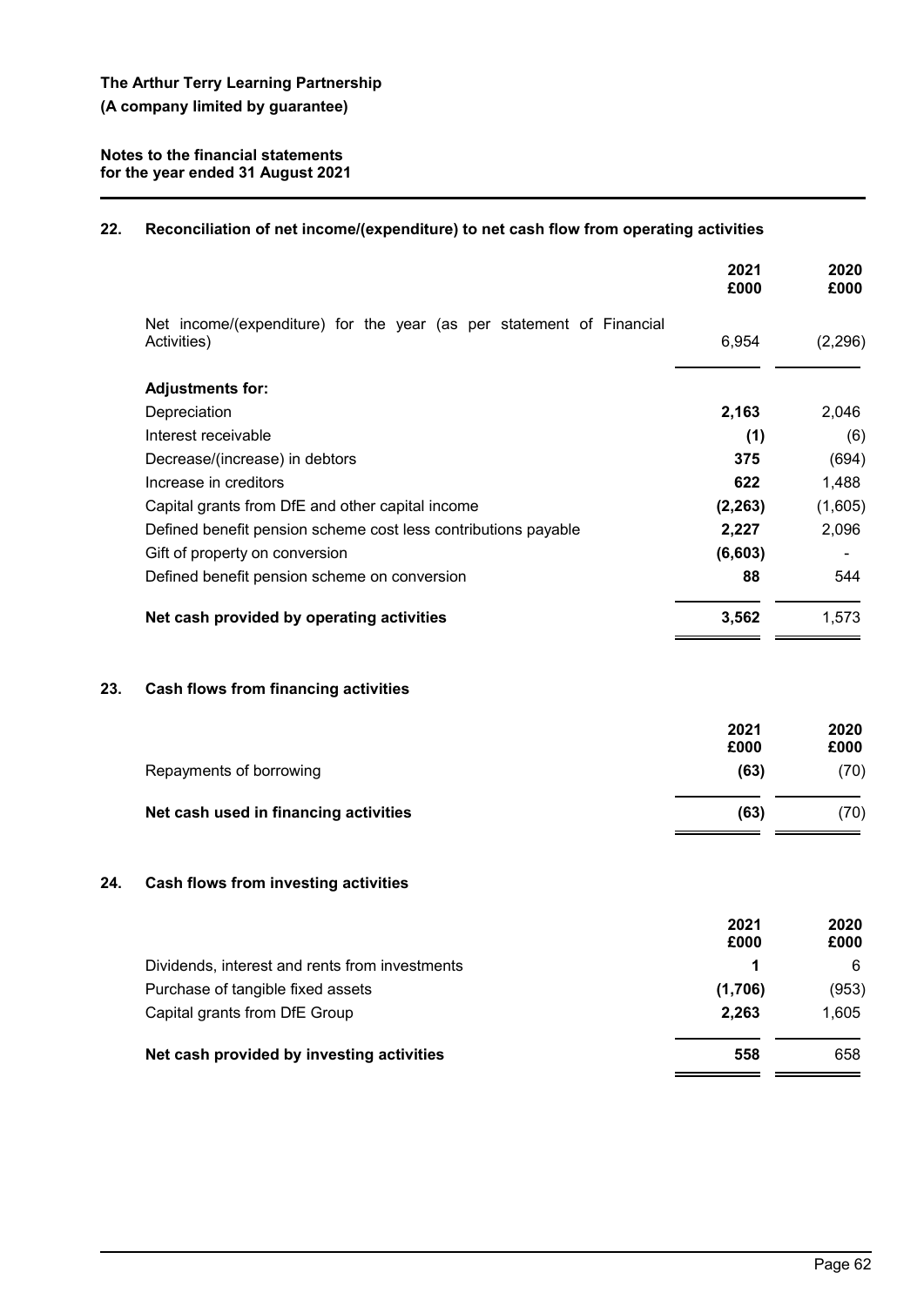**The Arthur Terry Learning Partnership**
**(A company limited by guarantee)**

**Notes to the financial statements**
**for the year ended 31 August 2021**

## 22. Reconciliation of net income/(expenditure) to net cash flow from operating activities

| | 2021 £000 | 2020 £000 |
|---|---|---|
| Net income/(expenditure) for the year (as per statement of Financial Activities) | 6,954 | (2,296) |
| **Adjustments for:** | | |
| Depreciation | **2,163** | 2,046 |
| Interest receivable | **(1)** | (6) |
| Decrease/(increase) in debtors | **375** | (694) |
| Increase in creditors | **622** | 1,488 |
| Capital grants from DfE and other capital income | **(2,263)** | (1,605) |
| Defined benefit pension scheme cost less contributions payable | **2,227** | 2,096 |
| Gift of property on conversion | **(6,603)** | - |
| Defined benefit pension scheme on conversion | **88** | 544 |
| **Net cash provided by operating activities** | **3,562** | 1,573 |

## 23. Cash flows from financing activities

| | 2021 £000 | 2020 £000 |
|---|---|---|
| Repayments of borrowing | **(63)** | (70) |
| **Net cash used in financing activities** | **(63)** | (70) |

## 24. Cash flows from investing activities

| | 2021 £000 | 2020 £000 |
|---|---|---|
| Dividends, interest and rents from investments | **1** | 6 |
| Purchase of tangible fixed assets | **(1,706)** | (953) |
| Capital grants from DfE Group | **2,263** | 1,605 |
| **Net cash provided by investing activities** | **558** | 658 |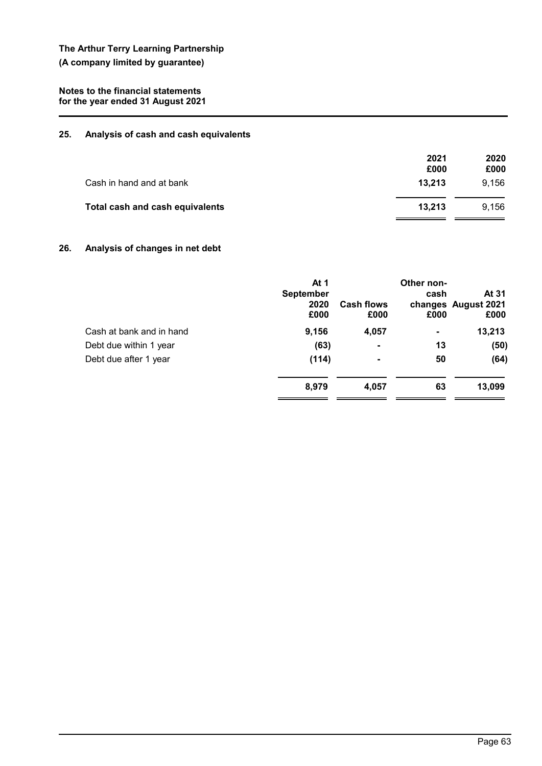# The Arthur Terry Learning Partnership
## (A company limited by guarantee)

**Notes to the financial statements**
**for the year ended 31 August 2021**

## 25. Analysis of cash and cash equivalents

| | 2021 £000 | 2020 £000 |
|---|---|---|
| Cash in hand and at bank | **13,213** | 9,156 |
| **Total cash and cash equivalents** | **13,213** | 9,156 |

## 26. Analysis of changes in net debt

| | At 1 September 2020 £000 | Cash flows £000 | Other non-cash changes £000 | At 31 August 2021 £000 |
|---|---|---|---|---|
| Cash at bank and in hand | **9,156** | **4,057** | **-** | **13,213** |
| Debt due within 1 year | **(63)** | **-** | **13** | **(50)** |
| Debt due after 1 year | **(114)** | **-** | **50** | **(64)** |
| | **8,979** | **4,057** | **63** | **13,099** |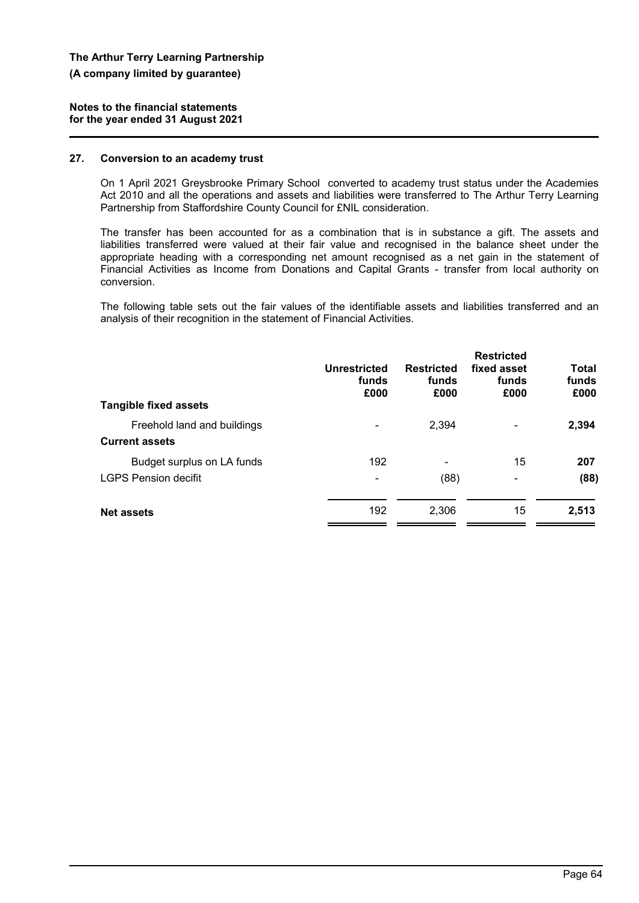**The Arthur Terry Learning Partnership**

**(A company limited by guarantee)**

**Notes to the financial statements for the year ended 31 August 2021**

## 27. Conversion to an academy trust

On 1 April 2021 Greysbrooke Primary School converted to academy trust status under the Academies Act 2010 and all the operations and assets and liabilities were transferred to The Arthur Terry Learning Partnership from Staffordshire County Council for £NIL consideration.

The transfer has been accounted for as a combination that is in substance a gift. The assets and liabilities transferred were valued at their fair value and recognised in the balance sheet under the appropriate heading with a corresponding net amount recognised as a net gain in the statement of Financial Activities as Income from Donations and Capital Grants - transfer from local authority on conversion.

The following table sets out the fair values of the identifiable assets and liabilities transferred and an analysis of their recognition in the statement of Financial Activities.

| | Unrestricted funds £000 | Restricted funds £000 | Restricted fixed asset funds £000 | Total funds £000 |
|---|---|---|---|---|
| **Tangible fixed assets** | | | | |
| Freehold land and buildings | - | 2,394 | - | **2,394** |
| **Current assets** | | | | |
| Budget surplus on LA funds | 192 | - | 15 | **207** |
| LGPS Pension decifit | - | (88) | - | **(88)** |
| **Net assets** | 192 | 2,306 | 15 | **2,513** |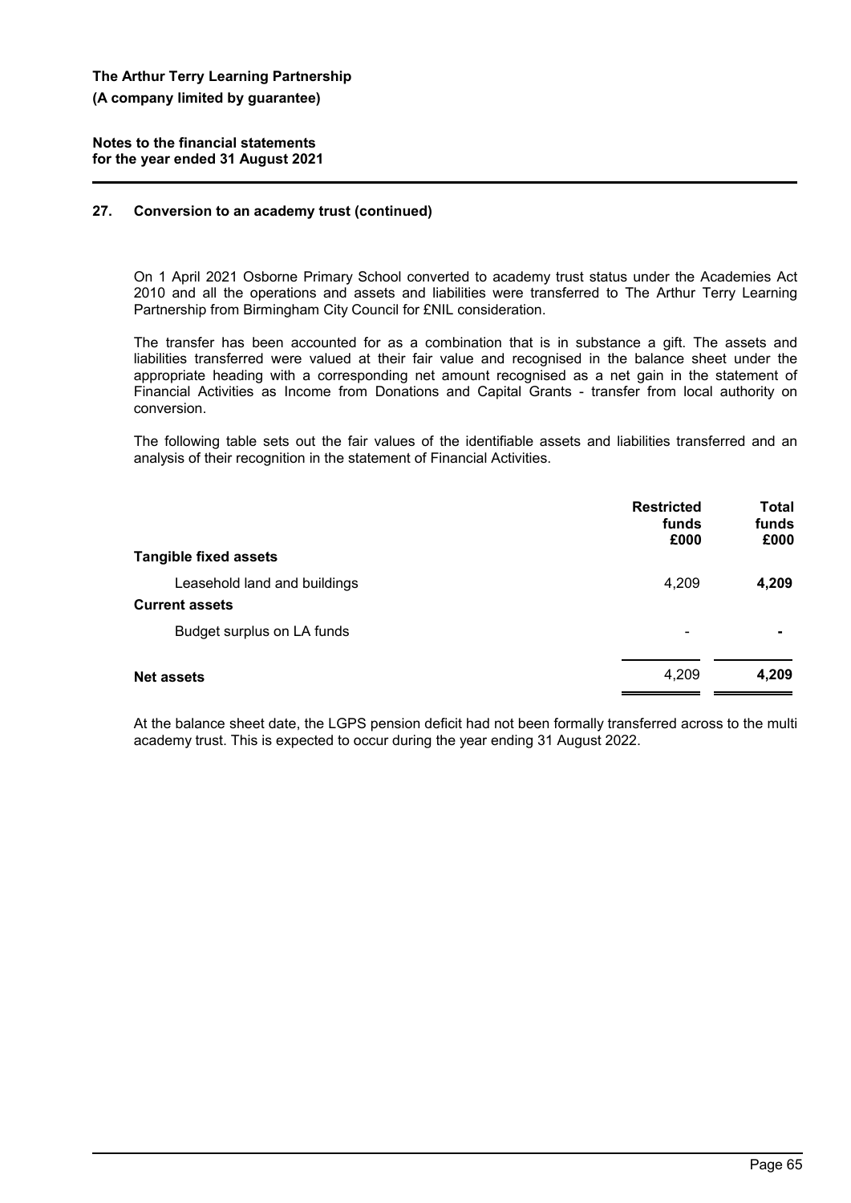**The Arthur Terry Learning Partnership**

**(A company limited by guarantee)**

**Notes to the financial statements for the year ended 31 August 2021**

## 27. Conversion to an academy trust (continued)

On 1 April 2021 Osborne Primary School converted to academy trust status under the Academies Act 2010 and all the operations and assets and liabilities were transferred to The Arthur Terry Learning Partnership from Birmingham City Council for £NIL consideration.

The transfer has been accounted for as a combination that is in substance a gift. The assets and liabilities transferred were valued at their fair value and recognised in the balance sheet under the appropriate heading with a corresponding net amount recognised as a net gain in the statement of Financial Activities as Income from Donations and Capital Grants - transfer from local authority on conversion.

The following table sets out the fair values of the identifiable assets and liabilities transferred and an analysis of their recognition in the statement of Financial Activities.

| | Restricted funds £000 | Total funds £000 |
|---|---|---|
| **Tangible fixed assets** | | |
| Leasehold land and buildings | 4,209 | **4,209** |
| **Current assets** | | |
| Budget surplus on LA funds | - | **-** |
| **Net assets** | 4,209 | **4,209** |

At the balance sheet date, the LGPS pension deficit had not been formally transferred across to the multi academy trust. This is expected to occur during the year ending 31 August 2022.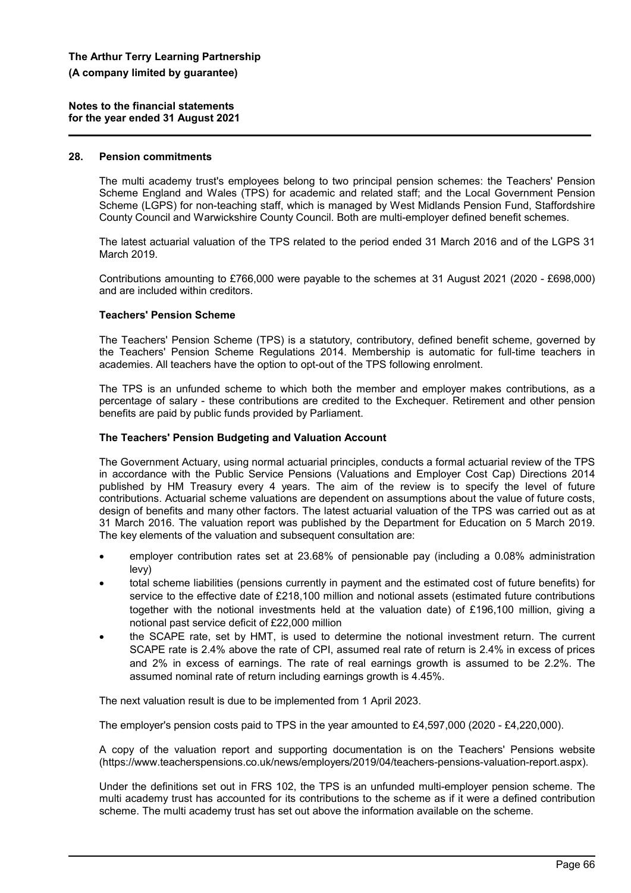## 28. Pension commitments

The multi academy trust's employees belong to two principal pension schemes: the Teachers' Pension Scheme England and Wales (TPS) for academic and related staff; and the Local Government Pension Scheme (LGPS) for non-teaching staff, which is managed by West Midlands Pension Fund, Staffordshire County Council and Warwickshire County Council. Both are multi-employer defined benefit schemes.

The latest actuarial valuation of the TPS related to the period ended 31 March 2016 and of the LGPS 31 March 2019.

Contributions amounting to £766,000 were payable to the schemes at 31 August 2021 (2020 - £698,000) and are included within creditors.

### Teachers' Pension Scheme

The Teachers' Pension Scheme (TPS) is a statutory, contributory, defined benefit scheme, governed by the Teachers' Pension Scheme Regulations 2014. Membership is automatic for full-time teachers in academies. All teachers have the option to opt-out of the TPS following enrolment.

The TPS is an unfunded scheme to which both the member and employer makes contributions, as a percentage of salary - these contributions are credited to the Exchequer. Retirement and other pension benefits are paid by public funds provided by Parliament.

### The Teachers' Pension Budgeting and Valuation Account

The Government Actuary, using normal actuarial principles, conducts a formal actuarial review of the TPS in accordance with the Public Service Pensions (Valuations and Employer Cost Cap) Directions 2014 published by HM Treasury every 4 years. The aim of the review is to specify the level of future contributions. Actuarial scheme valuations are dependent on assumptions about the value of future costs, design of benefits and many other factors. The latest actuarial valuation of the TPS was carried out as at 31 March 2016. The valuation report was published by the Department for Education on 5 March 2019. The key elements of the valuation and subsequent consultation are:

- employer contribution rates set at 23.68% of pensionable pay (including a 0.08% administration levy)
- total scheme liabilities (pensions currently in payment and the estimated cost of future benefits) for service to the effective date of £218,100 million and notional assets (estimated future contributions together with the notional investments held at the valuation date) of £196,100 million, giving a notional past service deficit of £22,000 million
- the SCAPE rate, set by HMT, is used to determine the notional investment return. The current SCAPE rate is 2.4% above the rate of CPI, assumed real rate of return is 2.4% in excess of prices and 2% in excess of earnings. The rate of real earnings growth is assumed to be 2.2%. The assumed nominal rate of return including earnings growth is 4.45%.

The next valuation result is due to be implemented from 1 April 2023.

The employer's pension costs paid to TPS in the year amounted to £4,597,000 (2020 - £4,220,000).

A copy of the valuation report and supporting documentation is on the Teachers' Pensions website (https://www.teacherspensions.co.uk/news/employers/2019/04/teachers-pensions-valuation-report.aspx).

Under the definitions set out in FRS 102, the TPS is an unfunded multi-employer pension scheme. The multi academy trust has accounted for its contributions to the scheme as if it were a defined contribution scheme. The multi academy trust has set out above the information available on the scheme.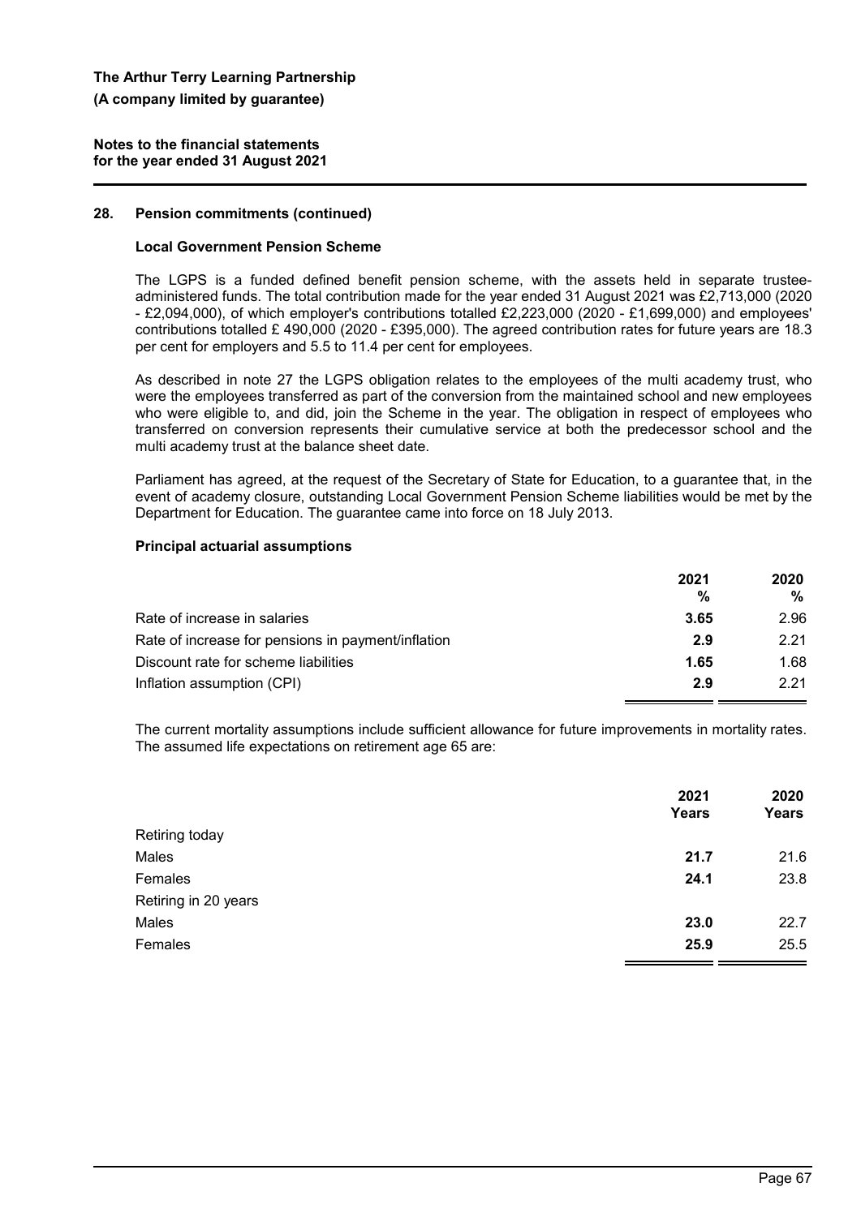The Arthur Terry Learning Partnership

(A company limited by guarantee)

**Notes to the financial statements for the year ended 31 August 2021**

## 28. Pension commitments (continued)

### Local Government Pension Scheme

The LGPS is a funded defined benefit pension scheme, with the assets held in separate trustee-administered funds. The total contribution made for the year ended 31 August 2021 was £2,713,000 (2020 - £2,094,000), of which employer's contributions totalled £2,223,000 (2020 - £1,699,000) and employees' contributions totalled £ 490,000 (2020 - £395,000). The agreed contribution rates for future years are 18.3 per cent for employers and 5.5 to 11.4 per cent for employees.

As described in note 27 the LGPS obligation relates to the employees of the multi academy trust, who were the employees transferred as part of the conversion from the maintained school and new employees who were eligible to, and did, join the Scheme in the year. The obligation in respect of employees who transferred on conversion represents their cumulative service at both the predecessor school and the multi academy trust at the balance sheet date.

Parliament has agreed, at the request of the Secretary of State for Education, to a guarantee that, in the event of academy closure, outstanding Local Government Pension Scheme liabilities would be met by the Department for Education. The guarantee came into force on 18 July 2013.

### Principal actuarial assumptions

| | 2021 % | 2020 % |
|---|---|---|
| Rate of increase in salaries | **3.65** | 2.96 |
| Rate of increase for pensions in payment/inflation | **2.9** | 2.21 |
| Discount rate for scheme liabilities | **1.65** | 1.68 |
| Inflation assumption (CPI) | **2.9** | 2.21 |

The current mortality assumptions include sufficient allowance for future improvements in mortality rates. The assumed life expectations on retirement age 65 are:

| | 2021 Years | 2020 Years |
|---|---|---|
| Retiring today | | |
| Males | **21.7** | 21.6 |
| Females | **24.1** | 23.8 |
| Retiring in 20 years | | |
| Males | **23.0** | 22.7 |
| Females | **25.9** | 25.5 |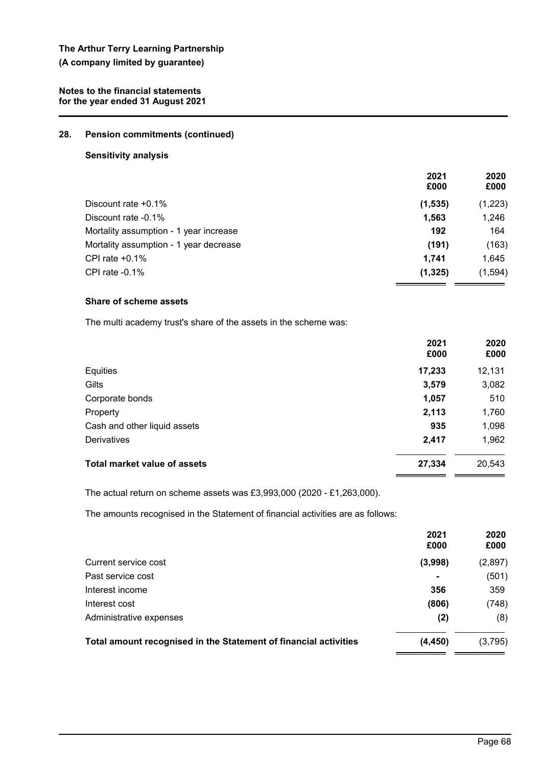**The Arthur Terry Learning Partnership**
**(A company limited by guarantee)**

**Notes to the financial statements**
**for the year ended 31 August 2021**

## 28. Pension commitments (continued)

### Sensitivity analysis

| | 2021 £000 | 2020 £000 |
|---|---|---|
| Discount rate +0.1% | **(1,535)** | (1,223) |
| Discount rate -0.1% | **1,563** | 1,246 |
| Mortality assumption - 1 year increase | **192** | 164 |
| Mortality assumption - 1 year decrease | **(191)** | (163) |
| CPI rate +0.1% | **1,741** | 1,645 |
| CPI rate -0.1% | **(1,325)** | (1,594) |

### Share of scheme assets

The multi academy trust's share of the assets in the scheme was:

| | 2021 £000 | 2020 £000 |
|---|---|---|
| Equities | **17,233** | 12,131 |
| Gilts | **3,579** | 3,082 |
| Corporate bonds | **1,057** | 510 |
| Property | **2,113** | 1,760 |
| Cash and other liquid assets | **935** | 1,098 |
| Derivatives | **2,417** | 1,962 |
| **Total market value of assets** | **27,334** | 20,543 |

The actual return on scheme assets was £3,993,000 (2020 - £1,263,000).

The amounts recognised in the Statement of financial activities are as follows:

| | 2021 £000 | 2020 £000 |
|---|---|---|
| Current service cost | **(3,998)** | (2,897) |
| Past service cost | **-** | (501) |
| Interest income | **356** | 359 |
| Interest cost | **(806)** | (748) |
| Administrative expenses | **(2)** | (8) |
| **Total amount recognised in the Statement of financial activities** | **(4,450)** | (3,795) |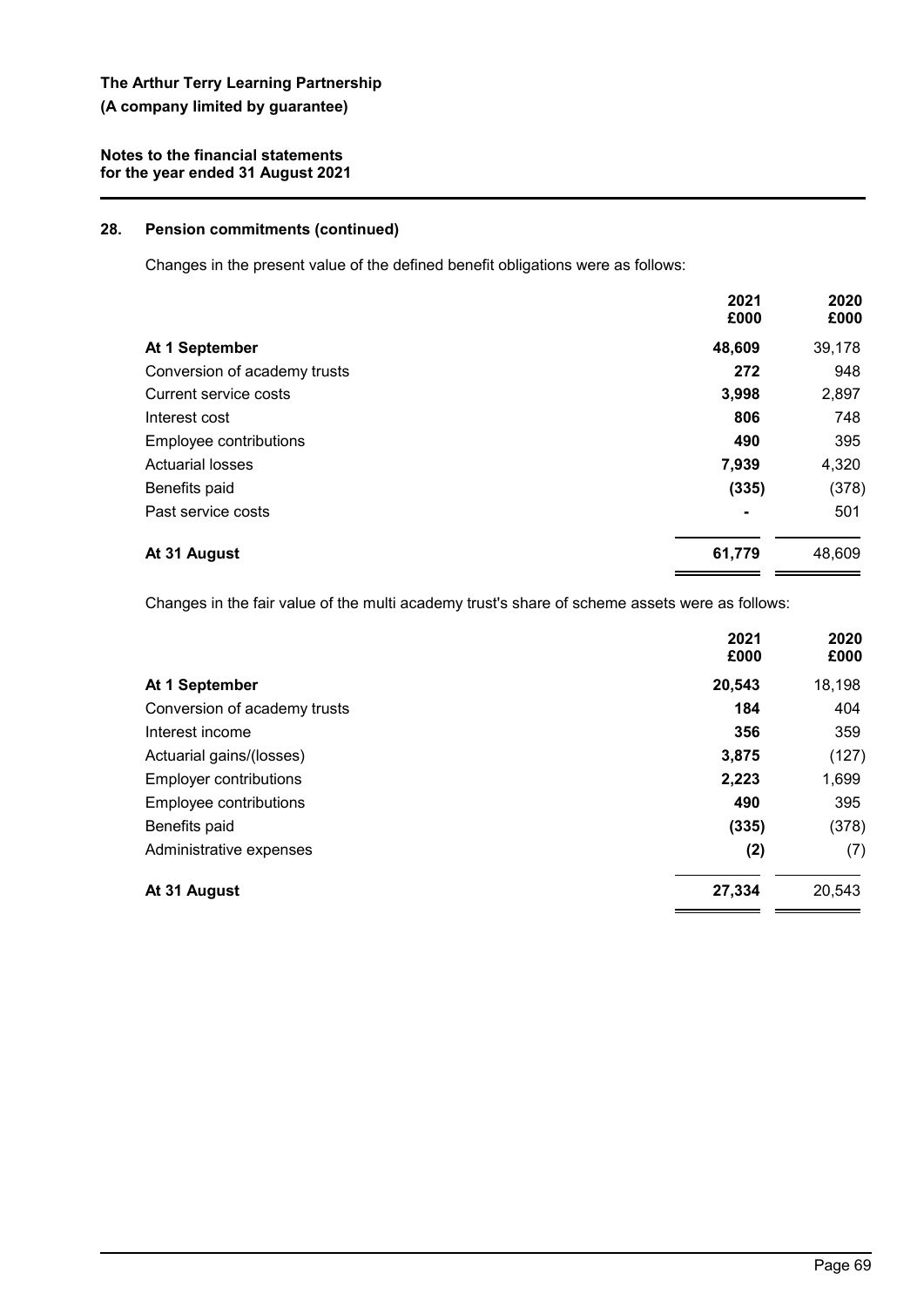**The Arthur Terry Learning Partnership**

**(A company limited by guarantee)**

**Notes to the financial statements for the year ended 31 August 2021**

## 28. Pension commitments (continued)

Changes in the present value of the defined benefit obligations were as follows:

| | 2021 £000 | 2020 £000 |
|---|---|---|
| **At 1 September** | **48,609** | 39,178 |
| Conversion of academy trusts | **272** | 948 |
| Current service costs | **3,998** | 2,897 |
| Interest cost | **806** | 748 |
| Employee contributions | **490** | 395 |
| Actuarial losses | **7,939** | 4,320 |
| Benefits paid | **(335)** | (378) |
| Past service costs | **-** | 501 |
| **At 31 August** | **61,779** | 48,609 |

Changes in the fair value of the multi academy trust's share of scheme assets were as follows:

| | 2021 £000 | 2020 £000 |
|---|---|---|
| **At 1 September** | **20,543** | 18,198 |
| Conversion of academy trusts | **184** | 404 |
| Interest income | **356** | 359 |
| Actuarial gains/(losses) | **3,875** | (127) |
| Employer contributions | **2,223** | 1,699 |
| Employee contributions | **490** | 395 |
| Benefits paid | **(335)** | (378) |
| Administrative expenses | **(2)** | (7) |
| **At 31 August** | **27,334** | 20,543 |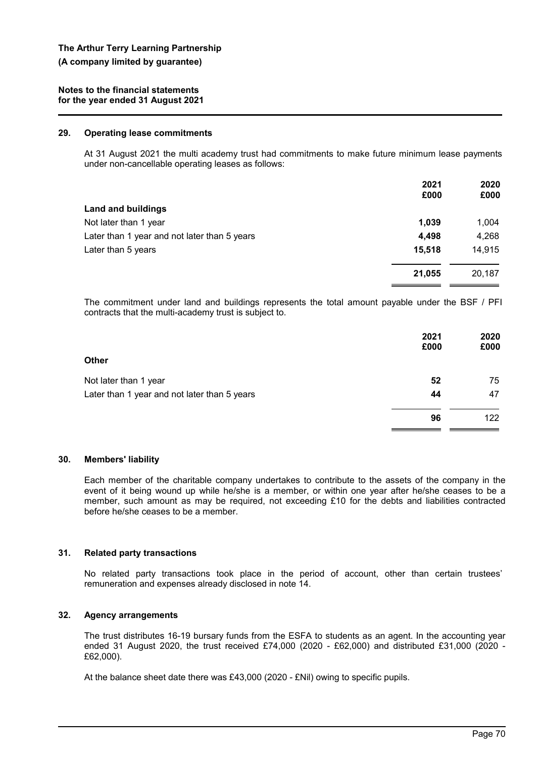## 29. Operating lease commitments

At 31 August 2021 the multi academy trust had commitments to make future minimum lease payments under non-cancellable operating leases as follows:

| | 2021 £000 | 2020 £000 |
|---|---|---|
| **Land and buildings** | | |
| Not later than 1 year | **1,039** | 1,004 |
| Later than 1 year and not later than 5 years | **4,498** | 4,268 |
| Later than 5 years | **15,518** | 14,915 |
| | **21,055** | 20,187 |

The commitment under land and buildings represents the total amount payable under the BSF / PFI contracts that the multi-academy trust is subject to.

| | 2021 £000 | 2020 £000 |
|---|---|---|
| **Other** | | |
| Not later than 1 year | **52** | 75 |
| Later than 1 year and not later than 5 years | **44** | 47 |
| | **96** | 122 |

## 30. Members' liability

Each member of the charitable company undertakes to contribute to the assets of the company in the event of it being wound up while he/she is a member, or within one year after he/she ceases to be a member, such amount as may be required, not exceeding £10 for the debts and liabilities contracted before he/she ceases to be a member.

## 31. Related party transactions

No related party transactions took place in the period of account, other than certain trustees' remuneration and expenses already disclosed in note 14.

## 32. Agency arrangements

The trust distributes 16-19 bursary funds from the ESFA to students as an agent. In the accounting year ended 31 August 2020, the trust received £74,000 (2020 - £62,000) and distributed £31,000 (2020 - £62,000).

At the balance sheet date there was £43,000 (2020 - £Nil) owing to specific pupils.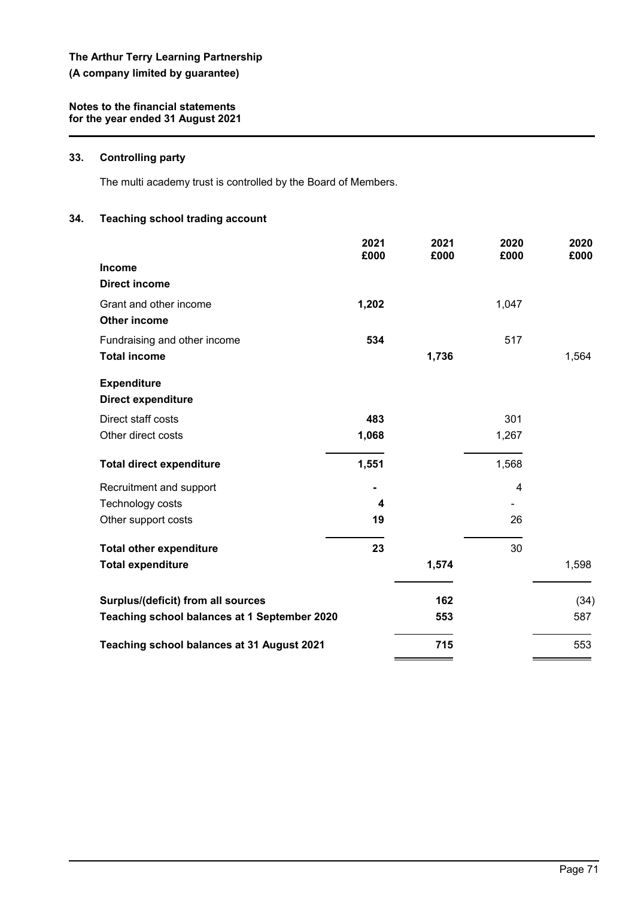**The Arthur Terry Learning Partnership**
**(A company limited by guarantee)**

**Notes to the financial statements for the year ended 31 August 2021**

## 33. Controlling party

The multi academy trust is controlled by the Board of Members.

## 34. Teaching school trading account

| | 2021 £000 | 2021 £000 | 2020 £000 | 2020 £000 |
|---|---|---|---|---|
| **Income** | | | | |
| **Direct income** | | | | |
| Grant and other income | **1,202** | | 1,047 | |
| **Other income** | | | | |
| Fundraising and other income | **534** | | 517 | |
| **Total income** | | **1,736** | | 1,564 |
| **Expenditure** | | | | |
| **Direct expenditure** | | | | |
| Direct staff costs | **483** | | 301 | |
| Other direct costs | **1,068** | | 1,267 | |
| **Total direct expenditure** | **1,551** | | 1,568 | |
| Recruitment and support | **-** | | 4 | |
| Technology costs | **4** | | - | |
| Other support costs | **19** | | 26 | |
| **Total other expenditure** | **23** | | 30 | |
| **Total expenditure** | | **1,574** | | 1,598 |
| **Surplus/(deficit) from all sources** | | **162** | | (34) |
| **Teaching school balances at 1 September 2020** | | **553** | | 587 |
| **Teaching school balances at 31 August 2021** | | **715** | | 553 |